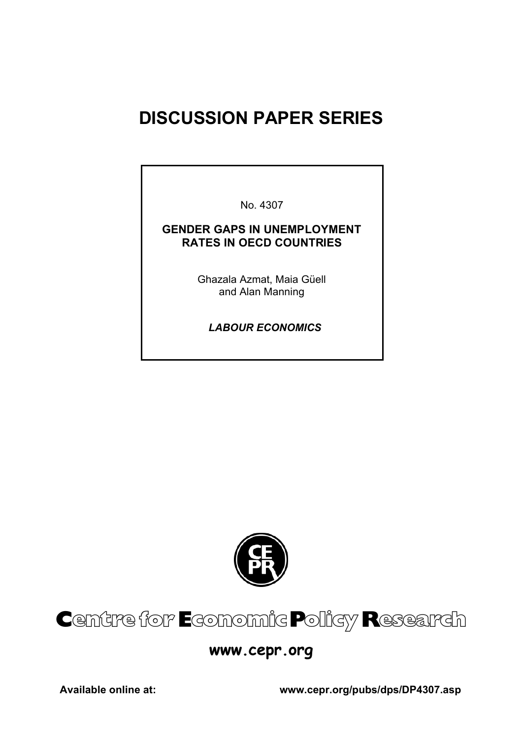# DISCUSSION PAPER SERIES

No. 4307

**GENDER GAPS IN UNEMPLOYMENT RATES IN OECD COUNTRIES**

Ghazala Azmat, Maia Güell and Alan Manning

***LABOUR ECONOMICS***

**Centre for Economic Policy Research**

**www.cepr.org**

**Available online at:** **www.cepr.org/pubs/dps/DP4307.asp**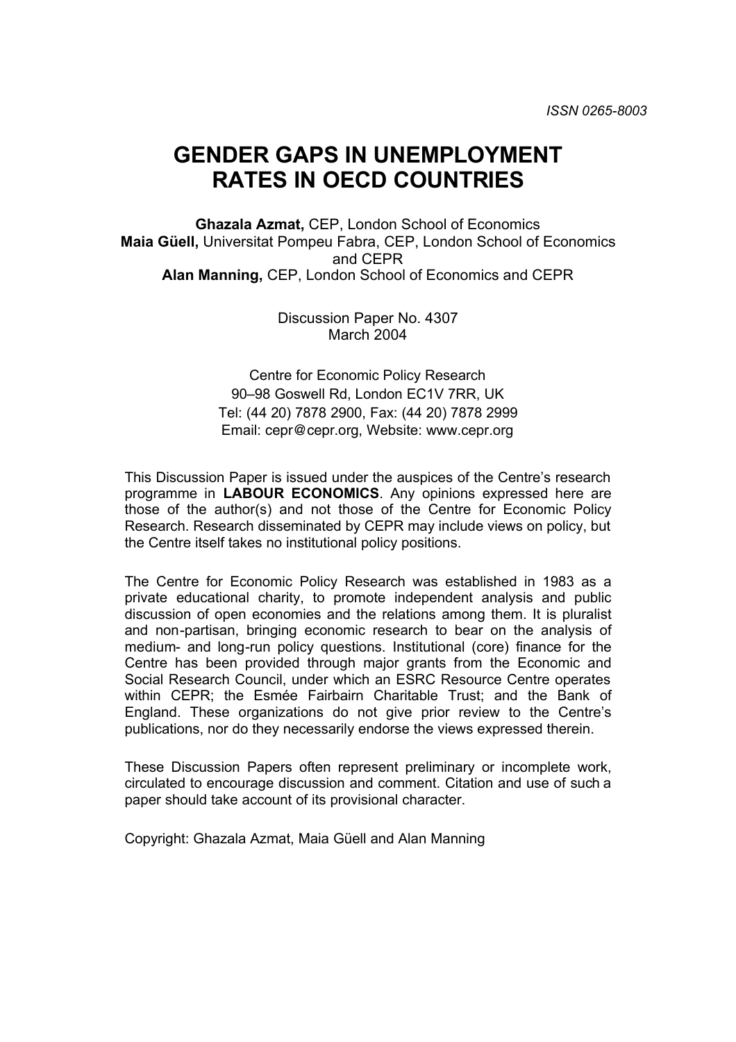ISSN 0265-8003

# GENDER GAPS IN UNEMPLOYMENT RATES IN OECD COUNTRIES

**Ghazala Azmat,** CEP, London School of Economics
**Maia Güell,** Universitat Pompeu Fabra, CEP, London School of Economics and CEPR
**Alan Manning,** CEP, London School of Economics and CEPR

Discussion Paper No. 4307
March 2004

Centre for Economic Policy Research
90–98 Goswell Rd, London EC1V 7RR, UK
Tel: (44 20) 7878 2900, Fax: (44 20) 7878 2999
Email: cepr@cepr.org, Website: www.cepr.org

This Discussion Paper is issued under the auspices of the Centre's research programme in **LABOUR ECONOMICS**. Any opinions expressed here are those of the author(s) and not those of the Centre for Economic Policy Research. Research disseminated by CEPR may include views on policy, but the Centre itself takes no institutional policy positions.

The Centre for Economic Policy Research was established in 1983 as a private educational charity, to promote independent analysis and public discussion of open economies and the relations among them. It is pluralist and non-partisan, bringing economic research to bear on the analysis of medium- and long-run policy questions. Institutional (core) finance for the Centre has been provided through major grants from the Economic and Social Research Council, under which an ESRC Resource Centre operates within CEPR; the Esmée Fairbairn Charitable Trust; and the Bank of England. These organizations do not give prior review to the Centre's publications, nor do they necessarily endorse the views expressed therein.

These Discussion Papers often represent preliminary or incomplete work, circulated to encourage discussion and comment. Citation and use of such a paper should take account of its provisional character.

Copyright: Ghazala Azmat, Maia Güell and Alan Manning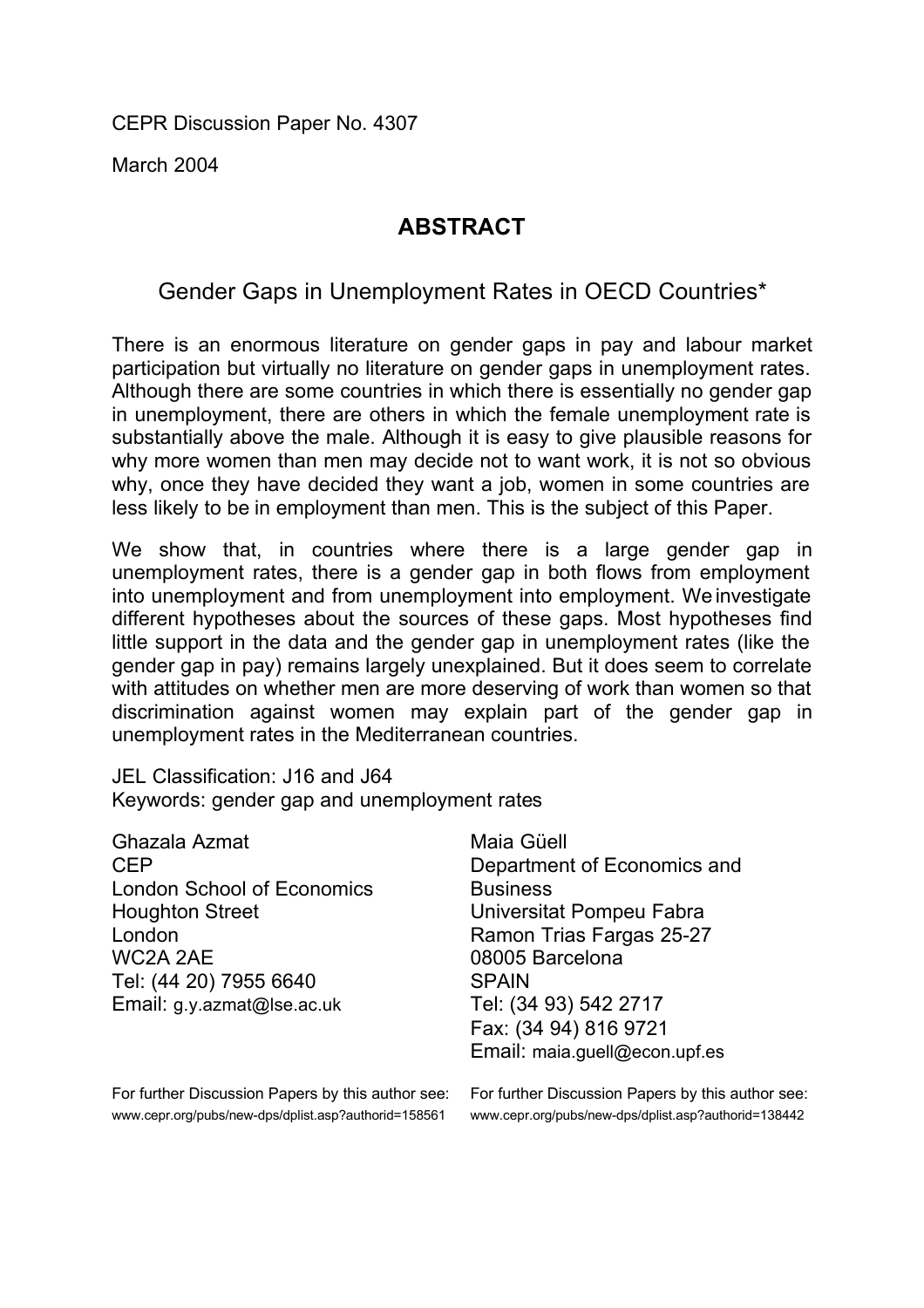CEPR Discussion Paper No. 4307

March 2004

## ABSTRACT

### Gender Gaps in Unemployment Rates in OECD Countries*

There is an enormous literature on gender gaps in pay and labour market participation but virtually no literature on gender gaps in unemployment rates. Although there are some countries in which there is essentially no gender gap in unemployment, there are others in which the female unemployment rate is substantially above the male. Although it is easy to give plausible reasons for why more women than men may decide not to want work, it is not so obvious why, once they have decided they want a job, women in some countries are less likely to be in employment than men. This is the subject of this Paper.

We show that, in countries where there is a large gender gap in unemployment rates, there is a gender gap in both flows from employment into unemployment and from unemployment into employment. We investigate different hypotheses about the sources of these gaps. Most hypotheses find little support in the data and the gender gap in unemployment rates (like the gender gap in pay) remains largely unexplained. But it does seem to correlate with attitudes on whether men are more deserving of work than women so that discrimination against women may explain part of the gender gap in unemployment rates in the Mediterranean countries.

JEL Classification: J16 and J64
Keywords: gender gap and unemployment rates

Ghazala Azmat
CEP
London School of Economics
Houghton Street
London
WC2A 2AE
Tel: (44 20) 7955 6640
Email: g.y.azmat@lse.ac.uk

For further Discussion Papers by this author see:
www.cepr.org/pubs/new-dps/dplist.asp?authorid=158561

Maia Güell
Department of Economics and Business
Universitat Pompeu Fabra
Ramon Trias Fargas 25-27
08005 Barcelona
SPAIN
Tel: (34 93) 542 2717
Fax: (34 94) 816 9721
Email: maia.guell@econ.upf.es

For further Discussion Papers by this author see:
www.cepr.org/pubs/new-dps/dplist.asp?authorid=138442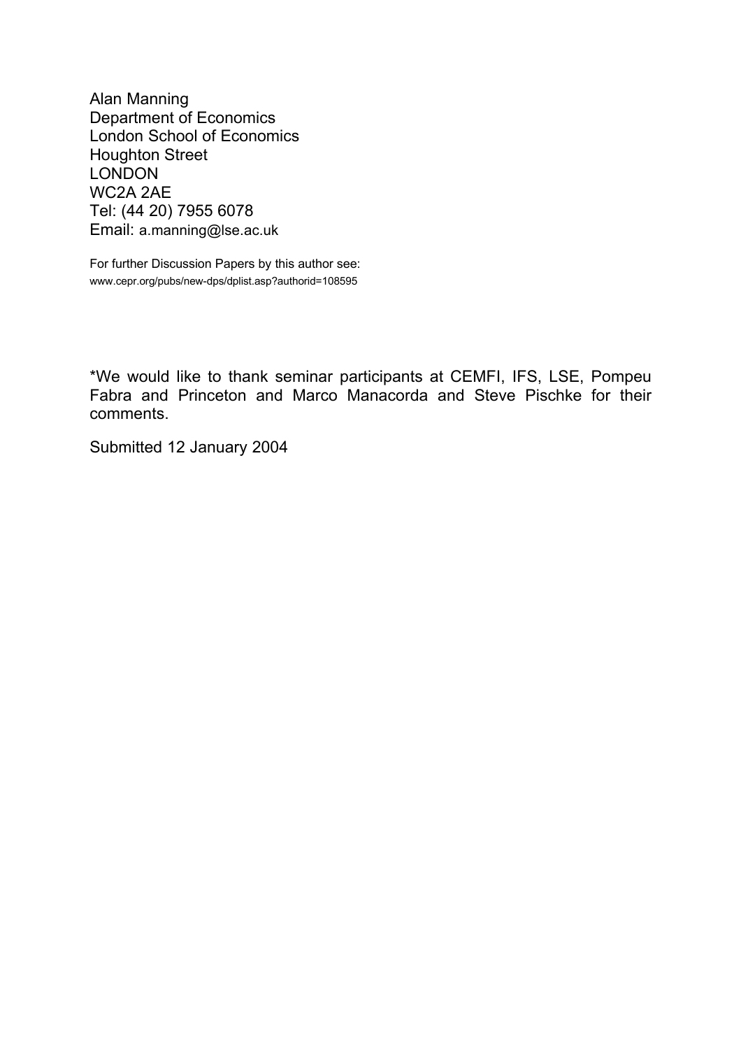Alan Manning
Department of Economics
London School of Economics
Houghton Street
LONDON
WC2A 2AE
Tel: (44 20) 7955 6078
Email: a.manning@lse.ac.uk

For further Discussion Papers by this author see:
www.cepr.org/pubs/new-dps/dplist.asp?authorid=108595

*We would like to thank seminar participants at CEMFI, IFS, LSE, Pompeu Fabra and Princeton and Marco Manacorda and Steve Pischke for their comments.

Submitted 12 January 2004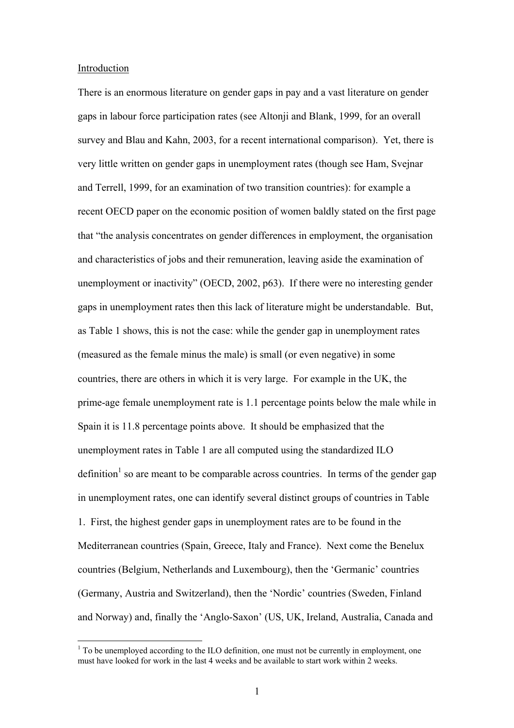## Introduction

There is an enormous literature on gender gaps in pay and a vast literature on gender gaps in labour force participation rates (see Altonji and Blank, 1999, for an overall survey and Blau and Kahn, 2003, for a recent international comparison). Yet, there is very little written on gender gaps in unemployment rates (though see Ham, Svejnar and Terrell, 1999, for an examination of two transition countries): for example a recent OECD paper on the economic position of women baldly stated on the first page that "the analysis concentrates on gender differences in employment, the organisation and characteristics of jobs and their remuneration, leaving aside the examination of unemployment or inactivity" (OECD, 2002, p63). If there were no interesting gender gaps in unemployment rates then this lack of literature might be understandable. But, as Table 1 shows, this is not the case: while the gender gap in unemployment rates (measured as the female minus the male) is small (or even negative) in some countries, there are others in which it is very large. For example in the UK, the prime-age female unemployment rate is 1.1 percentage points below the male while in Spain it is 11.8 percentage points above. It should be emphasized that the unemployment rates in Table 1 are all computed using the standardized ILO definition[1] so are meant to be comparable across countries. In terms of the gender gap in unemployment rates, one can identify several distinct groups of countries in Table 1. First, the highest gender gaps in unemployment rates are to be found in the Mediterranean countries (Spain, Greece, Italy and France). Next come the Benelux countries (Belgium, Netherlands and Luxembourg), then the 'Germanic' countries (Germany, Austria and Switzerland), then the 'Nordic' countries (Sweden, Finland and Norway) and, finally the 'Anglo-Saxon' (US, UK, Ireland, Australia, Canada and

[1] To be unemployed according to the ILO definition, one must not be currently in employment, one must have looked for work in the last 4 weeks and be available to start work within 2 weeks.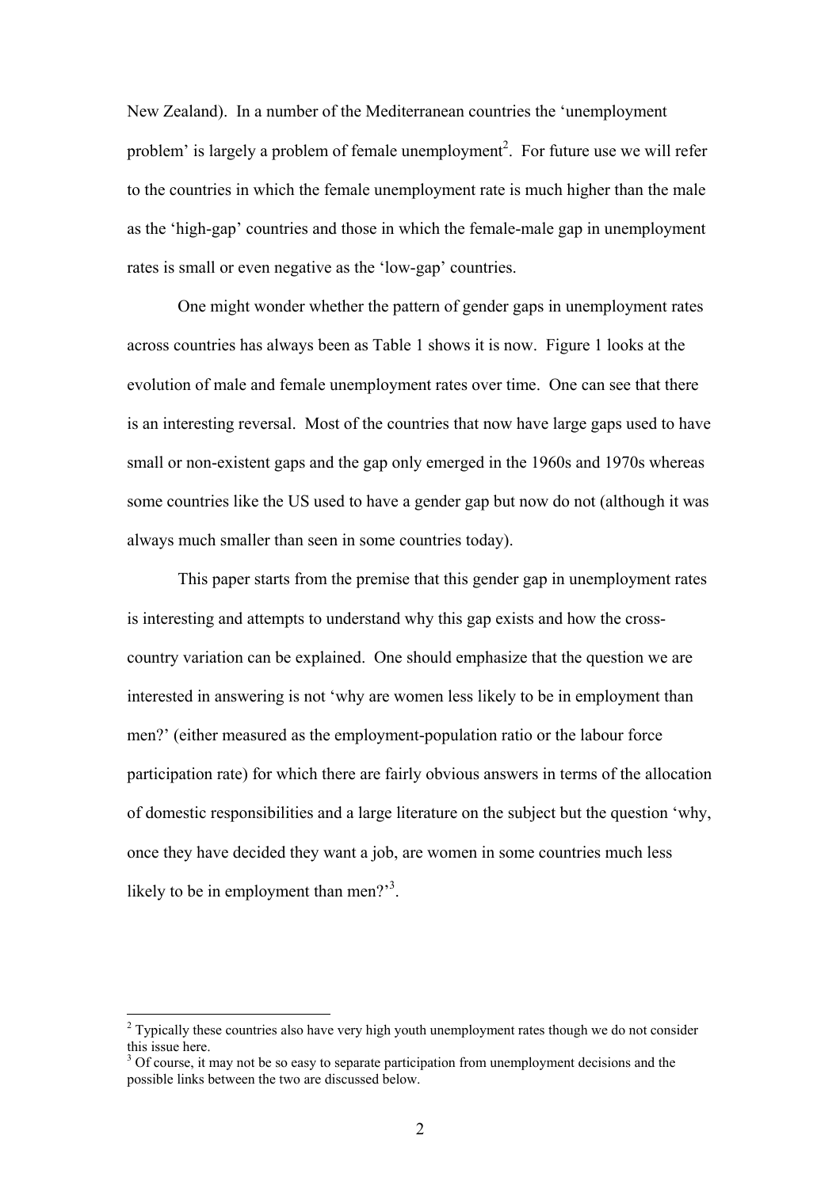New Zealand). In a number of the Mediterranean countries the 'unemployment problem' is largely a problem of female unemployment[2]. For future use we will refer to the countries in which the female unemployment rate is much higher than the male as the 'high-gap' countries and those in which the female-male gap in unemployment rates is small or even negative as the 'low-gap' countries.

One might wonder whether the pattern of gender gaps in unemployment rates across countries has always been as Table 1 shows it is now. Figure 1 looks at the evolution of male and female unemployment rates over time. One can see that there is an interesting reversal. Most of the countries that now have large gaps used to have small or non-existent gaps and the gap only emerged in the 1960s and 1970s whereas some countries like the US used to have a gender gap but now do not (although it was always much smaller than seen in some countries today).

This paper starts from the premise that this gender gap in unemployment rates is interesting and attempts to understand why this gap exists and how the cross-country variation can be explained. One should emphasize that the question we are interested in answering is not 'why are women less likely to be in employment than men?' (either measured as the employment-population ratio or the labour force participation rate) for which there are fairly obvious answers in terms of the allocation of domestic responsibilities and a large literature on the subject but the question 'why, once they have decided they want a job, are women in some countries much less likely to be in employment than men?'[3].

---

[2] Typically these countries also have very high youth unemployment rates though we do not consider this issue here.

[3] Of course, it may not be so easy to separate participation from unemployment decisions and the possible links between the two are discussed below.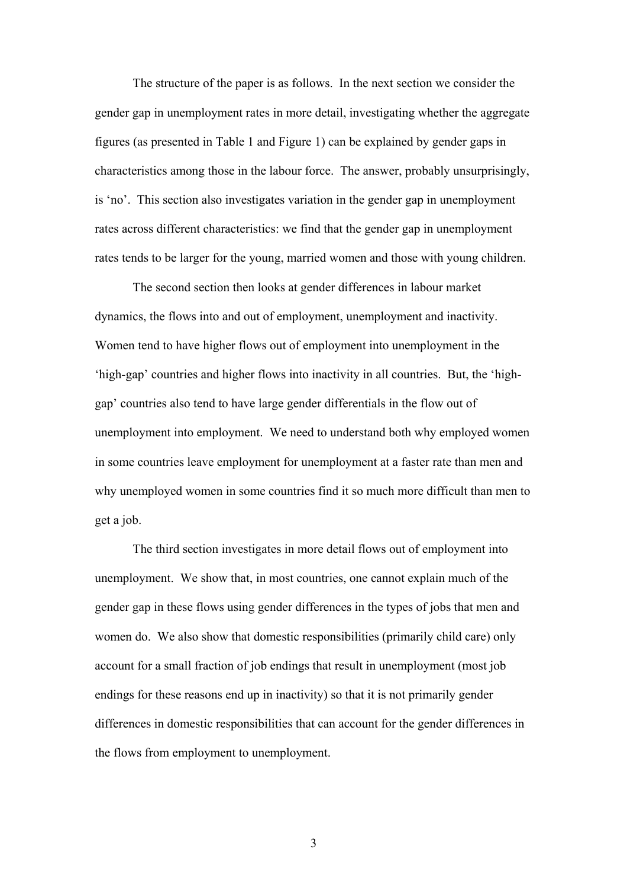The structure of the paper is as follows. In the next section we consider the gender gap in unemployment rates in more detail, investigating whether the aggregate figures (as presented in Table 1 and Figure 1) can be explained by gender gaps in characteristics among those in the labour force. The answer, probably unsurprisingly, is 'no'. This section also investigates variation in the gender gap in unemployment rates across different characteristics: we find that the gender gap in unemployment rates tends to be larger for the young, married women and those with young children.

The second section then looks at gender differences in labour market dynamics, the flows into and out of employment, unemployment and inactivity. Women tend to have higher flows out of employment into unemployment in the 'high-gap' countries and higher flows into inactivity in all countries. But, the 'high-gap' countries also tend to have large gender differentials in the flow out of unemployment into employment. We need to understand both why employed women in some countries leave employment for unemployment at a faster rate than men and why unemployed women in some countries find it so much more difficult than men to get a job.

The third section investigates in more detail flows out of employment into unemployment. We show that, in most countries, one cannot explain much of the gender gap in these flows using gender differences in the types of jobs that men and women do. We also show that domestic responsibilities (primarily child care) only account for a small fraction of job endings that result in unemployment (most job endings for these reasons end up in inactivity) so that it is not primarily gender differences in domestic responsibilities that can account for the gender differences in the flows from employment to unemployment.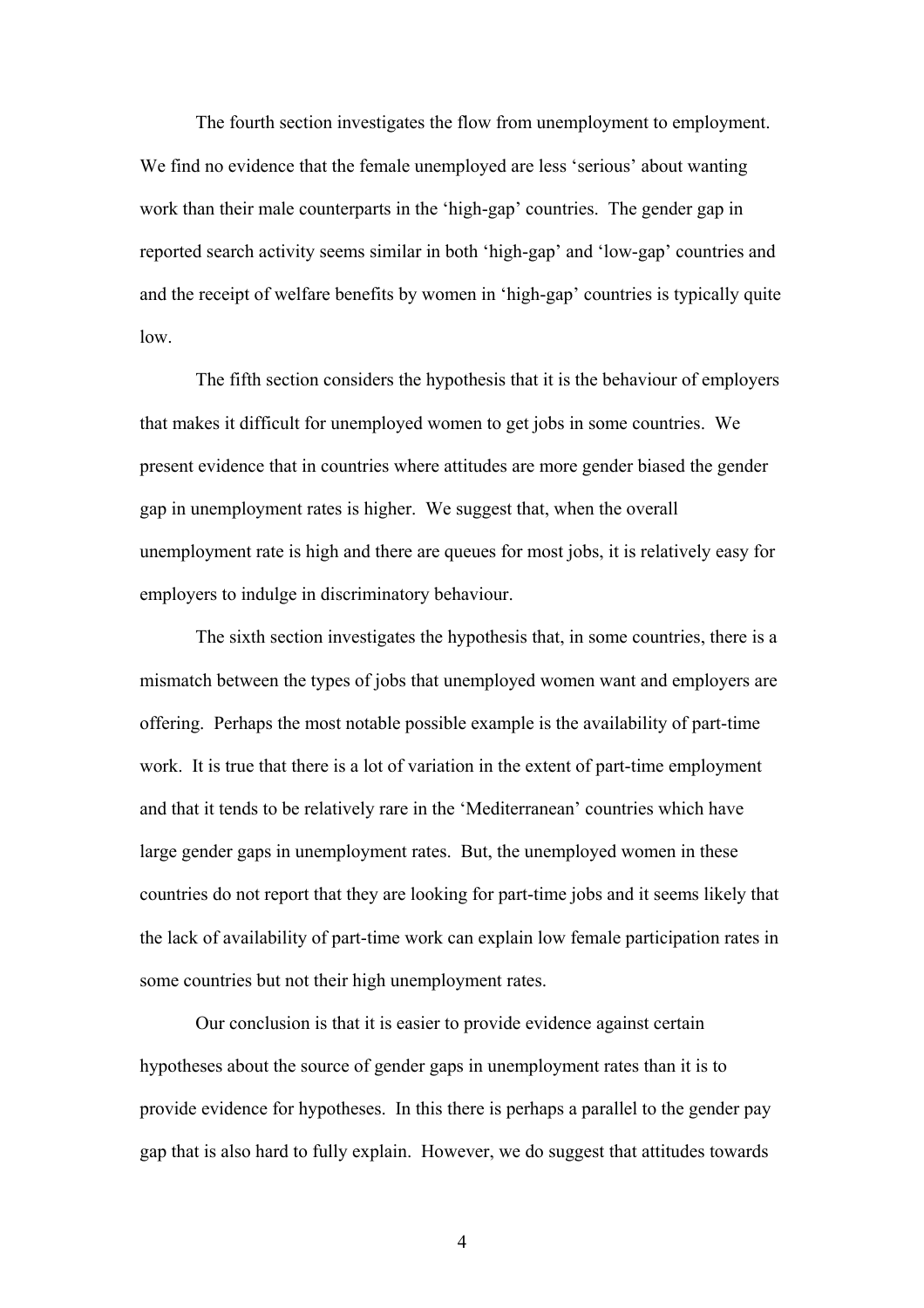The fourth section investigates the flow from unemployment to employment. We find no evidence that the female unemployed are less 'serious' about wanting work than their male counterparts in the 'high-gap' countries. The gender gap in reported search activity seems similar in both 'high-gap' and 'low-gap' countries and and the receipt of welfare benefits by women in 'high-gap' countries is typically quite low.

The fifth section considers the hypothesis that it is the behaviour of employers that makes it difficult for unemployed women to get jobs in some countries. We present evidence that in countries where attitudes are more gender biased the gender gap in unemployment rates is higher. We suggest that, when the overall unemployment rate is high and there are queues for most jobs, it is relatively easy for employers to indulge in discriminatory behaviour.

The sixth section investigates the hypothesis that, in some countries, there is a mismatch between the types of jobs that unemployed women want and employers are offering. Perhaps the most notable possible example is the availability of part-time work. It is true that there is a lot of variation in the extent of part-time employment and that it tends to be relatively rare in the 'Mediterranean' countries which have large gender gaps in unemployment rates. But, the unemployed women in these countries do not report that they are looking for part-time jobs and it seems likely that the lack of availability of part-time work can explain low female participation rates in some countries but not their high unemployment rates.

Our conclusion is that it is easier to provide evidence against certain hypotheses about the source of gender gaps in unemployment rates than it is to provide evidence for hypotheses. In this there is perhaps a parallel to the gender pay gap that is also hard to fully explain. However, we do suggest that attitudes towards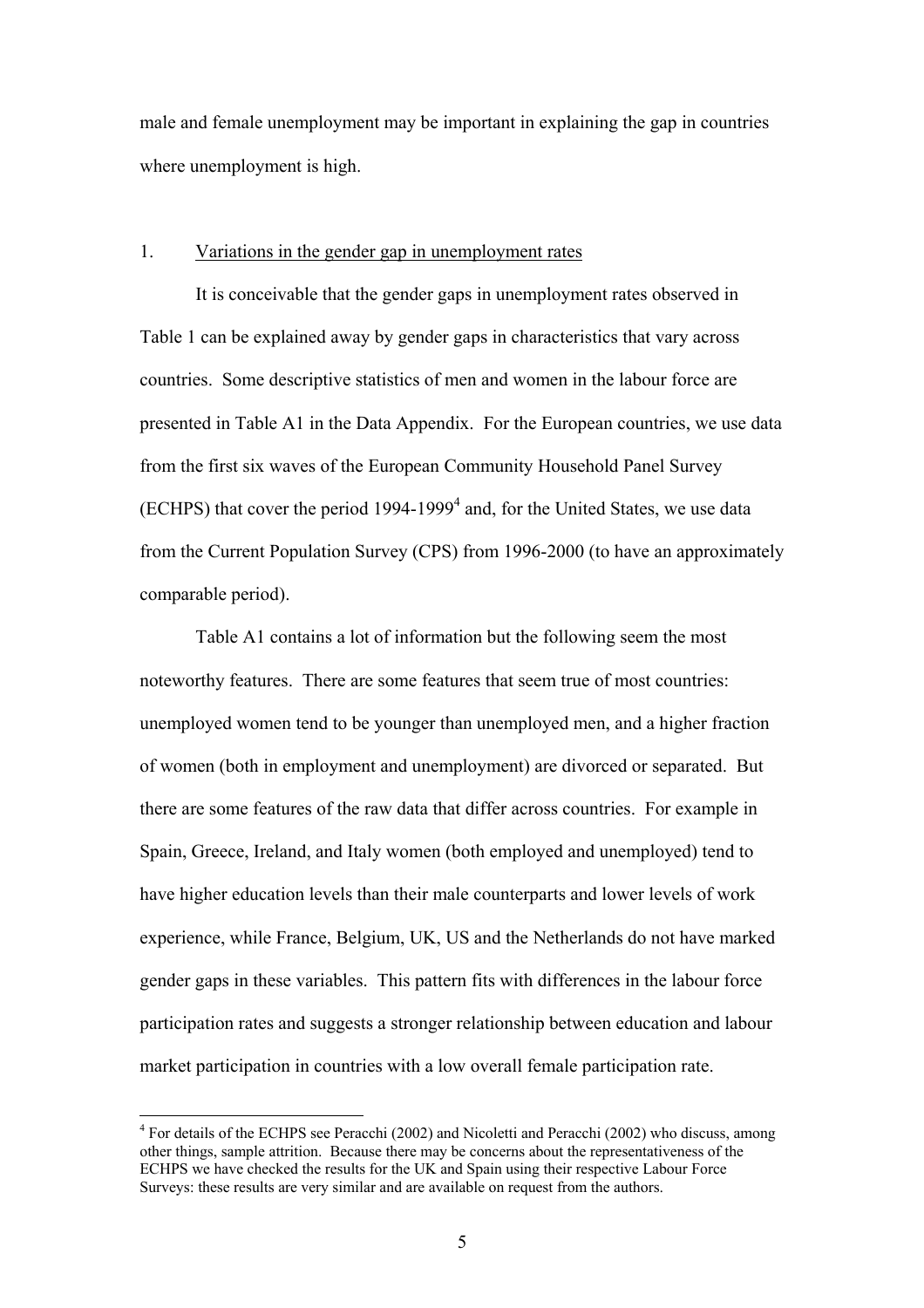male and female unemployment may be important in explaining the gap in countries where unemployment is high.

## 1. Variations in the gender gap in unemployment rates

It is conceivable that the gender gaps in unemployment rates observed in Table 1 can be explained away by gender gaps in characteristics that vary across countries. Some descriptive statistics of men and women in the labour force are presented in Table A1 in the Data Appendix. For the European countries, we use data from the first six waves of the European Community Household Panel Survey (ECHPS) that cover the period 1994-1999[4] and, for the United States, we use data from the Current Population Survey (CPS) from 1996-2000 (to have an approximately comparable period).

Table A1 contains a lot of information but the following seem the most noteworthy features. There are some features that seem true of most countries: unemployed women tend to be younger than unemployed men, and a higher fraction of women (both in employment and unemployment) are divorced or separated. But there are some features of the raw data that differ across countries. For example in Spain, Greece, Ireland, and Italy women (both employed and unemployed) tend to have higher education levels than their male counterparts and lower levels of work experience, while France, Belgium, UK, US and the Netherlands do not have marked gender gaps in these variables. This pattern fits with differences in the labour force participation rates and suggests a stronger relationship between education and labour market participation in countries with a low overall female participation rate.

[4] For details of the ECHPS see Peracchi (2002) and Nicoletti and Peracchi (2002) who discuss, among other things, sample attrition. Because there may be concerns about the representativeness of the ECHPS we have checked the results for the UK and Spain using their respective Labour Force Surveys: these results are very similar and are available on request from the authors.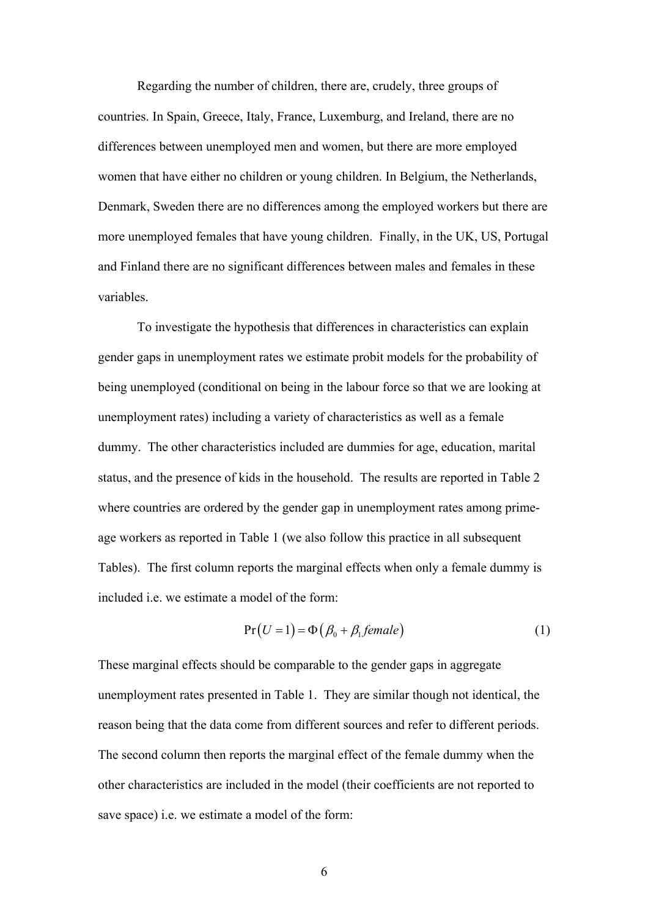Regarding the number of children, there are, crudely, three groups of countries. In Spain, Greece, Italy, France, Luxemburg, and Ireland, there are no differences between unemployed men and women, but there are more employed women that have either no children or young children. In Belgium, the Netherlands, Denmark, Sweden there are no differences among the employed workers but there are more unemployed females that have young children. Finally, in the UK, US, Portugal and Finland there are no significant differences between males and females in these variables.

To investigate the hypothesis that differences in characteristics can explain gender gaps in unemployment rates we estimate probit models for the probability of being unemployed (conditional on being in the labour force so that we are looking at unemployment rates) including a variety of characteristics as well as a female dummy. The other characteristics included are dummies for age, education, marital status, and the presence of kids in the household. The results are reported in Table 2 where countries are ordered by the gender gap in unemployment rates among prime-age workers as reported in Table 1 (we also follow this practice in all subsequent Tables). The first column reports the marginal effects when only a female dummy is included i.e. we estimate a model of the form:

$$\Pr(U=1) = \Phi(\beta_0 + \beta_1 \, female) \qquad (1)$$

These marginal effects should be comparable to the gender gaps in aggregate unemployment rates presented in Table 1. They are similar though not identical, the reason being that the data come from different sources and refer to different periods. The second column then reports the marginal effect of the female dummy when the other characteristics are included in the model (their coefficients are not reported to save space) i.e. we estimate a model of the form: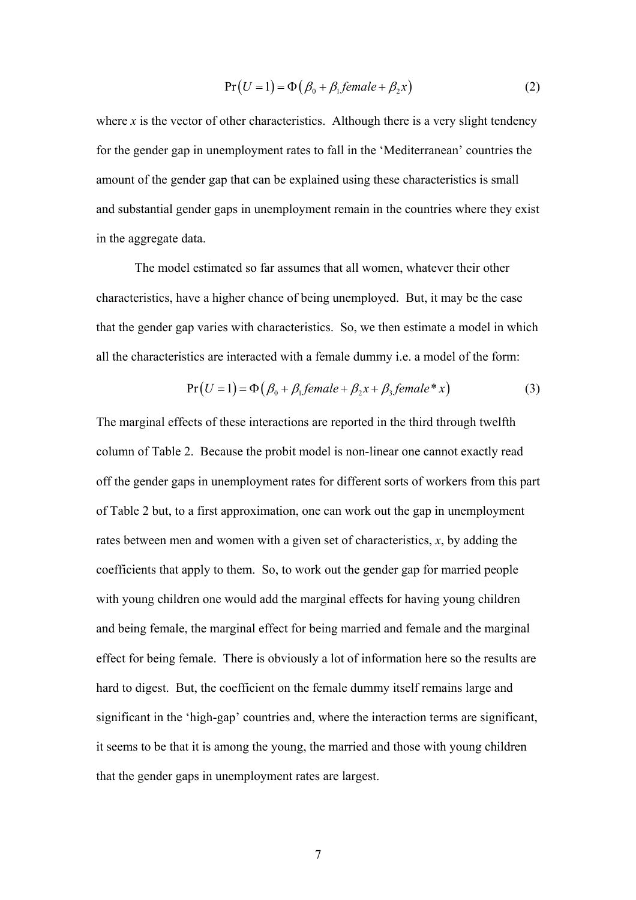$$\Pr\left(U=1\right)=\Phi\left(\beta_0+\beta_1 female+\beta_2 x\right) \tag{2}$$

where $x$ is the vector of other characteristics. Although there is a very slight tendency for the gender gap in unemployment rates to fall in the 'Mediterranean' countries the amount of the gender gap that can be explained using these characteristics is small and substantial gender gaps in unemployment remain in the countries where they exist in the aggregate data.

The model estimated so far assumes that all women, whatever their other characteristics, have a higher chance of being unemployed. But, it may be the case that the gender gap varies with characteristics. So, we then estimate a model in which all the characteristics are interacted with a female dummy i.e. a model of the form:

$$\Pr\left(U=1\right)=\Phi\left(\beta_0+\beta_1 female+\beta_2 x+\beta_3 female*x\right) \tag{3}$$

The marginal effects of these interactions are reported in the third through twelfth column of Table 2. Because the probit model is non-linear one cannot exactly read off the gender gaps in unemployment rates for different sorts of workers from this part of Table 2 but, to a first approximation, one can work out the gap in unemployment rates between men and women with a given set of characteristics, $x$, by adding the coefficients that apply to them. So, to work out the gender gap for married people with young children one would add the marginal effects for having young children and being female, the marginal effect for being married and female and the marginal effect for being female. There is obviously a lot of information here so the results are hard to digest. But, the coefficient on the female dummy itself remains large and significant in the 'high-gap' countries and, where the interaction terms are significant, it seems to be that it is among the young, the married and those with young children that the gender gaps in unemployment rates are largest.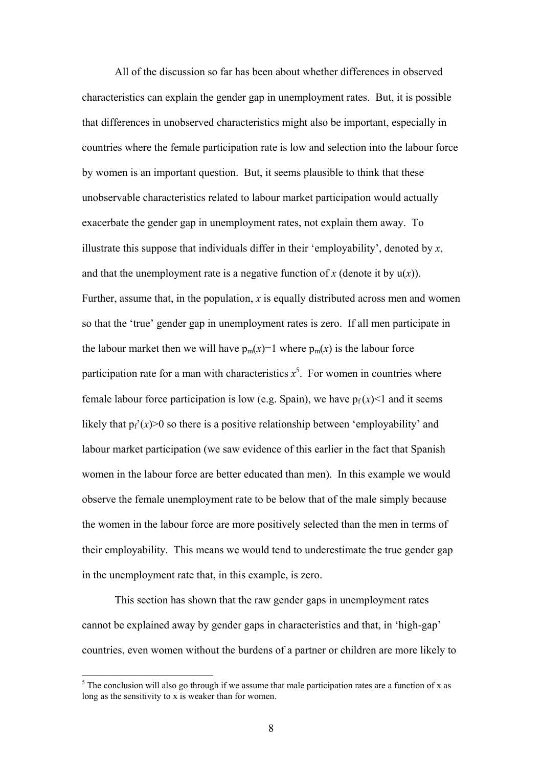All of the discussion so far has been about whether differences in observed characteristics can explain the gender gap in unemployment rates. But, it is possible that differences in unobserved characteristics might also be important, especially in countries where the female participation rate is low and selection into the labour force by women is an important question. But, it seems plausible to think that these unobservable characteristics related to labour market participation would actually exacerbate the gender gap in unemployment rates, not explain them away. To illustrate this suppose that individuals differ in their 'employability', denoted by $x$, and that the unemployment rate is a negative function of $x$ (denote it by $u(x)$). Further, assume that, in the population, $x$ is equally distributed across men and women so that the 'true' gender gap in unemployment rates is zero. If all men participate in the labour market then we will have $p_m(x)=1$ where $p_m(x)$ is the labour force participation rate for a man with characteristics $x$[5]. For women in countries where female labour force participation is low (e.g. Spain), we have $p_f(x)<1$ and it seems likely that $p_f'(x)>0$ so there is a positive relationship between 'employability' and labour market participation (we saw evidence of this earlier in the fact that Spanish women in the labour force are better educated than men). In this example we would observe the female unemployment rate to be below that of the male simply because the women in the labour force are more positively selected than the men in terms of their employability. This means we would tend to underestimate the true gender gap in the unemployment rate that, in this example, is zero.

This section has shown that the raw gender gaps in unemployment rates cannot be explained away by gender gaps in characteristics and that, in 'high-gap' countries, even women without the burdens of a partner or children are more likely to

[5] The conclusion will also go through if we assume that male participation rates are a function of x as long as the sensitivity to x is weaker than for women.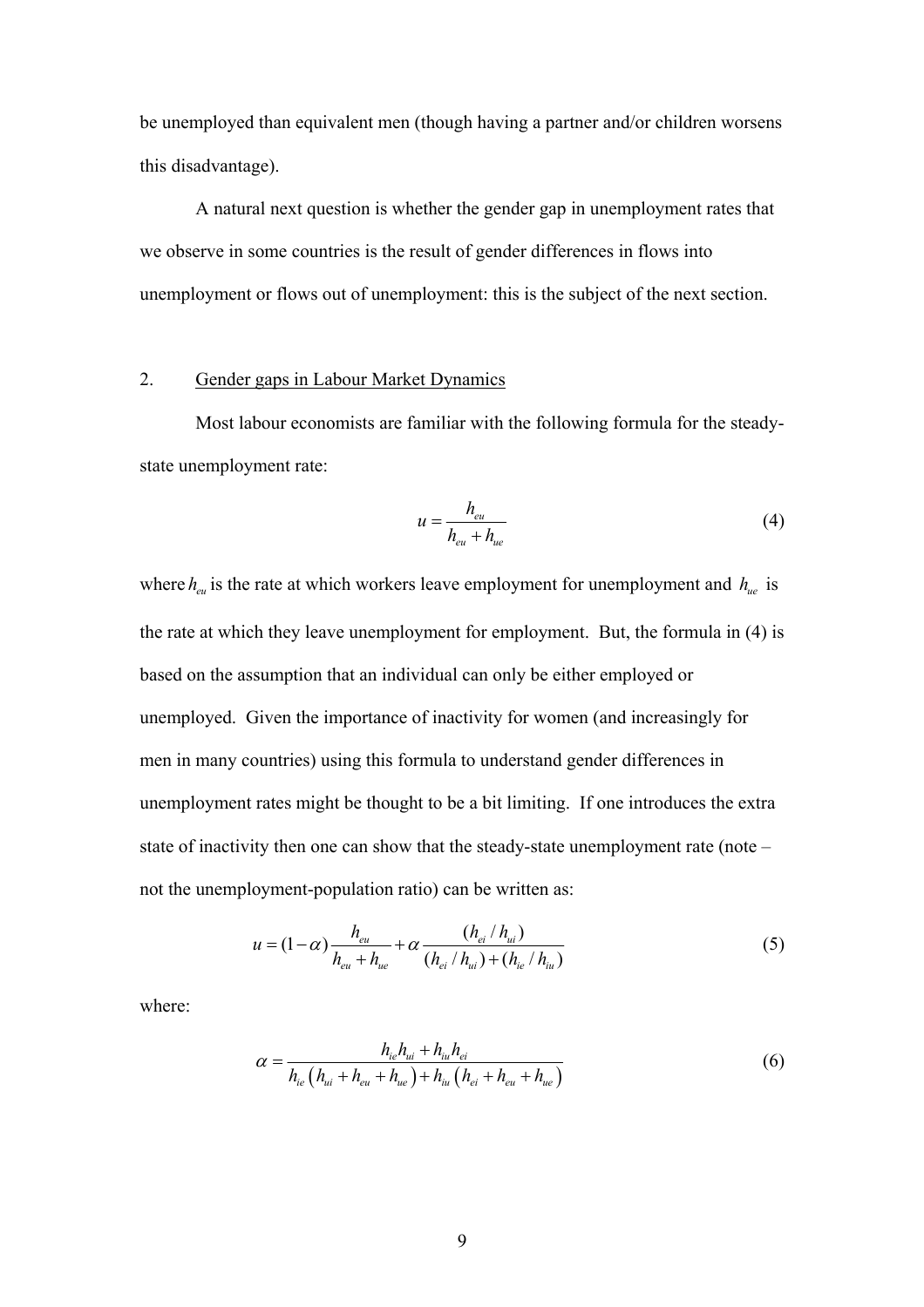be unemployed than equivalent men (though having a partner and/or children worsens this disadvantage).

A natural next question is whether the gender gap in unemployment rates that we observe in some countries is the result of gender differences in flows into unemployment or flows out of unemployment: this is the subject of the next section.

## 2. Gender gaps in Labour Market Dynamics

Most labour economists are familiar with the following formula for the steady-state unemployment rate:

$$u = \frac{h_{eu}}{h_{eu} + h_{ue}} \tag{4}$$

where $h_{eu}$ is the rate at which workers leave employment for unemployment and $h_{ue}$ is the rate at which they leave unemployment for employment. But, the formula in (4) is based on the assumption that an individual can only be either employed or unemployed. Given the importance of inactivity for women (and increasingly for men in many countries) using this formula to understand gender differences in unemployment rates might be thought to be a bit limiting. If one introduces the extra state of inactivity then one can show that the steady-state unemployment rate (note – not the unemployment-population ratio) can be written as:

$$u = (1-\alpha)\frac{h_{eu}}{h_{eu} + h_{ue}} + \alpha \frac{(h_{ei}/h_{ui})}{(h_{ei}/h_{ui}) + (h_{ie}/h_{iu})} \tag{5}$$

where:

$$\alpha = \frac{h_{ie}h_{ui} + h_{iu}h_{ei}}{h_{ie}\left(h_{ui} + h_{eu} + h_{ue}\right) + h_{iu}\left(h_{ei} + h_{eu} + h_{ue}\right)} \tag{6}$$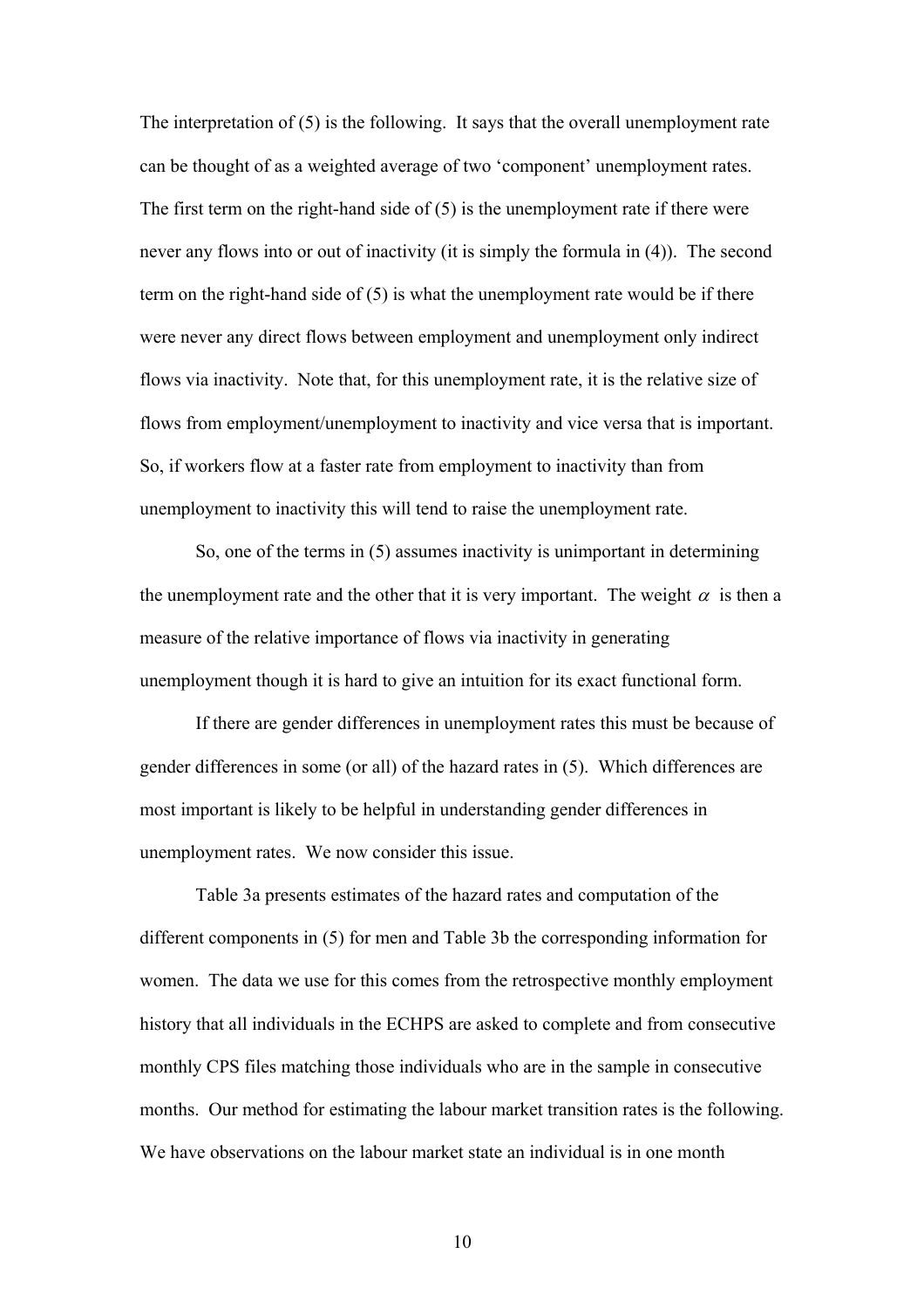The interpretation of (5) is the following. It says that the overall unemployment rate can be thought of as a weighted average of two 'component' unemployment rates. The first term on the right-hand side of (5) is the unemployment rate if there were never any flows into or out of inactivity (it is simply the formula in (4)). The second term on the right-hand side of (5) is what the unemployment rate would be if there were never any direct flows between employment and unemployment only indirect flows via inactivity. Note that, for this unemployment rate, it is the relative size of flows from employment/unemployment to inactivity and vice versa that is important. So, if workers flow at a faster rate from employment to inactivity than from unemployment to inactivity this will tend to raise the unemployment rate.

So, one of the terms in (5) assumes inactivity is unimportant in determining the unemployment rate and the other that it is very important. The weight $\alpha$ is then a measure of the relative importance of flows via inactivity in generating unemployment though it is hard to give an intuition for its exact functional form.

If there are gender differences in unemployment rates this must be because of gender differences in some (or all) of the hazard rates in (5). Which differences are most important is likely to be helpful in understanding gender differences in unemployment rates. We now consider this issue.

Table 3a presents estimates of the hazard rates and computation of the different components in (5) for men and Table 3b the corresponding information for women. The data we use for this comes from the retrospective monthly employment history that all individuals in the ECHPS are asked to complete and from consecutive monthly CPS files matching those individuals who are in the sample in consecutive months. Our method for estimating the labour market transition rates is the following. We have observations on the labour market state an individual is in one month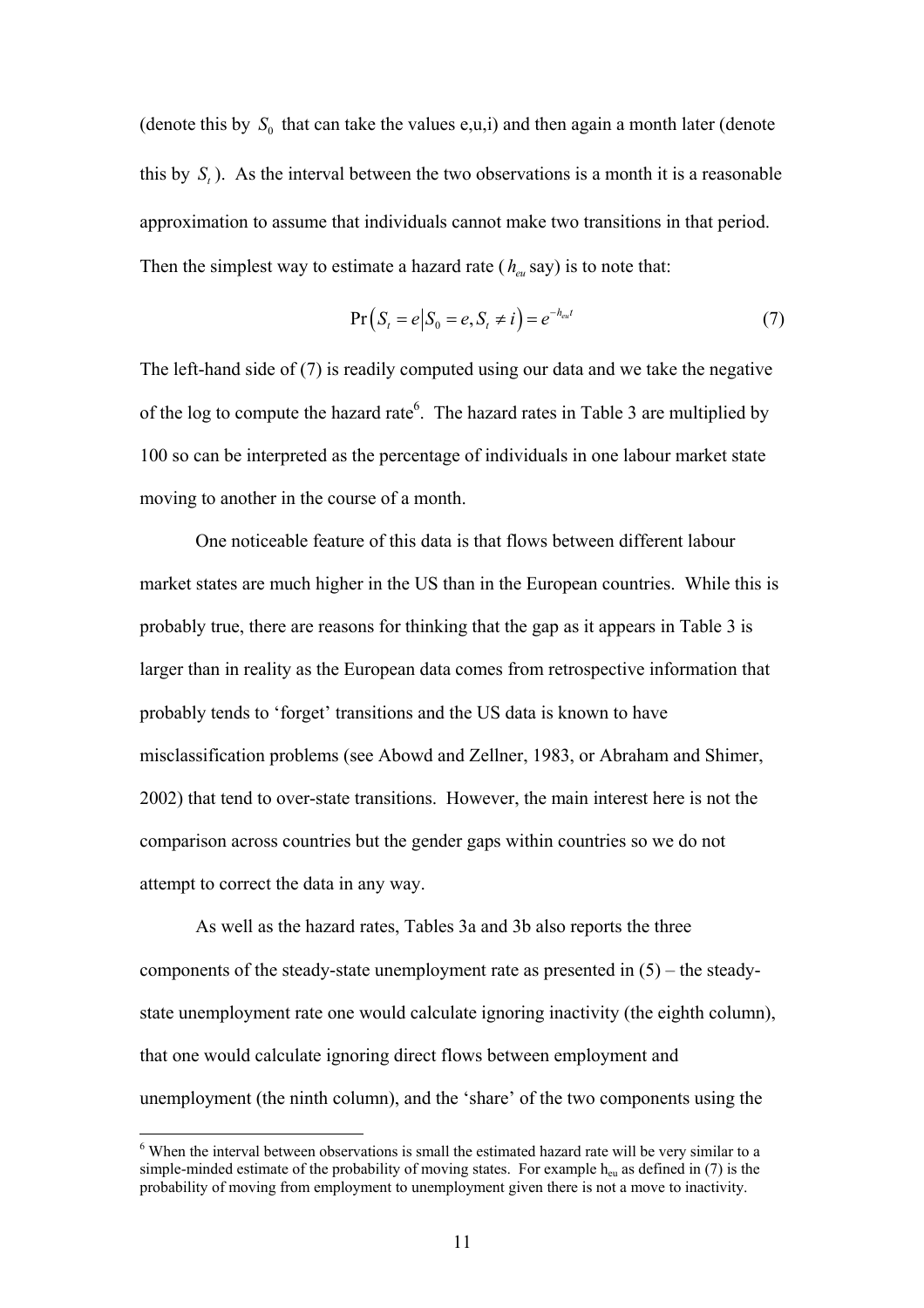(denote this by $S_0$ that can take the values e,u,i) and then again a month later (denote this by $S_t$). As the interval between the two observations is a month it is a reasonable approximation to assume that individuals cannot make two transitions in that period. Then the simplest way to estimate a hazard rate ($h_{eu}$ say) is to note that:

$$\Pr\left(S_t = e \middle| S_0 = e, S_t \neq i\right) = e^{-h_{eu}t} \tag{7}$$

The left-hand side of (7) is readily computed using our data and we take the negative of the log to compute the hazard rate[6]. The hazard rates in Table 3 are multiplied by 100 so can be interpreted as the percentage of individuals in one labour market state moving to another in the course of a month.

One noticeable feature of this data is that flows between different labour market states are much higher in the US than in the European countries. While this is probably true, there are reasons for thinking that the gap as it appears in Table 3 is larger than in reality as the European data comes from retrospective information that probably tends to 'forget' transitions and the US data is known to have misclassification problems (see Abowd and Zellner, 1983, or Abraham and Shimer, 2002) that tend to over-state transitions. However, the main interest here is not the comparison across countries but the gender gaps within countries so we do not attempt to correct the data in any way.

As well as the hazard rates, Tables 3a and 3b also reports the three components of the steady-state unemployment rate as presented in (5) – the steady-state unemployment rate one would calculate ignoring inactivity (the eighth column), that one would calculate ignoring direct flows between employment and unemployment (the ninth column), and the 'share' of the two components using the

---

[6] When the interval between observations is small the estimated hazard rate will be very similar to a simple-minded estimate of the probability of moving states. For example $h_{eu}$ as defined in (7) is the probability of moving from employment to unemployment given there is not a move to inactivity.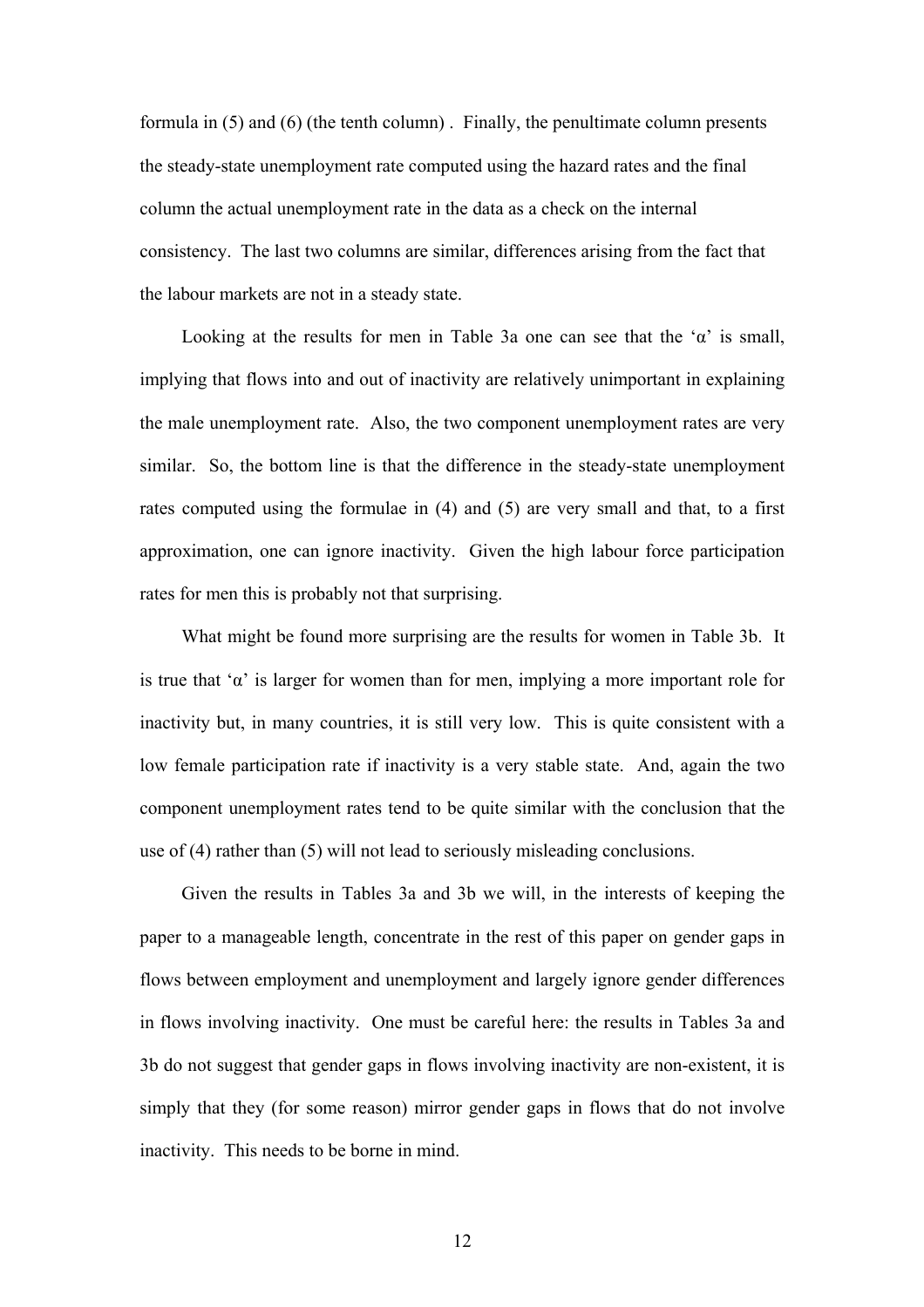formula in (5) and (6) (the tenth column) . Finally, the penultimate column presents the steady-state unemployment rate computed using the hazard rates and the final column the actual unemployment rate in the data as a check on the internal consistency. The last two columns are similar, differences arising from the fact that the labour markets are not in a steady state.

Looking at the results for men in Table 3a one can see that the 'α' is small, implying that flows into and out of inactivity are relatively unimportant in explaining the male unemployment rate. Also, the two component unemployment rates are very similar. So, the bottom line is that the difference in the steady-state unemployment rates computed using the formulae in (4) and (5) are very small and that, to a first approximation, one can ignore inactivity. Given the high labour force participation rates for men this is probably not that surprising.

What might be found more surprising are the results for women in Table 3b. It is true that 'α' is larger for women than for men, implying a more important role for inactivity but, in many countries, it is still very low. This is quite consistent with a low female participation rate if inactivity is a very stable state. And, again the two component unemployment rates tend to be quite similar with the conclusion that the use of (4) rather than (5) will not lead to seriously misleading conclusions.

Given the results in Tables 3a and 3b we will, in the interests of keeping the paper to a manageable length, concentrate in the rest of this paper on gender gaps in flows between employment and unemployment and largely ignore gender differences in flows involving inactivity. One must be careful here: the results in Tables 3a and 3b do not suggest that gender gaps in flows involving inactivity are non-existent, it is simply that they (for some reason) mirror gender gaps in flows that do not involve inactivity. This needs to be borne in mind.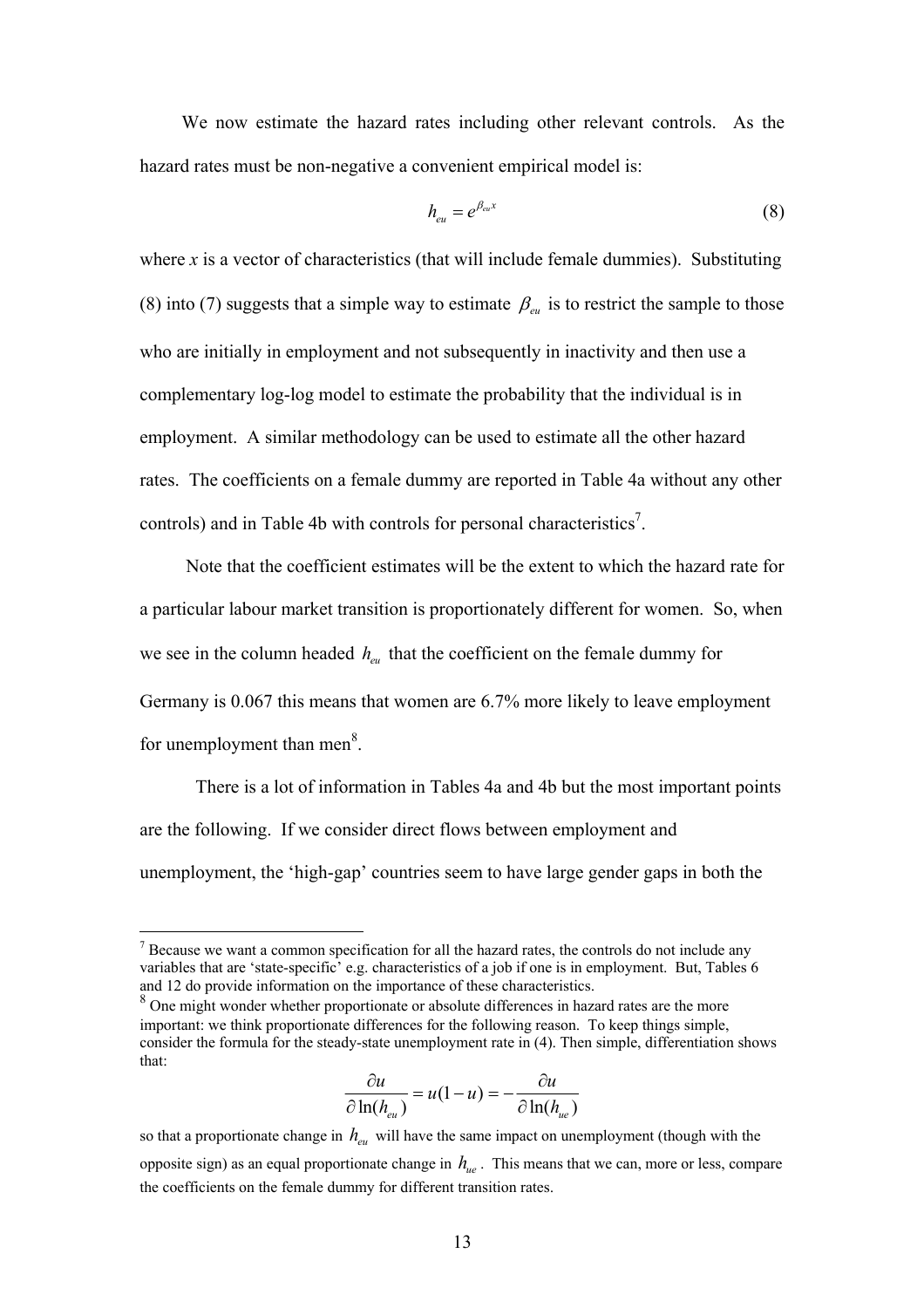We now estimate the hazard rates including other relevant controls. As the hazard rates must be non-negative a convenient empirical model is:

$$h_{eu} = e^{\beta_{eu} x} \tag{8}$$

where $x$ is a vector of characteristics (that will include female dummies). Substituting (8) into (7) suggests that a simple way to estimate $\beta_{eu}$ is to restrict the sample to those who are initially in employment and not subsequently in inactivity and then use a complementary log-log model to estimate the probability that the individual is in employment. A similar methodology can be used to estimate all the other hazard rates. The coefficients on a female dummy are reported in Table 4a without any other controls) and in Table 4b with controls for personal characteristics[7].

Note that the coefficient estimates will be the extent to which the hazard rate for a particular labour market transition is proportionately different for women. So, when we see in the column headed $h_{eu}$ that the coefficient on the female dummy for Germany is 0.067 this means that women are 6.7% more likely to leave employment for unemployment than men[8].

There is a lot of information in Tables 4a and 4b but the most important points are the following. If we consider direct flows between employment and unemployment, the 'high-gap' countries seem to have large gender gaps in both the

---

[7] Because we want a common specification for all the hazard rates, the controls do not include any variables that are 'state-specific' e.g. characteristics of a job if one is in employment. But, Tables 6 and 12 do provide information on the importance of these characteristics.

[8] One might wonder whether proportionate or absolute differences in hazard rates are the more important: we think proportionate differences for the following reason. To keep things simple, consider the formula for the steady-state unemployment rate in (4). Then simple, differentiation shows that:

$$\frac{\partial u}{\partial \ln(h_{eu})} = u(1-u) = -\frac{\partial u}{\partial \ln(h_{ue})}$$

so that a proportionate change in $h_{eu}$ will have the same impact on unemployment (though with the opposite sign) as an equal proportionate change in $h_{ue}$. This means that we can, more or less, compare the coefficients on the female dummy for different transition rates.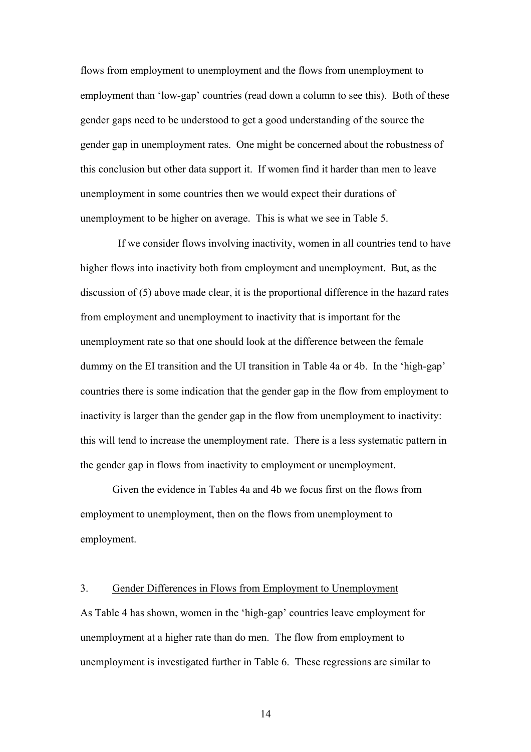flows from employment to unemployment and the flows from unemployment to employment than 'low-gap' countries (read down a column to see this). Both of these gender gaps need to be understood to get a good understanding of the source the gender gap in unemployment rates. One might be concerned about the robustness of this conclusion but other data support it. If women find it harder than men to leave unemployment in some countries then we would expect their durations of unemployment to be higher on average. This is what we see in Table 5.

If we consider flows involving inactivity, women in all countries tend to have higher flows into inactivity both from employment and unemployment. But, as the discussion of (5) above made clear, it is the proportional difference in the hazard rates from employment and unemployment to inactivity that is important for the unemployment rate so that one should look at the difference between the female dummy on the EI transition and the UI transition in Table 4a or 4b. In the 'high-gap' countries there is some indication that the gender gap in the flow from employment to inactivity is larger than the gender gap in the flow from unemployment to inactivity: this will tend to increase the unemployment rate. There is a less systematic pattern in the gender gap in flows from inactivity to employment or unemployment.

Given the evidence in Tables 4a and 4b we focus first on the flows from employment to unemployment, then on the flows from unemployment to employment.

## 3. Gender Differences in Flows from Employment to Unemployment

As Table 4 has shown, women in the 'high-gap' countries leave employment for unemployment at a higher rate than do men. The flow from employment to unemployment is investigated further in Table 6. These regressions are similar to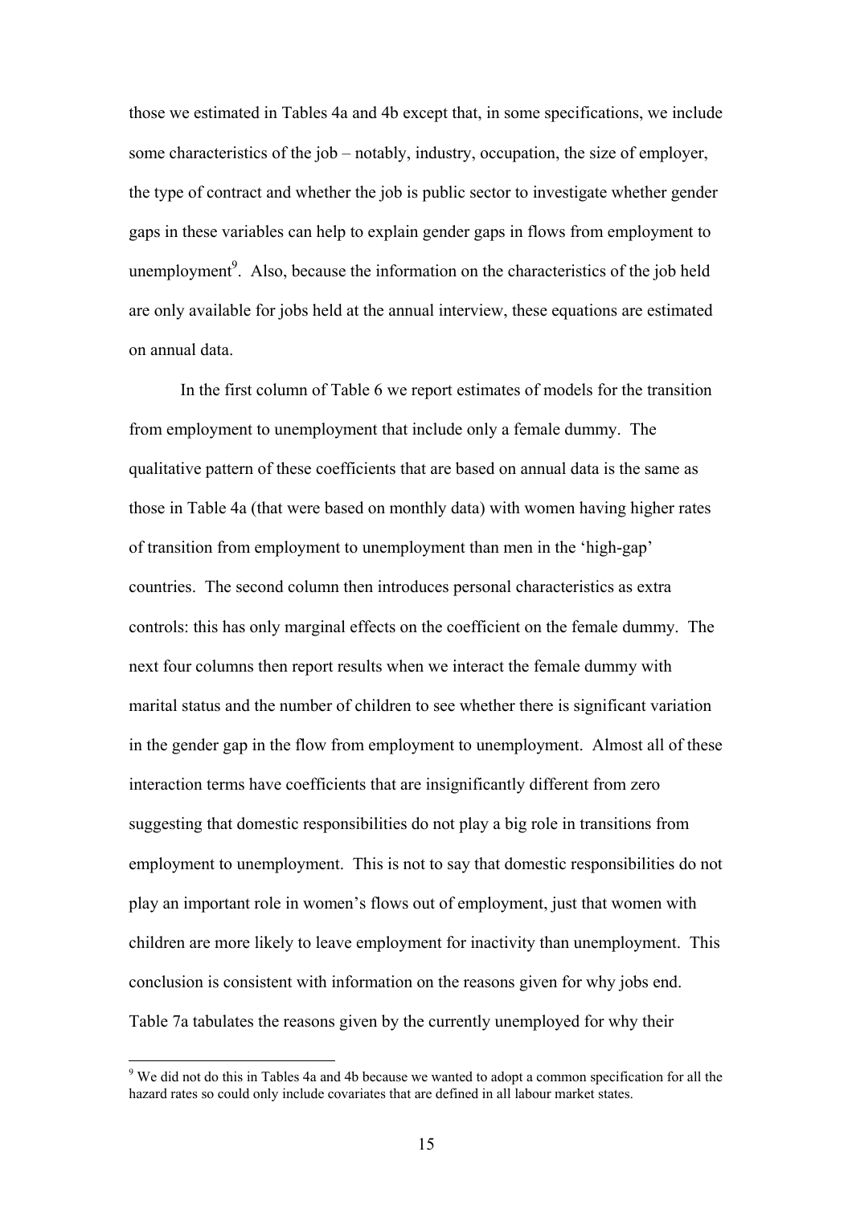those we estimated in Tables 4a and 4b except that, in some specifications, we include some characteristics of the job – notably, industry, occupation, the size of employer, the type of contract and whether the job is public sector to investigate whether gender gaps in these variables can help to explain gender gaps in flows from employment to unemployment[9]. Also, because the information on the characteristics of the job held are only available for jobs held at the annual interview, these equations are estimated on annual data.

In the first column of Table 6 we report estimates of models for the transition from employment to unemployment that include only a female dummy. The qualitative pattern of these coefficients that are based on annual data is the same as those in Table 4a (that were based on monthly data) with women having higher rates of transition from employment to unemployment than men in the 'high-gap' countries. The second column then introduces personal characteristics as extra controls: this has only marginal effects on the coefficient on the female dummy. The next four columns then report results when we interact the female dummy with marital status and the number of children to see whether there is significant variation in the gender gap in the flow from employment to unemployment. Almost all of these interaction terms have coefficients that are insignificantly different from zero suggesting that domestic responsibilities do not play a big role in transitions from employment to unemployment. This is not to say that domestic responsibilities do not play an important role in women's flows out of employment, just that women with children are more likely to leave employment for inactivity than unemployment. This conclusion is consistent with information on the reasons given for why jobs end. Table 7a tabulates the reasons given by the currently unemployed for why their

[9] We did not do this in Tables 4a and 4b because we wanted to adopt a common specification for all the hazard rates so could only include covariates that are defined in all labour market states.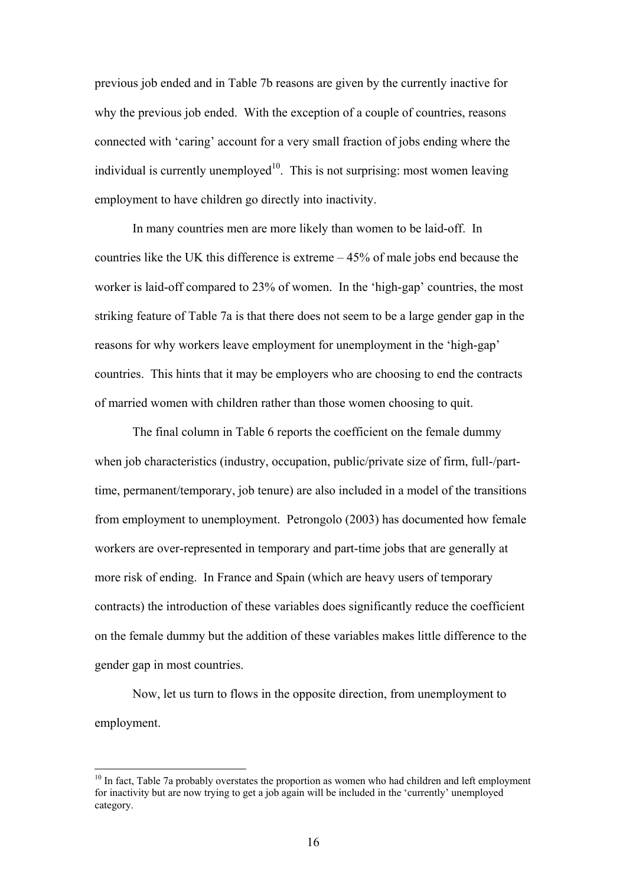previous job ended and in Table 7b reasons are given by the currently inactive for why the previous job ended. With the exception of a couple of countries, reasons connected with 'caring' account for a very small fraction of jobs ending where the individual is currently unemployed[10]. This is not surprising: most women leaving employment to have children go directly into inactivity.

In many countries men are more likely than women to be laid-off. In countries like the UK this difference is extreme – 45% of male jobs end because the worker is laid-off compared to 23% of women. In the 'high-gap' countries, the most striking feature of Table 7a is that there does not seem to be a large gender gap in the reasons for why workers leave employment for unemployment in the 'high-gap' countries. This hints that it may be employers who are choosing to end the contracts of married women with children rather than those women choosing to quit.

The final column in Table 6 reports the coefficient on the female dummy when job characteristics (industry, occupation, public/private size of firm, full-/part-time, permanent/temporary, job tenure) are also included in a model of the transitions from employment to unemployment. Petrongolo (2003) has documented how female workers are over-represented in temporary and part-time jobs that are generally at more risk of ending. In France and Spain (which are heavy users of temporary contracts) the introduction of these variables does significantly reduce the coefficient on the female dummy but the addition of these variables makes little difference to the gender gap in most countries.

Now, let us turn to flows in the opposite direction, from unemployment to employment.

[10] In fact, Table 7a probably overstates the proportion as women who had children and left employment for inactivity but are now trying to get a job again will be included in the 'currently' unemployed category.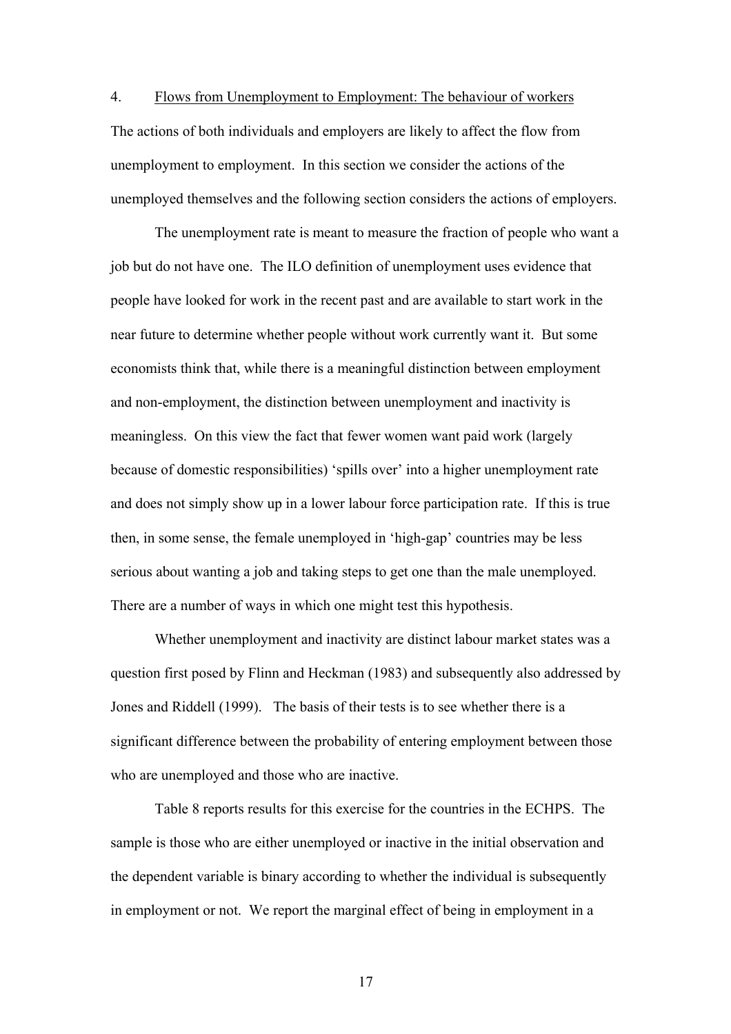## 4. Flows from Unemployment to Employment: The behaviour of workers

The actions of both individuals and employers are likely to affect the flow from unemployment to employment. In this section we consider the actions of the unemployed themselves and the following section considers the actions of employers.

The unemployment rate is meant to measure the fraction of people who want a job but do not have one. The ILO definition of unemployment uses evidence that people have looked for work in the recent past and are available to start work in the near future to determine whether people without work currently want it. But some economists think that, while there is a meaningful distinction between employment and non-employment, the distinction between unemployment and inactivity is meaningless. On this view the fact that fewer women want paid work (largely because of domestic responsibilities) 'spills over' into a higher unemployment rate and does not simply show up in a lower labour force participation rate. If this is true then, in some sense, the female unemployed in 'high-gap' countries may be less serious about wanting a job and taking steps to get one than the male unemployed. There are a number of ways in which one might test this hypothesis.

Whether unemployment and inactivity are distinct labour market states was a question first posed by Flinn and Heckman (1983) and subsequently also addressed by Jones and Riddell (1999). The basis of their tests is to see whether there is a significant difference between the probability of entering employment between those who are unemployed and those who are inactive.

Table 8 reports results for this exercise for the countries in the ECHPS. The sample is those who are either unemployed or inactive in the initial observation and the dependent variable is binary according to whether the individual is subsequently in employment or not. We report the marginal effect of being in employment in a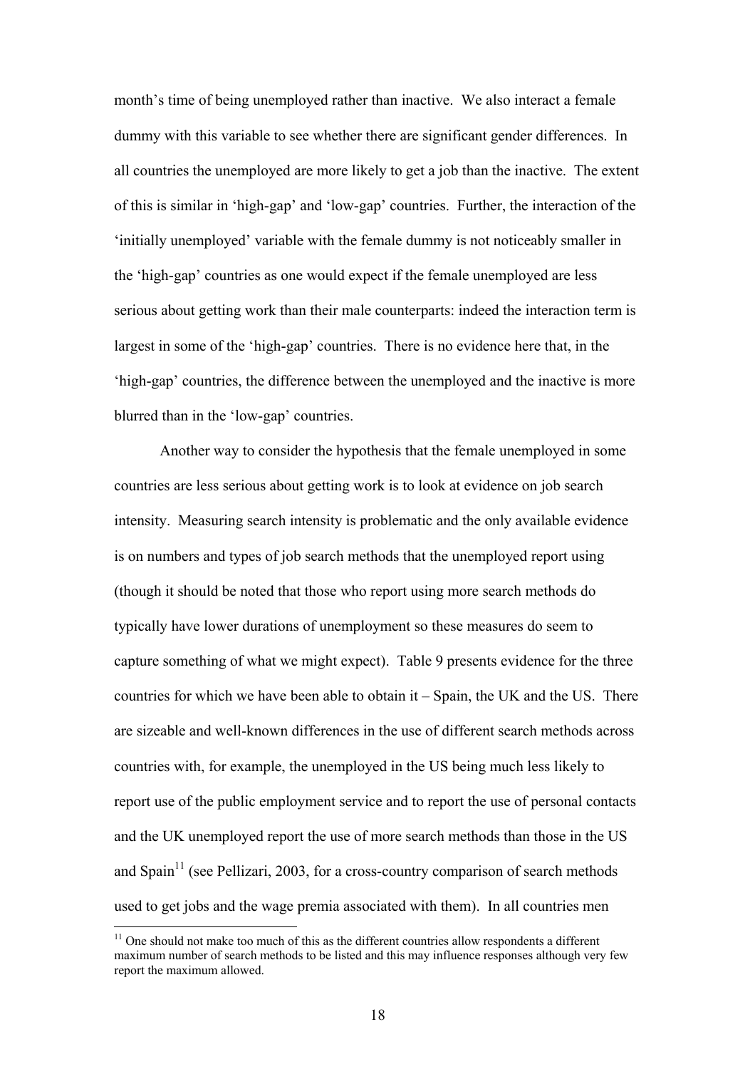month's time of being unemployed rather than inactive. We also interact a female dummy with this variable to see whether there are significant gender differences. In all countries the unemployed are more likely to get a job than the inactive. The extent of this is similar in 'high-gap' and 'low-gap' countries. Further, the interaction of the 'initially unemployed' variable with the female dummy is not noticeably smaller in the 'high-gap' countries as one would expect if the female unemployed are less serious about getting work than their male counterparts: indeed the interaction term is largest in some of the 'high-gap' countries. There is no evidence here that, in the 'high-gap' countries, the difference between the unemployed and the inactive is more blurred than in the 'low-gap' countries.

Another way to consider the hypothesis that the female unemployed in some countries are less serious about getting work is to look at evidence on job search intensity. Measuring search intensity is problematic and the only available evidence is on numbers and types of job search methods that the unemployed report using (though it should be noted that those who report using more search methods do typically have lower durations of unemployment so these measures do seem to capture something of what we might expect). Table 9 presents evidence for the three countries for which we have been able to obtain it – Spain, the UK and the US. There are sizeable and well-known differences in the use of different search methods across countries with, for example, the unemployed in the US being much less likely to report use of the public employment service and to report the use of personal contacts and the UK unemployed report the use of more search methods than those in the US and Spain[11] (see Pellizari, 2003, for a cross-country comparison of search methods used to get jobs and the wage premia associated with them). In all countries men

[11] One should not make too much of this as the different countries allow respondents a different maximum number of search methods to be listed and this may influence responses although very few report the maximum allowed.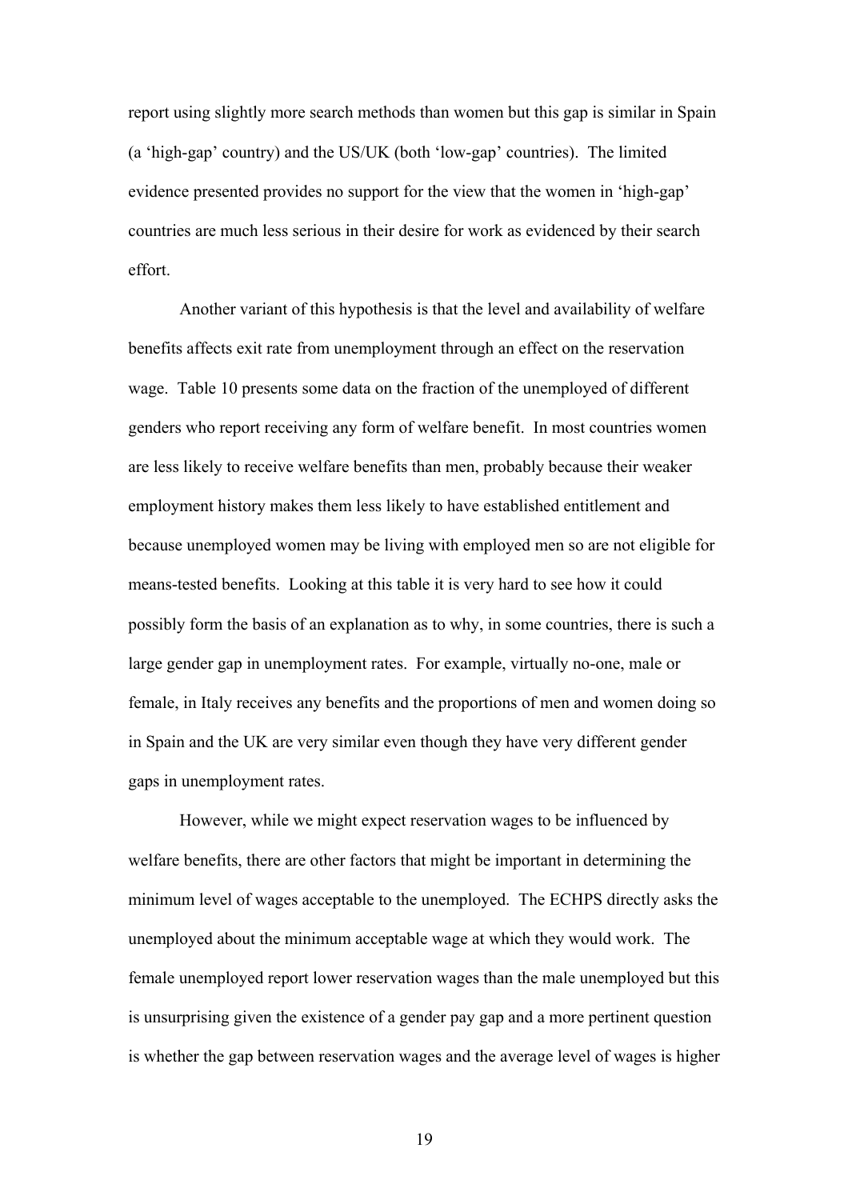report using slightly more search methods than women but this gap is similar in Spain (a 'high-gap' country) and the US/UK (both 'low-gap' countries). The limited evidence presented provides no support for the view that the women in 'high-gap' countries are much less serious in their desire for work as evidenced by their search effort.

Another variant of this hypothesis is that the level and availability of welfare benefits affects exit rate from unemployment through an effect on the reservation wage. Table 10 presents some data on the fraction of the unemployed of different genders who report receiving any form of welfare benefit. In most countries women are less likely to receive welfare benefits than men, probably because their weaker employment history makes them less likely to have established entitlement and because unemployed women may be living with employed men so are not eligible for means-tested benefits. Looking at this table it is very hard to see how it could possibly form the basis of an explanation as to why, in some countries, there is such a large gender gap in unemployment rates. For example, virtually no-one, male or female, in Italy receives any benefits and the proportions of men and women doing so in Spain and the UK are very similar even though they have very different gender gaps in unemployment rates.

However, while we might expect reservation wages to be influenced by welfare benefits, there are other factors that might be important in determining the minimum level of wages acceptable to the unemployed. The ECHPS directly asks the unemployed about the minimum acceptable wage at which they would work. The female unemployed report lower reservation wages than the male unemployed but this is unsurprising given the existence of a gender pay gap and a more pertinent question is whether the gap between reservation wages and the average level of wages is higher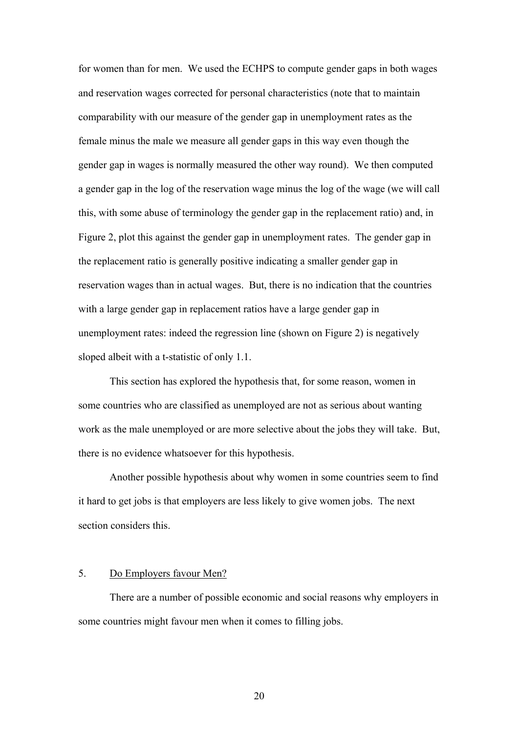for women than for men. We used the ECHPS to compute gender gaps in both wages and reservation wages corrected for personal characteristics (note that to maintain comparability with our measure of the gender gap in unemployment rates as the female minus the male we measure all gender gaps in this way even though the gender gap in wages is normally measured the other way round). We then computed a gender gap in the log of the reservation wage minus the log of the wage (we will call this, with some abuse of terminology the gender gap in the replacement ratio) and, in Figure 2, plot this against the gender gap in unemployment rates. The gender gap in the replacement ratio is generally positive indicating a smaller gender gap in reservation wages than in actual wages. But, there is no indication that the countries with a large gender gap in replacement ratios have a large gender gap in unemployment rates: indeed the regression line (shown on Figure 2) is negatively sloped albeit with a t-statistic of only 1.1.

This section has explored the hypothesis that, for some reason, women in some countries who are classified as unemployed are not as serious about wanting work as the male unemployed or are more selective about the jobs they will take. But, there is no evidence whatsoever for this hypothesis.

Another possible hypothesis about why women in some countries seem to find it hard to get jobs is that employers are less likely to give women jobs. The next section considers this.

## 5. Do Employers favour Men?

There are a number of possible economic and social reasons why employers in some countries might favour men when it comes to filling jobs.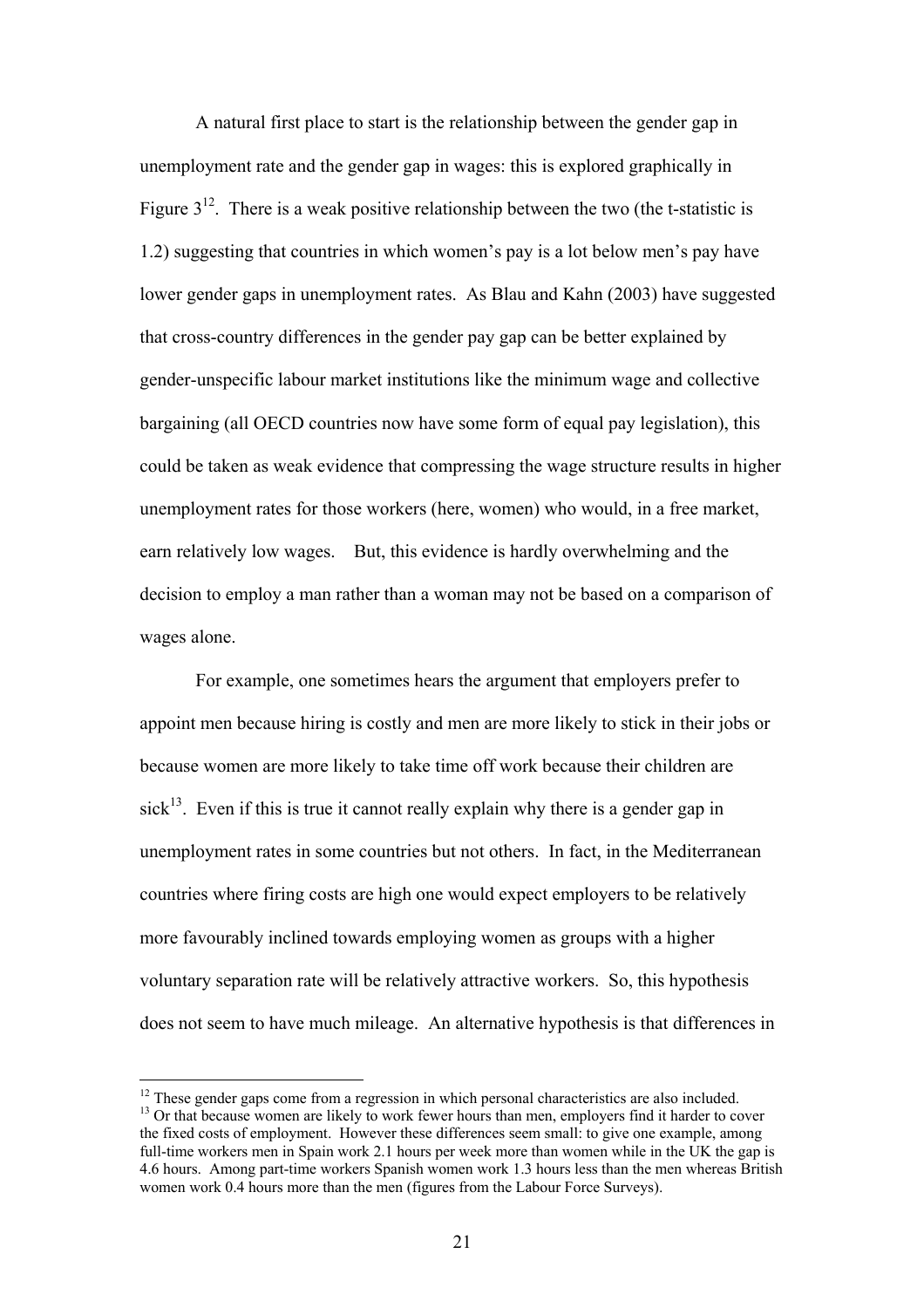A natural first place to start is the relationship between the gender gap in unemployment rate and the gender gap in wages: this is explored graphically in Figure 3[12]. There is a weak positive relationship between the two (the t-statistic is 1.2) suggesting that countries in which women's pay is a lot below men's pay have lower gender gaps in unemployment rates. As Blau and Kahn (2003) have suggested that cross-country differences in the gender pay gap can be better explained by gender-unspecific labour market institutions like the minimum wage and collective bargaining (all OECD countries now have some form of equal pay legislation), this could be taken as weak evidence that compressing the wage structure results in higher unemployment rates for those workers (here, women) who would, in a free market, earn relatively low wages. But, this evidence is hardly overwhelming and the decision to employ a man rather than a woman may not be based on a comparison of wages alone.

For example, one sometimes hears the argument that employers prefer to appoint men because hiring is costly and men are more likely to stick in their jobs or because women are more likely to take time off work because their children are sick[13]. Even if this is true it cannot really explain why there is a gender gap in unemployment rates in some countries but not others. In fact, in the Mediterranean countries where firing costs are high one would expect employers to be relatively more favourably inclined towards employing women as groups with a higher voluntary separation rate will be relatively attractive workers. So, this hypothesis does not seem to have much mileage. An alternative hypothesis is that differences in

[12] These gender gaps come from a regression in which personal characteristics are also included.

[13] Or that because women are likely to work fewer hours than men, employers find it harder to cover the fixed costs of employment. However these differences seem small: to give one example, among full-time workers men in Spain work 2.1 hours per week more than women while in the UK the gap is 4.6 hours. Among part-time workers Spanish women work 1.3 hours less than the men whereas British women work 0.4 hours more than the men (figures from the Labour Force Surveys).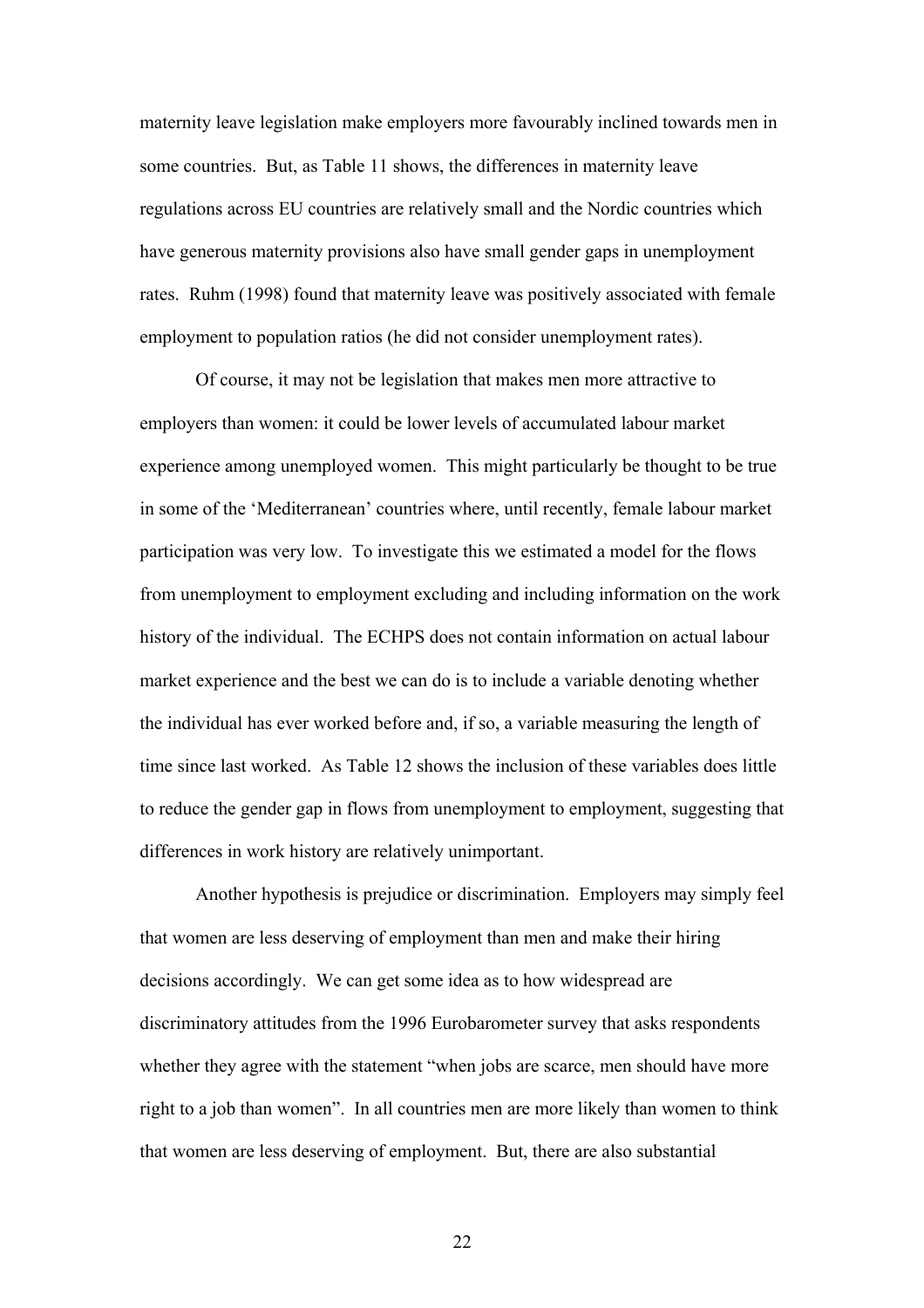maternity leave legislation make employers more favourably inclined towards men in some countries. But, as Table 11 shows, the differences in maternity leave regulations across EU countries are relatively small and the Nordic countries which have generous maternity provisions also have small gender gaps in unemployment rates. Ruhm (1998) found that maternity leave was positively associated with female employment to population ratios (he did not consider unemployment rates).

Of course, it may not be legislation that makes men more attractive to employers than women: it could be lower levels of accumulated labour market experience among unemployed women. This might particularly be thought to be true in some of the 'Mediterranean' countries where, until recently, female labour market participation was very low. To investigate this we estimated a model for the flows from unemployment to employment excluding and including information on the work history of the individual. The ECHPS does not contain information on actual labour market experience and the best we can do is to include a variable denoting whether the individual has ever worked before and, if so, a variable measuring the length of time since last worked. As Table 12 shows the inclusion of these variables does little to reduce the gender gap in flows from unemployment to employment, suggesting that differences in work history are relatively unimportant.

Another hypothesis is prejudice or discrimination. Employers may simply feel that women are less deserving of employment than men and make their hiring decisions accordingly. We can get some idea as to how widespread are discriminatory attitudes from the 1996 Eurobarometer survey that asks respondents whether they agree with the statement "when jobs are scarce, men should have more right to a job than women". In all countries men are more likely than women to think that women are less deserving of employment. But, there are also substantial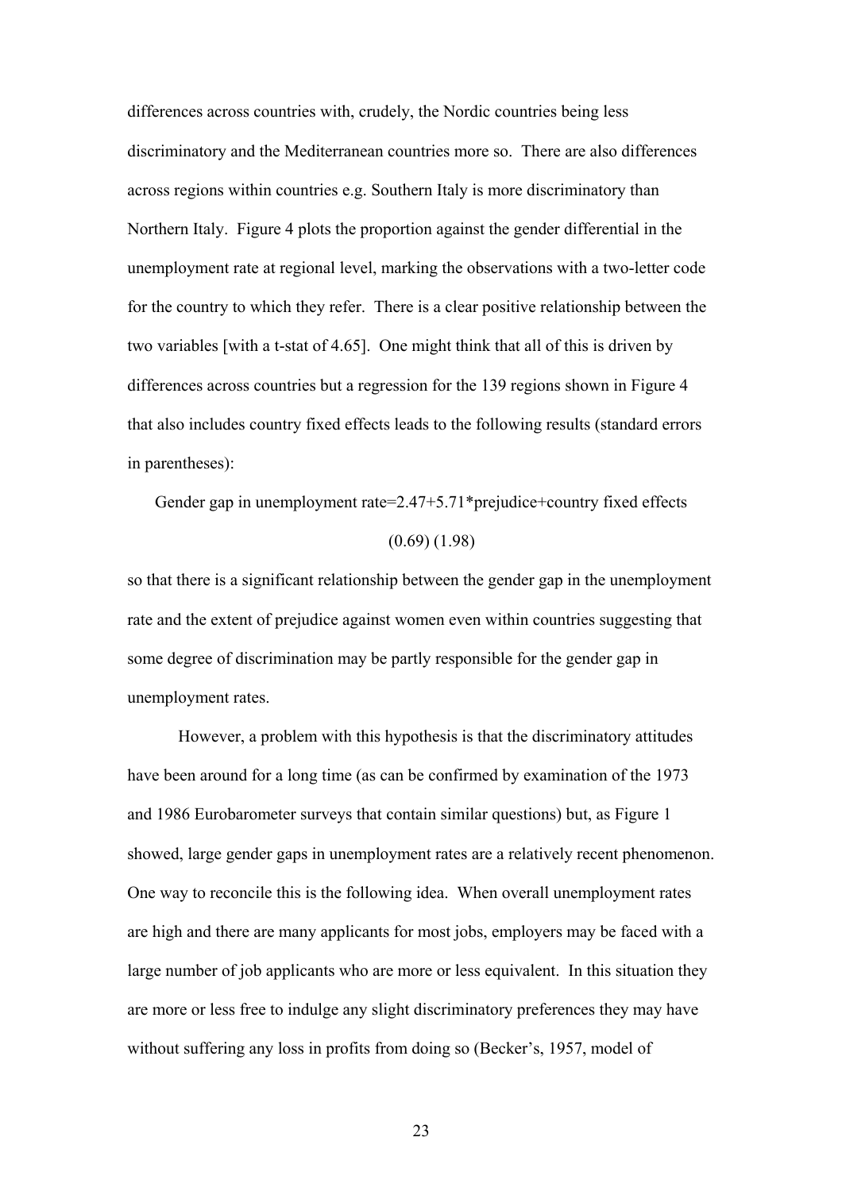differences across countries with, crudely, the Nordic countries being less discriminatory and the Mediterranean countries more so. There are also differences across regions within countries e.g. Southern Italy is more discriminatory than Northern Italy. Figure 4 plots the proportion against the gender differential in the unemployment rate at regional level, marking the observations with a two-letter code for the country to which they refer. There is a clear positive relationship between the two variables [with a t-stat of 4.65]. One might think that all of this is driven by differences across countries but a regression for the 139 regions shown in Figure 4 that also includes country fixed effects leads to the following results (standard errors in parentheses):

$$\text{Gender gap in unemployment rate} = \underset{(0.69)}{2.47} + \underset{(1.98)}{5.71} * \text{prejudice} + \text{country fixed effects}$$

so that there is a significant relationship between the gender gap in the unemployment rate and the extent of prejudice against women even within countries suggesting that some degree of discrimination may be partly responsible for the gender gap in unemployment rates.

However, a problem with this hypothesis is that the discriminatory attitudes have been around for a long time (as can be confirmed by examination of the 1973 and 1986 Eurobarometer surveys that contain similar questions) but, as Figure 1 showed, large gender gaps in unemployment rates are a relatively recent phenomenon. One way to reconcile this is the following idea. When overall unemployment rates are high and there are many applicants for most jobs, employers may be faced with a large number of job applicants who are more or less equivalent. In this situation they are more or less free to indulge any slight discriminatory preferences they may have without suffering any loss in profits from doing so (Becker's, 1957, model of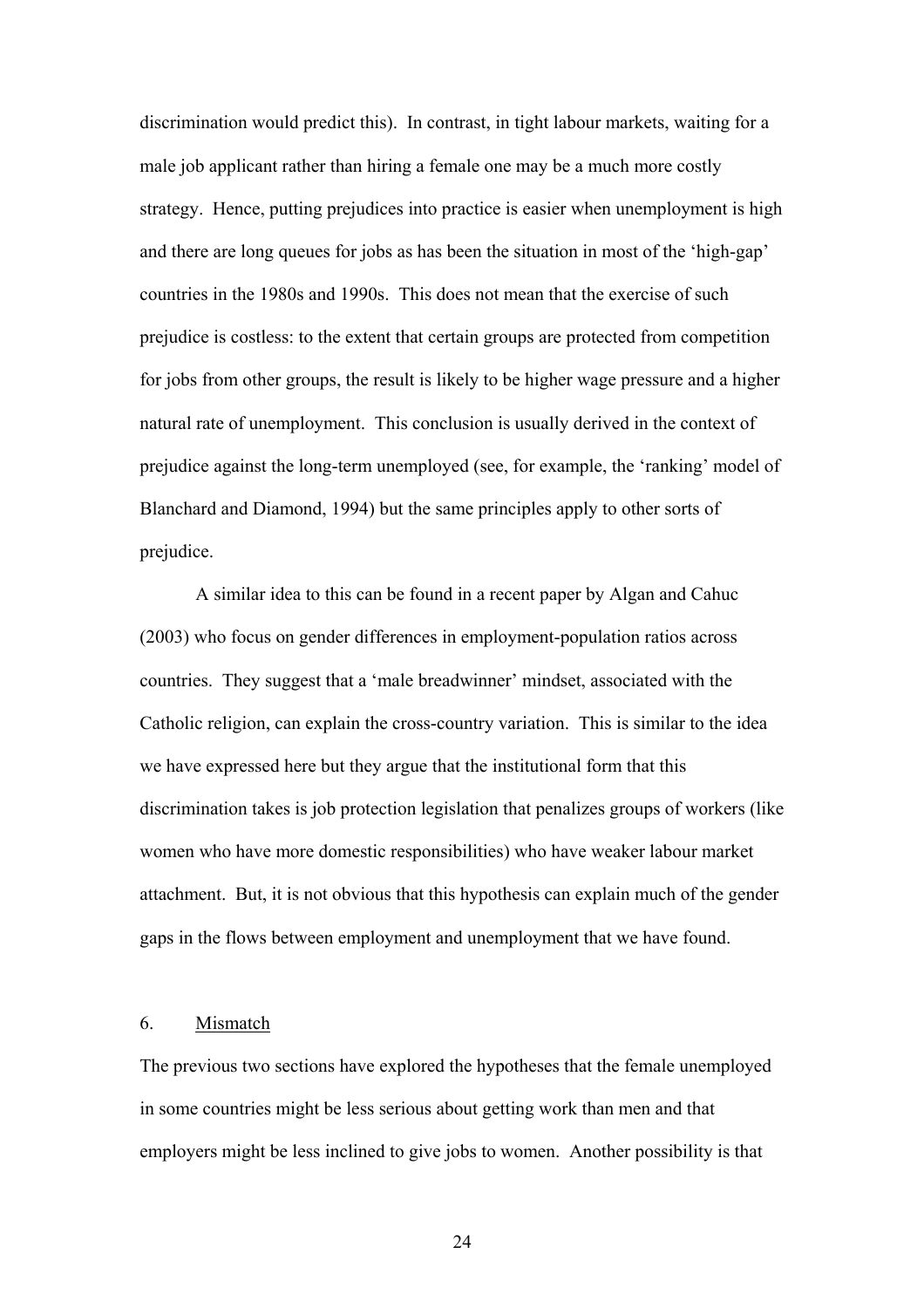discrimination would predict this). In contrast, in tight labour markets, waiting for a male job applicant rather than hiring a female one may be a much more costly strategy. Hence, putting prejudices into practice is easier when unemployment is high and there are long queues for jobs as has been the situation in most of the 'high-gap' countries in the 1980s and 1990s. This does not mean that the exercise of such prejudice is costless: to the extent that certain groups are protected from competition for jobs from other groups, the result is likely to be higher wage pressure and a higher natural rate of unemployment. This conclusion is usually derived in the context of prejudice against the long-term unemployed (see, for example, the 'ranking' model of Blanchard and Diamond, 1994) but the same principles apply to other sorts of prejudice.

A similar idea to this can be found in a recent paper by Algan and Cahuc (2003) who focus on gender differences in employment-population ratios across countries. They suggest that a 'male breadwinner' mindset, associated with the Catholic religion, can explain the cross-country variation. This is similar to the idea we have expressed here but they argue that the institutional form that this discrimination takes is job protection legislation that penalizes groups of workers (like women who have more domestic responsibilities) who have weaker labour market attachment. But, it is not obvious that this hypothesis can explain much of the gender gaps in the flows between employment and unemployment that we have found.

## 6. Mismatch

The previous two sections have explored the hypotheses that the female unemployed in some countries might be less serious about getting work than men and that employers might be less inclined to give jobs to women. Another possibility is that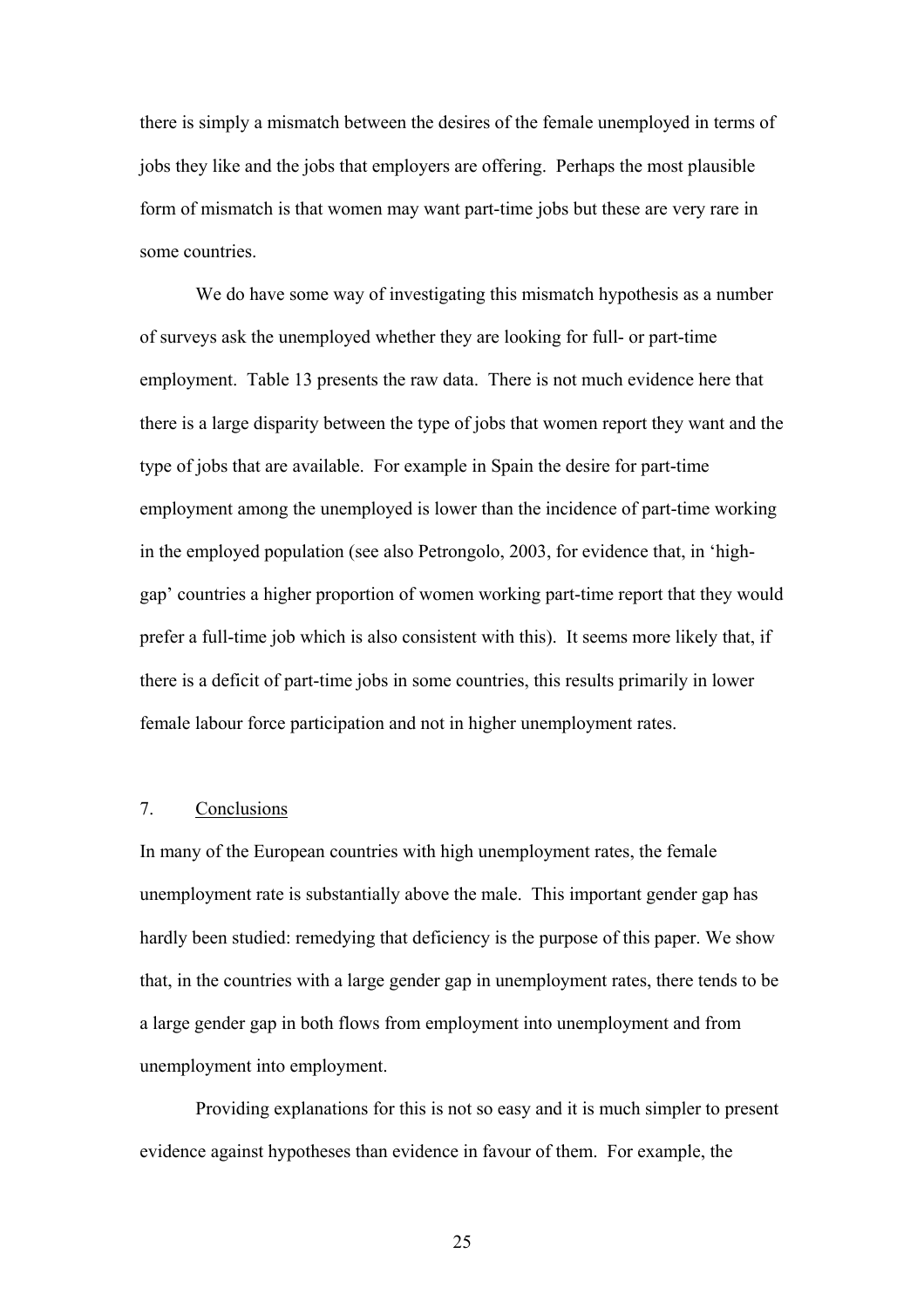there is simply a mismatch between the desires of the female unemployed in terms of jobs they like and the jobs that employers are offering. Perhaps the most plausible form of mismatch is that women may want part-time jobs but these are very rare in some countries.

We do have some way of investigating this mismatch hypothesis as a number of surveys ask the unemployed whether they are looking for full- or part-time employment. Table 13 presents the raw data. There is not much evidence here that there is a large disparity between the type of jobs that women report they want and the type of jobs that are available. For example in Spain the desire for part-time employment among the unemployed is lower than the incidence of part-time working in the employed population (see also Petrongolo, 2003, for evidence that, in 'high-gap' countries a higher proportion of women working part-time report that they would prefer a full-time job which is also consistent with this). It seems more likely that, if there is a deficit of part-time jobs in some countries, this results primarily in lower female labour force participation and not in higher unemployment rates.

## 7. Conclusions

In many of the European countries with high unemployment rates, the female unemployment rate is substantially above the male. This important gender gap has hardly been studied: remedying that deficiency is the purpose of this paper. We show that, in the countries with a large gender gap in unemployment rates, there tends to be a large gender gap in both flows from employment into unemployment and from unemployment into employment.

Providing explanations for this is not so easy and it is much simpler to present evidence against hypotheses than evidence in favour of them. For example, the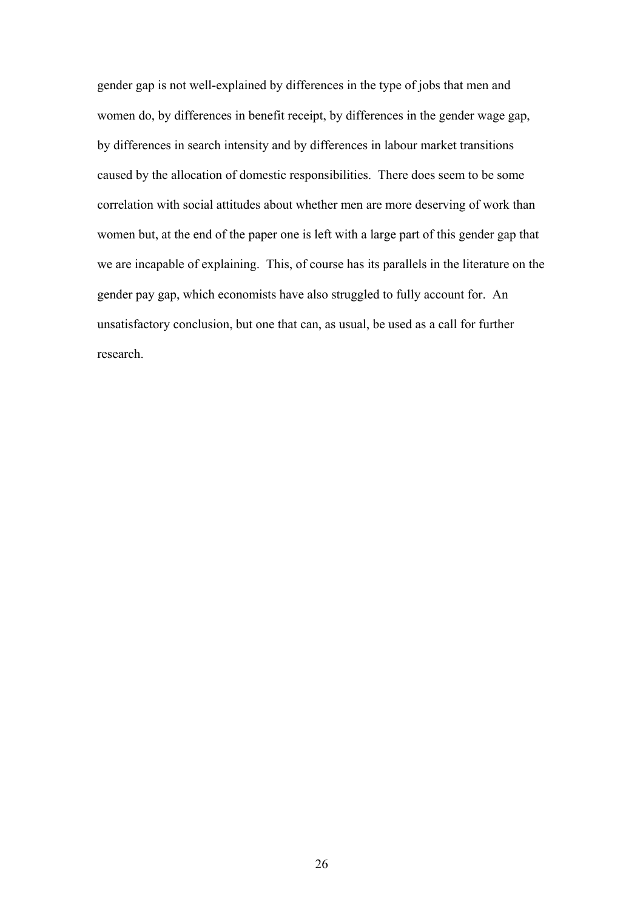gender gap is not well-explained by differences in the type of jobs that men and women do, by differences in benefit receipt, by differences in the gender wage gap, by differences in search intensity and by differences in labour market transitions caused by the allocation of domestic responsibilities. There does seem to be some correlation with social attitudes about whether men are more deserving of work than women but, at the end of the paper one is left with a large part of this gender gap that we are incapable of explaining. This, of course has its parallels in the literature on the gender pay gap, which economists have also struggled to fully account for. An unsatisfactory conclusion, but one that can, as usual, be used as a call for further research.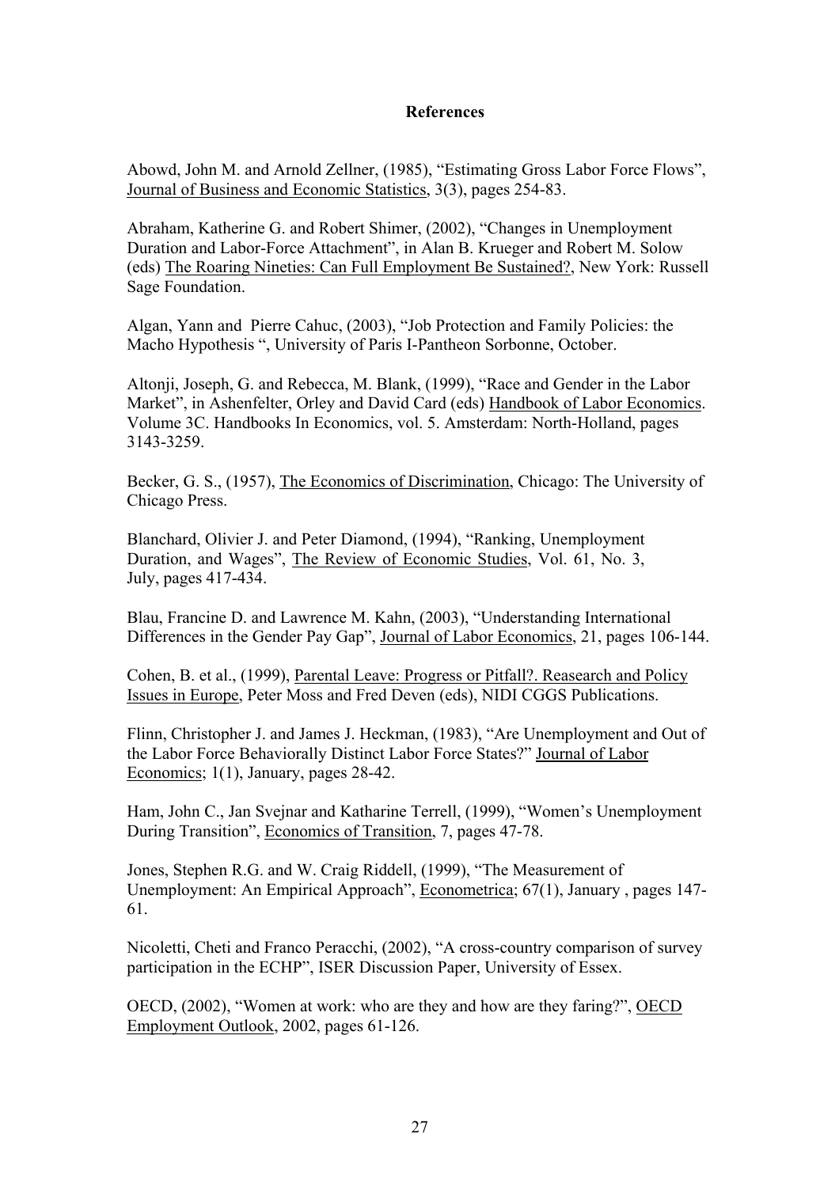## References

Abowd, John M. and Arnold Zellner, (1985), "Estimating Gross Labor Force Flows", Journal of Business and Economic Statistics, 3(3), pages 254-83.

Abraham, Katherine G. and Robert Shimer, (2002), "Changes in Unemployment Duration and Labor-Force Attachment", in Alan B. Krueger and Robert M. Solow (eds) The Roaring Nineties: Can Full Employment Be Sustained?, New York: Russell Sage Foundation.

Algan, Yann and Pierre Cahuc, (2003), "Job Protection and Family Policies: the Macho Hypothesis ", University of Paris I-Pantheon Sorbonne, October.

Altonji, Joseph, G. and Rebecca, M. Blank, (1999), "Race and Gender in the Labor Market", in Ashenfelter, Orley and David Card (eds) Handbook of Labor Economics. Volume 3C. Handbooks In Economics, vol. 5. Amsterdam: North-Holland, pages 3143-3259.

Becker, G. S., (1957), The Economics of Discrimination, Chicago: The University of Chicago Press.

Blanchard, Olivier J. and Peter Diamond, (1994), "Ranking, Unemployment Duration, and Wages", The Review of Economic Studies, Vol. 61, No. 3, July, pages 417-434.

Blau, Francine D. and Lawrence M. Kahn, (2003), "Understanding International Differences in the Gender Pay Gap", Journal of Labor Economics, 21, pages 106-144.

Cohen, B. et al., (1999), Parental Leave: Progress or Pitfall?. Reasearch and Policy Issues in Europe, Peter Moss and Fred Deven (eds), NIDI CGGS Publications.

Flinn, Christopher J. and James J. Heckman, (1983), "Are Unemployment and Out of the Labor Force Behaviorally Distinct Labor Force States?" Journal of Labor Economics; 1(1), January, pages 28-42.

Ham, John C., Jan Svejnar and Katharine Terrell, (1999), "Women's Unemployment During Transition", Economics of Transition, 7, pages 47-78.

Jones, Stephen R.G. and W. Craig Riddell, (1999), "The Measurement of Unemployment: An Empirical Approach", Econometrica; 67(1), January , pages 147-61.

Nicoletti, Cheti and Franco Peracchi, (2002), "A cross-country comparison of survey participation in the ECHP", ISER Discussion Paper, University of Essex.

OECD, (2002), "Women at work: who are they and how are they faring?", OECD Employment Outlook, 2002, pages 61-126.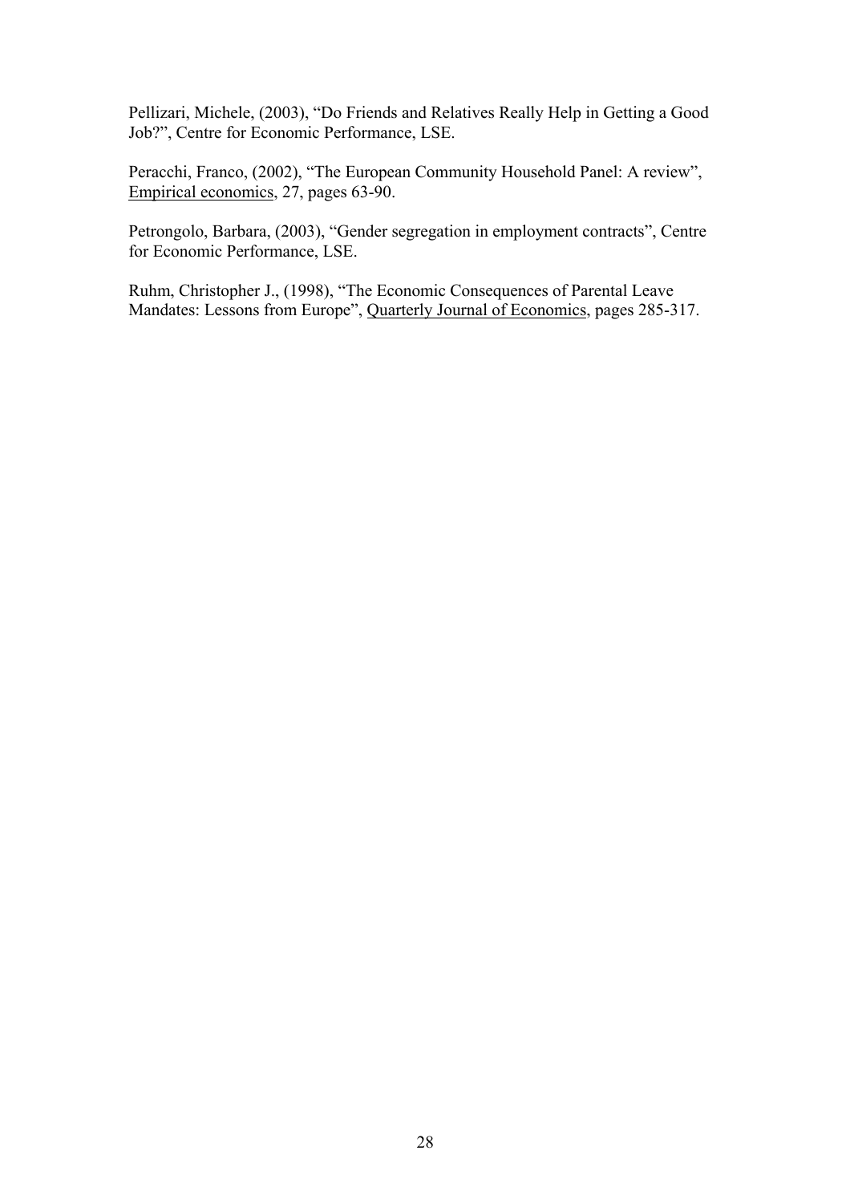Pellizari, Michele, (2003), "Do Friends and Relatives Really Help in Getting a Good Job?", Centre for Economic Performance, LSE.

Peracchi, Franco, (2002), "The European Community Household Panel: A review", Empirical economics, 27, pages 63-90.

Petrongolo, Barbara, (2003), "Gender segregation in employment contracts", Centre for Economic Performance, LSE.

Ruhm, Christopher J., (1998), "The Economic Consequences of Parental Leave Mandates: Lessons from Europe", Quarterly Journal of Economics, pages 285-317.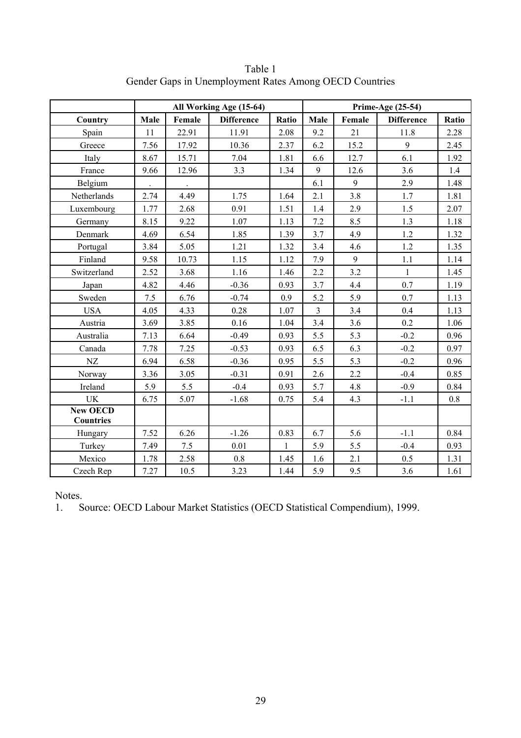Table 1
Gender Gaps in Unemployment Rates Among OECD Countries

| | All Working Age (15-64) | | | | Prime-Age (25-54) | | | |
|---|---|---|---|---|---|---|---|---|
| **Country** | **Male** | **Female** | **Difference** | **Ratio** | **Male** | **Female** | **Difference** | **Ratio** |
| Spain | 11 | 22.91 | 11.91 | 2.08 | 9.2 | 21 | 11.8 | 2.28 |
| Greece | 7.56 | 17.92 | 10.36 | 2.37 | 6.2 | 15.2 | 9 | 2.45 |
| Italy | 8.67 | 15.71 | 7.04 | 1.81 | 6.6 | 12.7 | 6.1 | 1.92 |
| France | 9.66 | 12.96 | 3.3 | 1.34 | 9 | 12.6 | 3.6 | 1.4 |
| Belgium | . | . | | | 6.1 | 9 | 2.9 | 1.48 |
| Netherlands | 2.74 | 4.49 | 1.75 | 1.64 | 2.1 | 3.8 | 1.7 | 1.81 |
| Luxembourg | 1.77 | 2.68 | 0.91 | 1.51 | 1.4 | 2.9 | 1.5 | 2.07 |
| Germany | 8.15 | 9.22 | 1.07 | 1.13 | 7.2 | 8.5 | 1.3 | 1.18 |
| Denmark | 4.69 | 6.54 | 1.85 | 1.39 | 3.7 | 4.9 | 1.2 | 1.32 |
| Portugal | 3.84 | 5.05 | 1.21 | 1.32 | 3.4 | 4.6 | 1.2 | 1.35 |
| Finland | 9.58 | 10.73 | 1.15 | 1.12 | 7.9 | 9 | 1.1 | 1.14 |
| Switzerland | 2.52 | 3.68 | 1.16 | 1.46 | 2.2 | 3.2 | 1 | 1.45 |
| Japan | 4.82 | 4.46 | -0.36 | 0.93 | 3.7 | 4.4 | 0.7 | 1.19 |
| Sweden | 7.5 | 6.76 | -0.74 | 0.9 | 5.2 | 5.9 | 0.7 | 1.13 |
| USA | 4.05 | 4.33 | 0.28 | 1.07 | 3 | 3.4 | 0.4 | 1.13 |
| Austria | 3.69 | 3.85 | 0.16 | 1.04 | 3.4 | 3.6 | 0.2 | 1.06 |
| Australia | 7.13 | 6.64 | -0.49 | 0.93 | 5.5 | 5.3 | -0.2 | 0.96 |
| Canada | 7.78 | 7.25 | -0.53 | 0.93 | 6.5 | 6.3 | -0.2 | 0.97 |
| NZ | 6.94 | 6.58 | -0.36 | 0.95 | 5.5 | 5.3 | -0.2 | 0.96 |
| Norway | 3.36 | 3.05 | -0.31 | 0.91 | 2.6 | 2.2 | -0.4 | 0.85 |
| Ireland | 5.9 | 5.5 | -0.4 | 0.93 | 5.7 | 4.8 | -0.9 | 0.84 |
| UK | 6.75 | 5.07 | -1.68 | 0.75 | 5.4 | 4.3 | -1.1 | 0.8 |
| **New OECD Countries** | | | | | | | | |
| Hungary | 7.52 | 6.26 | -1.26 | 0.83 | 6.7 | 5.6 | -1.1 | 0.84 |
| Turkey | 7.49 | 7.5 | 0.01 | 1 | 5.9 | 5.5 | -0.4 | 0.93 |
| Mexico | 1.78 | 2.58 | 0.8 | 1.45 | 1.6 | 2.1 | 0.5 | 1.31 |
| Czech Rep | 7.27 | 10.5 | 3.23 | 1.44 | 5.9 | 9.5 | 3.6 | 1.61 |

Notes.

1. Source: OECD Labour Market Statistics (OECD Statistical Compendium), 1999.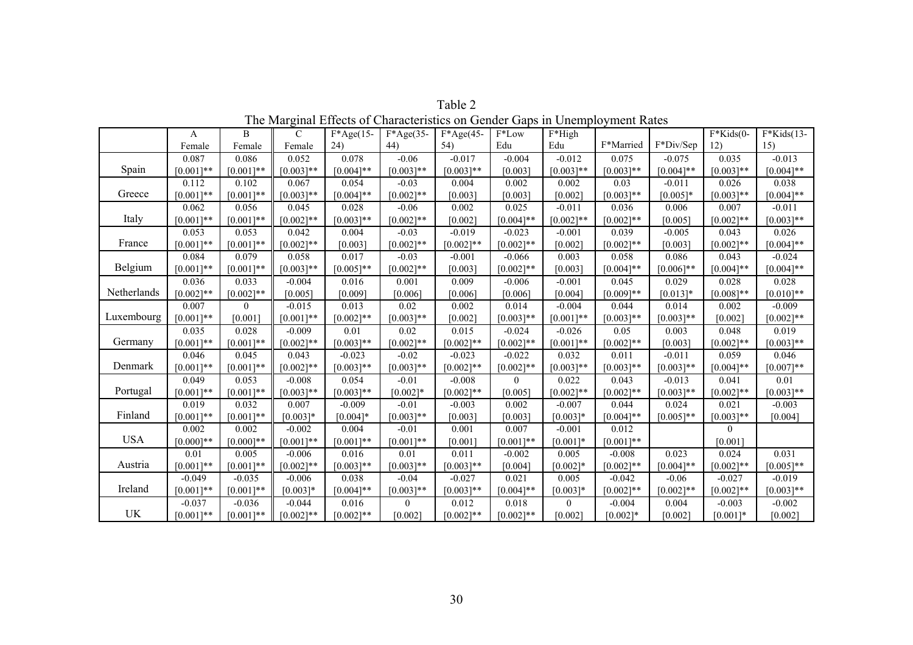Table 2

The Marginal Effects of Characteristics on Gender Gaps in Unemployment Rates

| | A Female | B Female | C Female | F*Age(15-24) | F*Age(35-44) | F*Age(45-54) | F*Low Edu | F*High Edu | F*Married | F*Div/Sep | F*Kids(0-12) | F*Kids(13-15) |
|---|---|---|---|---|---|---|---|---|---|---|---|---|
| Spain | 0.087 | 0.086 | 0.052 | 0.078 | -0.06 | -0.017 | -0.004 | -0.012 | 0.075 | -0.075 | 0.035 | -0.013 |
| | [0.001]** | [0.001]** | [0.003]** | [0.004]** | [0.003]** | [0.003]** | [0.003] | [0.003]** | [0.003]** | [0.004]** | [0.003]** | [0.004]** |
| Greece | 0.112 | 0.102 | 0.067 | 0.054 | -0.03 | 0.004 | 0.002 | 0.002 | 0.03 | -0.011 | 0.026 | 0.038 |
| | [0.001]** | [0.001]** | [0.003]** | [0.004]** | [0.002]** | [0.003] | [0.003] | [0.002] | [0.003]** | [0.005]* | [0.003]** | [0.004]** |
| Italy | 0.062 | 0.056 | 0.045 | 0.028 | -0.06 | 0.002 | 0.025 | -0.011 | 0.036 | 0.006 | 0.007 | -0.011 |
| | [0.001]** | [0.001]** | [0.002]** | [0.003]** | [0.002]** | [0.002] | [0.004]** | [0.002]** | [0.002]** | [0.005] | [0.002]** | [0.003]** |
| France | 0.053 | 0.053 | 0.042 | 0.004 | -0.03 | -0.019 | -0.023 | -0.001 | 0.039 | -0.005 | 0.043 | 0.026 |
| | [0.001]** | [0.001]** | [0.002]** | [0.003] | [0.002]** | [0.002]** | [0.002]** | [0.002] | [0.002]** | [0.003] | [0.002]** | [0.004]** |
| Belgium | 0.084 | 0.079 | 0.058 | 0.017 | -0.03 | -0.001 | -0.066 | 0.003 | 0.058 | 0.086 | 0.043 | -0.024 |
| | [0.001]** | [0.001]** | [0.003]** | [0.005]** | [0.002]** | [0.003] | [0.002]** | [0.003] | [0.004]** | [0.006]** | [0.004]** | [0.004]** |
| Netherlands | 0.036 | 0.033 | -0.004 | 0.016 | 0.001 | 0.009 | -0.006 | -0.001 | 0.045 | 0.029 | 0.028 | 0.028 |
| | [0.002]** | [0.002]** | [0.005] | [0.009] | [0.006] | [0.006] | [0.006] | [0.004] | [0.009]** | [0.013]* | [0.008]** | [0.010]** |
| Luxembourg | 0.007 | 0 | -0.015 | 0.013 | 0.02 | 0.002 | 0.014 | -0.004 | 0.044 | 0.014 | 0.002 | -0.009 |
| | [0.001]** | [0.001] | [0.001]** | [0.002]** | [0.003]** | [0.002] | [0.003]** | [0.001]** | [0.003]** | [0.003]** | [0.002] | [0.002]** |
| Germany | 0.035 | 0.028 | -0.009 | 0.01 | 0.02 | 0.015 | -0.024 | -0.026 | 0.05 | 0.003 | 0.048 | 0.019 |
| | [0.001]** | [0.001]** | [0.002]** | [0.003]** | [0.002]** | [0.002]** | [0.002]** | [0.001]** | [0.002]** | [0.003] | [0.002]** | [0.003]** |
| Denmark | 0.046 | 0.045 | 0.043 | -0.023 | -0.02 | -0.023 | -0.022 | 0.032 | 0.011 | -0.011 | 0.059 | 0.046 |
| | [0.001]** | [0.001]** | [0.002]** | [0.003]** | [0.003]** | [0.002]** | [0.002]** | [0.003]** | [0.003]** | [0.003]** | [0.004]** | [0.007]** |
| Portugal | 0.049 | 0.053 | -0.008 | 0.054 | -0.01 | -0.008 | 0 | 0.022 | 0.043 | -0.013 | 0.041 | 0.01 |
| | [0.001]** | [0.001]** | [0.003]** | [0.003]** | [0.002]* | [0.002]** | [0.005] | [0.002]** | [0.002]** | [0.003]** | [0.002]** | [0.003]** |
| Finland | 0.019 | 0.032 | 0.007 | -0.009 | -0.01 | -0.003 | 0.002 | -0.007 | 0.044 | 0.024 | 0.021 | -0.003 |
| | [0.001]** | [0.001]** | [0.003]* | [0.004]* | [0.003]** | [0.003] | [0.003] | [0.003]* | [0.004]** | [0.005]** | [0.003]** | [0.004] |
| USA | 0.002 | 0.002 | -0.002 | 0.004 | -0.01 | 0.001 | 0.007 | -0.001 | 0.012 | | 0 | |
| | [0.000]** | [0.000]** | [0.001]** | [0.001]** | [0.001]** | [0.001] | [0.001]** | [0.001]* | [0.001]** | | [0.001] | |
| Austria | 0.01 | 0.005 | -0.006 | 0.016 | 0.01 | 0.011 | -0.002 | 0.005 | -0.008 | 0.023 | 0.024 | 0.031 |
| | [0.001]** | [0.001]** | [0.002]** | [0.003]** | [0.003]** | [0.003]** | [0.004] | [0.002]* | [0.002]** | [0.004]** | [0.002]** | [0.005]** |
| Ireland | -0.049 | -0.035 | -0.006 | 0.038 | -0.04 | -0.027 | 0.021 | 0.005 | -0.042 | -0.06 | -0.027 | -0.019 |
| | [0.001]** | [0.001]** | [0.003]* | [0.004]** | [0.003]** | [0.003]** | [0.004]** | [0.003]* | [0.002]** | [0.002]** | [0.002]** | [0.003]** |
| UK | -0.037 | -0.036 | -0.044 | 0.016 | 0 | 0.012 | 0.018 | 0 | -0.004 | 0.004 | -0.003 | -0.002 |
| | [0.001]** | [0.001]** | [0.002]** | [0.002]** | [0.002] | [0.002]** | [0.002]** | [0.002] | [0.002]* | [0.002] | [0.001]* | [0.002] |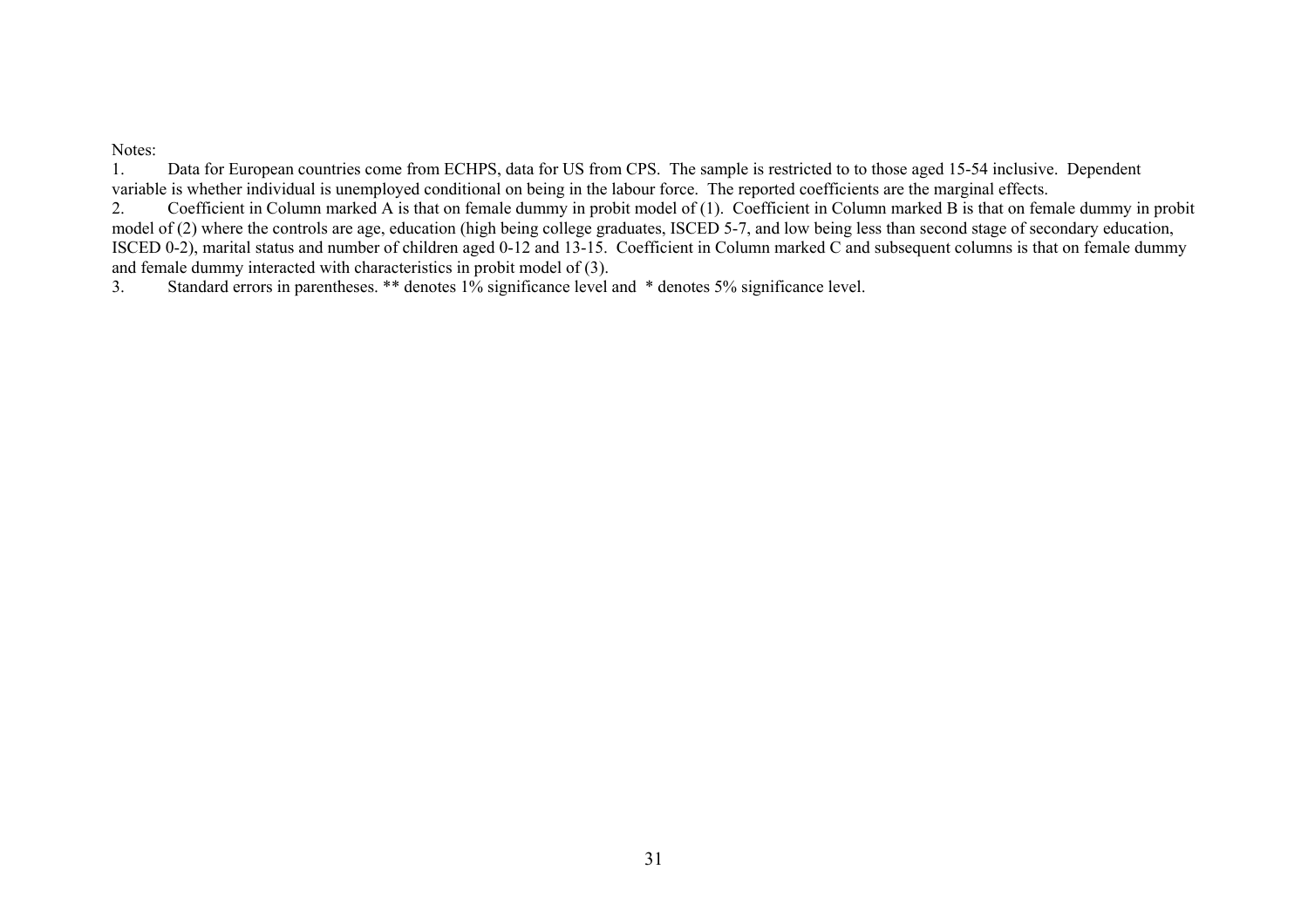Notes:

1. Data for European countries come from ECHPS, data for US from CPS. The sample is restricted to to those aged 15-54 inclusive. Dependent variable is whether individual is unemployed conditional on being in the labour force. The reported coefficients are the marginal effects.
2. Coefficient in Column marked A is that on female dummy in probit model of (1). Coefficient in Column marked B is that on female dummy in probit model of (2) where the controls are age, education (high being college graduates, ISCED 5-7, and low being less than second stage of secondary education, ISCED 0-2), marital status and number of children aged 0-12 and 13-15. Coefficient in Column marked C and subsequent columns is that on female dummy and female dummy interacted with characteristics in probit model of (3).
3. Standard errors in parentheses. ** denotes 1% significance level and * denotes 5% significance level.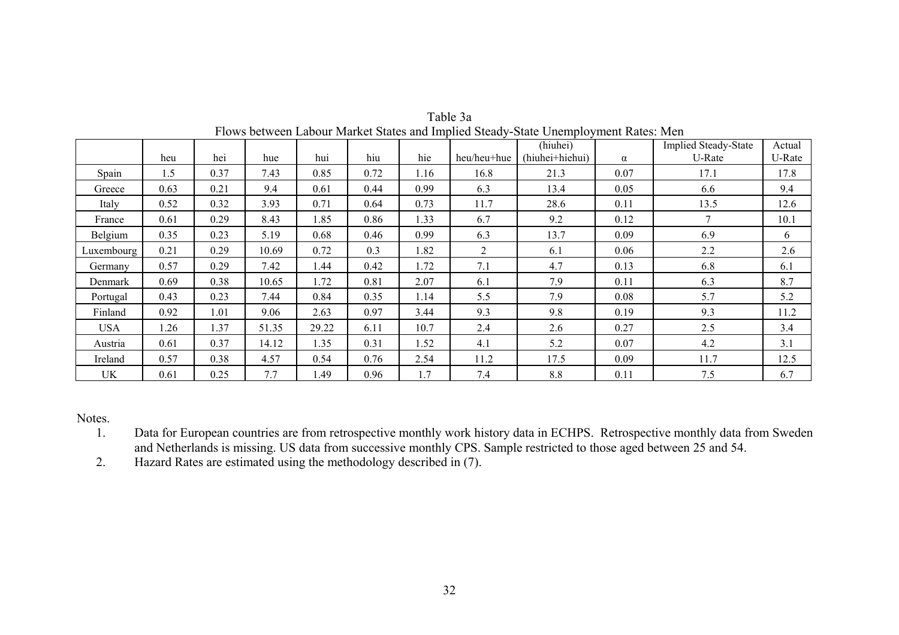Table 3a

Flows between Labour Market States and Implied Steady-State Unemployment Rates: Men

| | heu | hei | hue | hui | hiu | hie | heu/heu+hue | (hiuhei) (hiuhei+hiehui) | α | Implied Steady-State U-Rate | Actual U-Rate |
|---|---|---|---|---|---|---|---|---|---|---|---|
| Spain | 1.5 | 0.37 | 7.43 | 0.85 | 0.72 | 1.16 | 16.8 | 21.3 | 0.07 | 17.1 | 17.8 |
| Greece | 0.63 | 0.21 | 9.4 | 0.61 | 0.44 | 0.99 | 6.3 | 13.4 | 0.05 | 6.6 | 9.4 |
| Italy | 0.52 | 0.32 | 3.93 | 0.71 | 0.64 | 0.73 | 11.7 | 28.6 | 0.11 | 13.5 | 12.6 |
| France | 0.61 | 0.29 | 8.43 | 1.85 | 0.86 | 1.33 | 6.7 | 9.2 | 0.12 | 7 | 10.1 |
| Belgium | 0.35 | 0.23 | 5.19 | 0.68 | 0.46 | 0.99 | 6.3 | 13.7 | 0.09 | 6.9 | 6 |
| Luxembourg | 0.21 | 0.29 | 10.69 | 0.72 | 0.3 | 1.82 | 2 | 6.1 | 0.06 | 2.2 | 2.6 |
| Germany | 0.57 | 0.29 | 7.42 | 1.44 | 0.42 | 1.72 | 7.1 | 4.7 | 0.13 | 6.8 | 6.1 |
| Denmark | 0.69 | 0.38 | 10.65 | 1.72 | 0.81 | 2.07 | 6.1 | 7.9 | 0.11 | 6.3 | 8.7 |
| Portugal | 0.43 | 0.23 | 7.44 | 0.84 | 0.35 | 1.14 | 5.5 | 7.9 | 0.08 | 5.7 | 5.2 |
| Finland | 0.92 | 1.01 | 9.06 | 2.63 | 0.97 | 3.44 | 9.3 | 9.8 | 0.19 | 9.3 | 11.2 |
| USA | 1.26 | 1.37 | 51.35 | 29.22 | 6.11 | 10.7 | 2.4 | 2.6 | 0.27 | 2.5 | 3.4 |
| Austria | 0.61 | 0.37 | 14.12 | 1.35 | 0.31 | 1.52 | 4.1 | 5.2 | 0.07 | 4.2 | 3.1 |
| Ireland | 0.57 | 0.38 | 4.57 | 0.54 | 0.76 | 2.54 | 11.2 | 17.5 | 0.09 | 11.7 | 12.5 |
| UK | 0.61 | 0.25 | 7.7 | 1.49 | 0.96 | 1.7 | 7.4 | 8.8 | 0.11 | 7.5 | 6.7 |

Notes.

1. Data for European countries are from retrospective monthly work history data in ECHPS. Retrospective monthly data from Sweden and Netherlands is missing. US data from successive monthly CPS. Sample restricted to those aged between 25 and 54.
2. Hazard Rates are estimated using the methodology described in (7).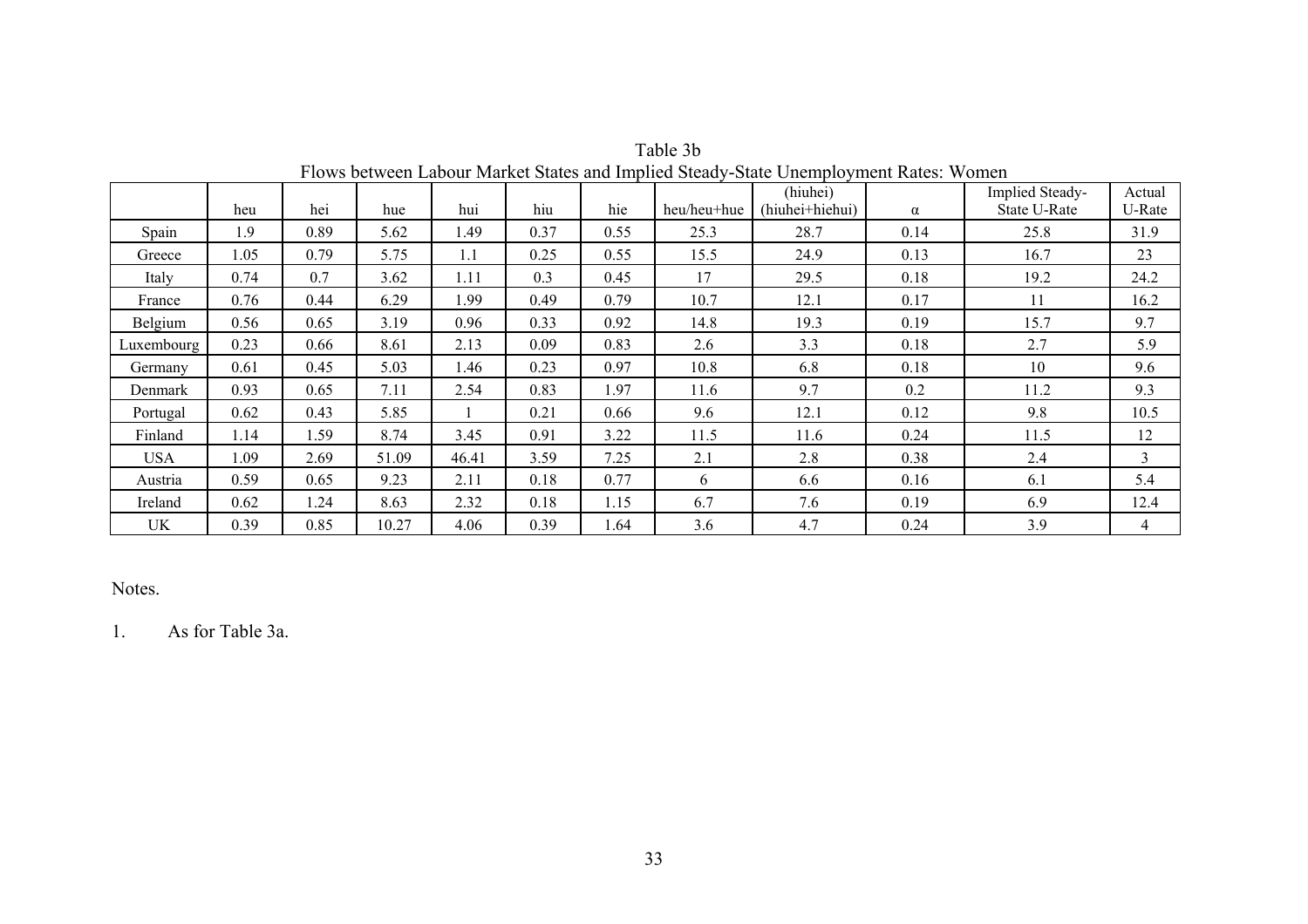Table 3b

Flows between Labour Market States and Implied Steady-State Unemployment Rates: Women

| | heu | hei | hue | hui | hiu | hie | heu/heu+hue | (hiuhei) (hiuhei+hiehui) | α | Implied Steady-State U-Rate | Actual U-Rate |
|---|---|---|---|---|---|---|---|---|---|---|---|
| Spain | 1.9 | 0.89 | 5.62 | 1.49 | 0.37 | 0.55 | 25.3 | 28.7 | 0.14 | 25.8 | 31.9 |
| Greece | 1.05 | 0.79 | 5.75 | 1.1 | 0.25 | 0.55 | 15.5 | 24.9 | 0.13 | 16.7 | 23 |
| Italy | 0.74 | 0.7 | 3.62 | 1.11 | 0.3 | 0.45 | 17 | 29.5 | 0.18 | 19.2 | 24.2 |
| France | 0.76 | 0.44 | 6.29 | 1.99 | 0.49 | 0.79 | 10.7 | 12.1 | 0.17 | 11 | 16.2 |
| Belgium | 0.56 | 0.65 | 3.19 | 0.96 | 0.33 | 0.92 | 14.8 | 19.3 | 0.19 | 15.7 | 9.7 |
| Luxembourg | 0.23 | 0.66 | 8.61 | 2.13 | 0.09 | 0.83 | 2.6 | 3.3 | 0.18 | 2.7 | 5.9 |
| Germany | 0.61 | 0.45 | 5.03 | 1.46 | 0.23 | 0.97 | 10.8 | 6.8 | 0.18 | 10 | 9.6 |
| Denmark | 0.93 | 0.65 | 7.11 | 2.54 | 0.83 | 1.97 | 11.6 | 9.7 | 0.2 | 11.2 | 9.3 |
| Portugal | 0.62 | 0.43 | 5.85 | 1 | 0.21 | 0.66 | 9.6 | 12.1 | 0.12 | 9.8 | 10.5 |
| Finland | 1.14 | 1.59 | 8.74 | 3.45 | 0.91 | 3.22 | 11.5 | 11.6 | 0.24 | 11.5 | 12 |
| USA | 1.09 | 2.69 | 51.09 | 46.41 | 3.59 | 7.25 | 2.1 | 2.8 | 0.38 | 2.4 | 3 |
| Austria | 0.59 | 0.65 | 9.23 | 2.11 | 0.18 | 0.77 | 6 | 6.6 | 0.16 | 6.1 | 5.4 |
| Ireland | 0.62 | 1.24 | 8.63 | 2.32 | 0.18 | 1.15 | 6.7 | 7.6 | 0.19 | 6.9 | 12.4 |
| UK | 0.39 | 0.85 | 10.27 | 4.06 | 0.39 | 1.64 | 3.6 | 4.7 | 0.24 | 3.9 | 4 |

Notes.

1. As for Table 3a.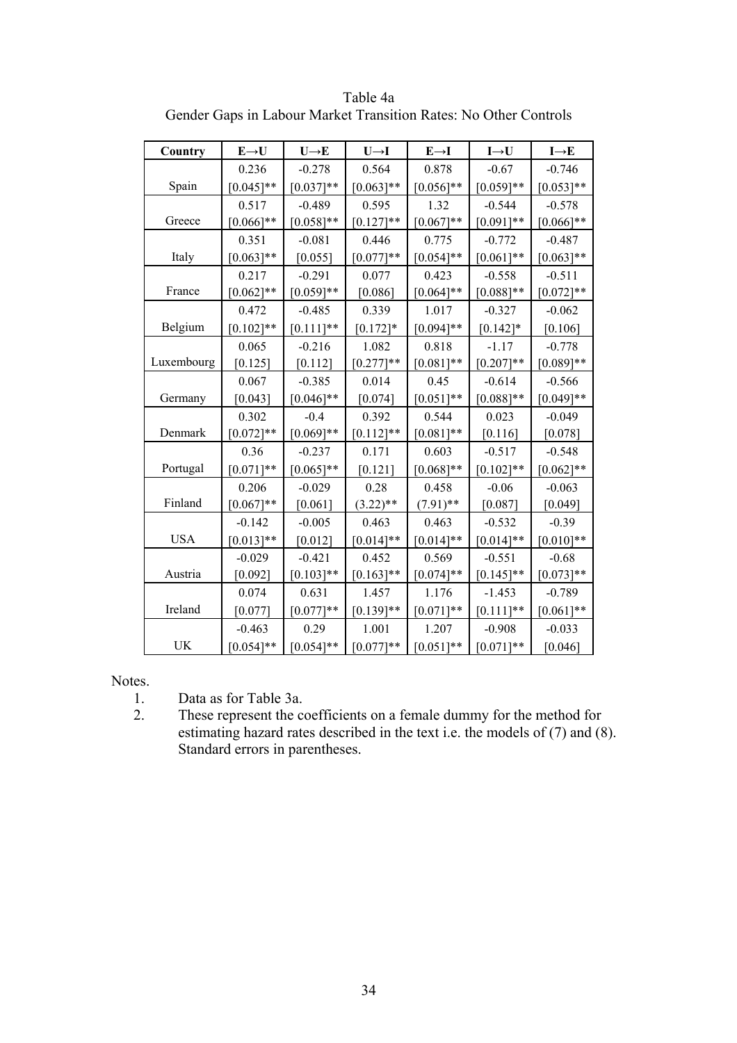Table 4a

Gender Gaps in Labour Market Transition Rates: No Other Controls

| Country | E→U | U→E | U→I | E→I | I→U | I→E |
|---|---|---|---|---|---|---|
| Spain | 0.236<br>[0.045]** | -0.278<br>[0.037]** | 0.564<br>[0.063]** | 0.878<br>[0.056]** | -0.67<br>[0.059]** | -0.746<br>[0.053]** |
| Greece | 0.517<br>[0.066]** | -0.489<br>[0.058]** | 0.595<br>[0.127]** | 1.32<br>[0.067]** | -0.544<br>[0.091]** | -0.578<br>[0.066]** |
| Italy | 0.351<br>[0.063]** | -0.081<br>[0.055] | 0.446<br>[0.077]** | 0.775<br>[0.054]** | -0.772<br>[0.061]** | -0.487<br>[0.063]** |
| France | 0.217<br>[0.062]** | -0.291<br>[0.059]** | 0.077<br>[0.086] | 0.423<br>[0.064]** | -0.558<br>[0.088]** | -0.511<br>[0.072]** |
| Belgium | 0.472<br>[0.102]** | -0.485<br>[0.111]** | 0.339<br>[0.172]* | 1.017<br>[0.094]** | -0.327<br>[0.142]* | -0.062<br>[0.106] |
| Luxembourg | 0.065<br>[0.125] | -0.216<br>[0.112] | 1.082<br>[0.277]** | 0.818<br>[0.081]** | -1.17<br>[0.207]** | -0.778<br>[0.089]** |
| Germany | 0.067<br>[0.043] | -0.385<br>[0.046]** | 0.014<br>[0.074] | 0.45<br>[0.051]** | -0.614<br>[0.088]** | -0.566<br>[0.049]** |
| Denmark | 0.302<br>[0.072]** | -0.4<br>[0.069]** | 0.392<br>[0.112]** | 0.544<br>[0.081]** | 0.023<br>[0.116] | -0.049<br>[0.078] |
| Portugal | 0.36<br>[0.071]** | -0.237<br>[0.065]** | 0.171<br>[0.121] | 0.603<br>[0.068]** | -0.517<br>[0.102]** | -0.548<br>[0.062]** |
| Finland | 0.206<br>[0.067]** | -0.029<br>[0.061] | 0.28<br>(3.22)** | 0.458<br>(7.91)** | -0.06<br>[0.087] | -0.063<br>[0.049] |
| USA | -0.142<br>[0.013]** | -0.005<br>[0.012] | 0.463<br>[0.014]** | 0.463<br>[0.014]** | -0.532<br>[0.014]** | -0.39<br>[0.010]** |
| Austria | -0.029<br>[0.092] | -0.421<br>[0.103]** | 0.452<br>[0.163]** | 0.569<br>[0.074]** | -0.551<br>[0.145]** | -0.68<br>[0.073]** |
| Ireland | 0.074<br>[0.077] | 0.631<br>[0.077]** | 1.457<br>[0.139]** | 1.176<br>[0.071]** | -1.453<br>[0.111]** | -0.789<br>[0.061]** |
| UK | -0.463<br>[0.054]** | 0.29<br>[0.054]** | 1.001<br>[0.077]** | 1.207<br>[0.051]** | -0.908<br>[0.071]** | -0.033<br>[0.046] |

Notes.

1. Data as for Table 3a.
2. These represent the coefficients on a female dummy for the method for estimating hazard rates described in the text i.e. the models of (7) and (8). Standard errors in parentheses.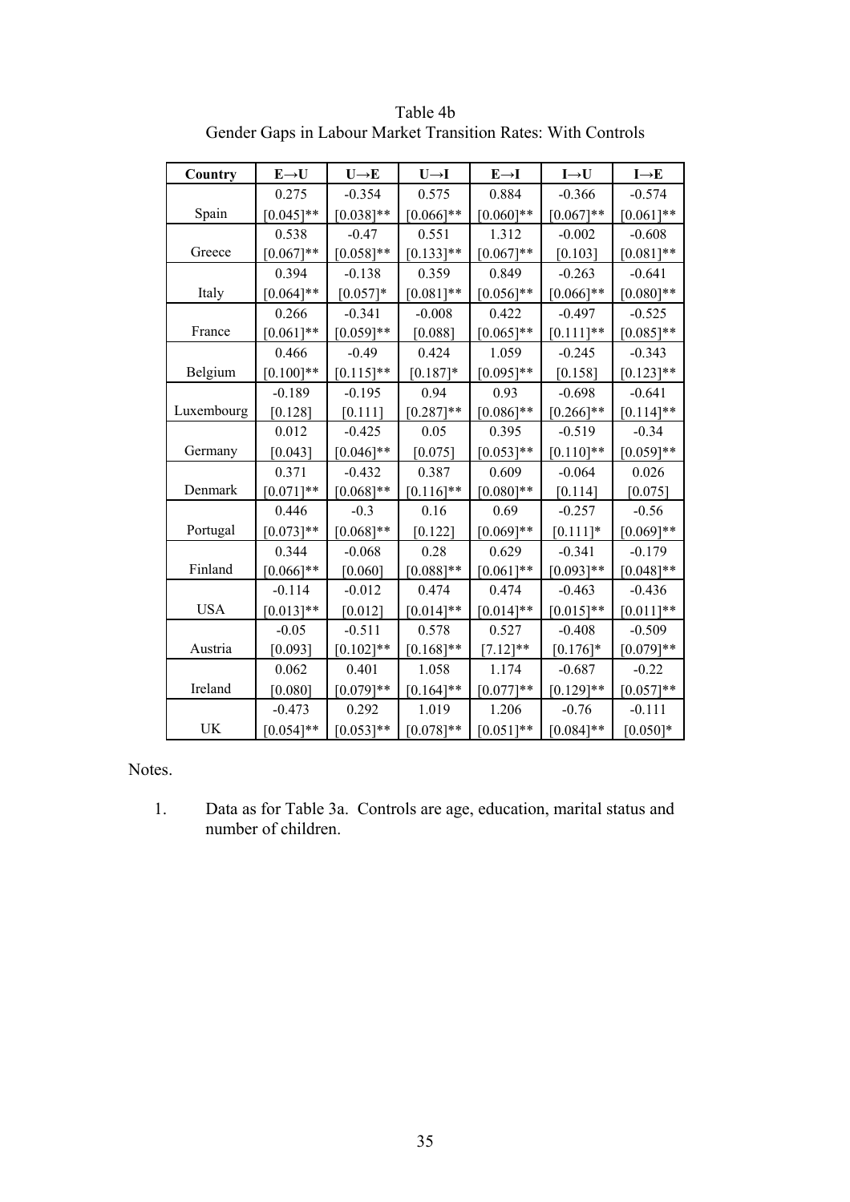Table 4b
Gender Gaps in Labour Market Transition Rates: With Controls

| Country | E→U | U→E | U→I | E→I | I→U | I→E |
|---|---|---|---|---|---|---|
| Spain | 0.275<br>[0.045]** | -0.354<br>[0.038]** | 0.575<br>[0.066]** | 0.884<br>[0.060]** | -0.366<br>[0.067]** | -0.574<br>[0.061]** |
| Greece | 0.538<br>[0.067]** | -0.47<br>[0.058]** | 0.551<br>[0.133]** | 1.312<br>[0.067]** | -0.002<br>[0.103] | -0.608<br>[0.081]** |
| Italy | 0.394<br>[0.064]** | -0.138<br>[0.057]* | 0.359<br>[0.081]** | 0.849<br>[0.056]** | -0.263<br>[0.066]** | -0.641<br>[0.080]** |
| France | 0.266<br>[0.061]** | -0.341<br>[0.059]** | -0.008<br>[0.088] | 0.422<br>[0.065]** | -0.497<br>[0.111]** | -0.525<br>[0.085]** |
| Belgium | 0.466<br>[0.100]** | -0.49<br>[0.115]** | 0.424<br>[0.187]* | 1.059<br>[0.095]** | -0.245<br>[0.158] | -0.343<br>[0.123]** |
| Luxembourg | -0.189<br>[0.128] | -0.195<br>[0.111] | 0.94<br>[0.287]** | 0.93<br>[0.086]** | -0.698<br>[0.266]** | -0.641<br>[0.114]** |
| Germany | 0.012<br>[0.043] | -0.425<br>[0.046]** | 0.05<br>[0.075] | 0.395<br>[0.053]** | -0.519<br>[0.110]** | -0.34<br>[0.059]** |
| Denmark | 0.371<br>[0.071]** | -0.432<br>[0.068]** | 0.387<br>[0.116]** | 0.609<br>[0.080]** | -0.064<br>[0.114] | 0.026<br>[0.075] |
| Portugal | 0.446<br>[0.073]** | -0.3<br>[0.068]** | 0.16<br>[0.122] | 0.69<br>[0.069]** | -0.257<br>[0.111]* | -0.56<br>[0.069]** |
| Finland | 0.344<br>[0.066]** | -0.068<br>[0.060] | 0.28<br>[0.088]** | 0.629<br>[0.061]** | -0.341<br>[0.093]** | -0.179<br>[0.048]** |
| USA | -0.114<br>[0.013]** | -0.012<br>[0.012] | 0.474<br>[0.014]** | 0.474<br>[0.014]** | -0.463<br>[0.015]** | -0.436<br>[0.011]** |
| Austria | -0.05<br>[0.093] | -0.511<br>[0.102]** | 0.578<br>[0.168]** | 0.527<br>[7.12]** | -0.408<br>[0.176]* | -0.509<br>[0.079]** |
| Ireland | 0.062<br>[0.080] | 0.401<br>[0.079]** | 1.058<br>[0.164]** | 1.174<br>[0.077]** | -0.687<br>[0.129]** | -0.22<br>[0.057]** |
| UK | -0.473<br>[0.054]** | 0.292<br>[0.053]** | 1.019<br>[0.078]** | 1.206<br>[0.051]** | -0.76<br>[0.084]** | -0.111<br>[0.050]* |

Notes.

1. Data as for Table 3a. Controls are age, education, marital status and number of children.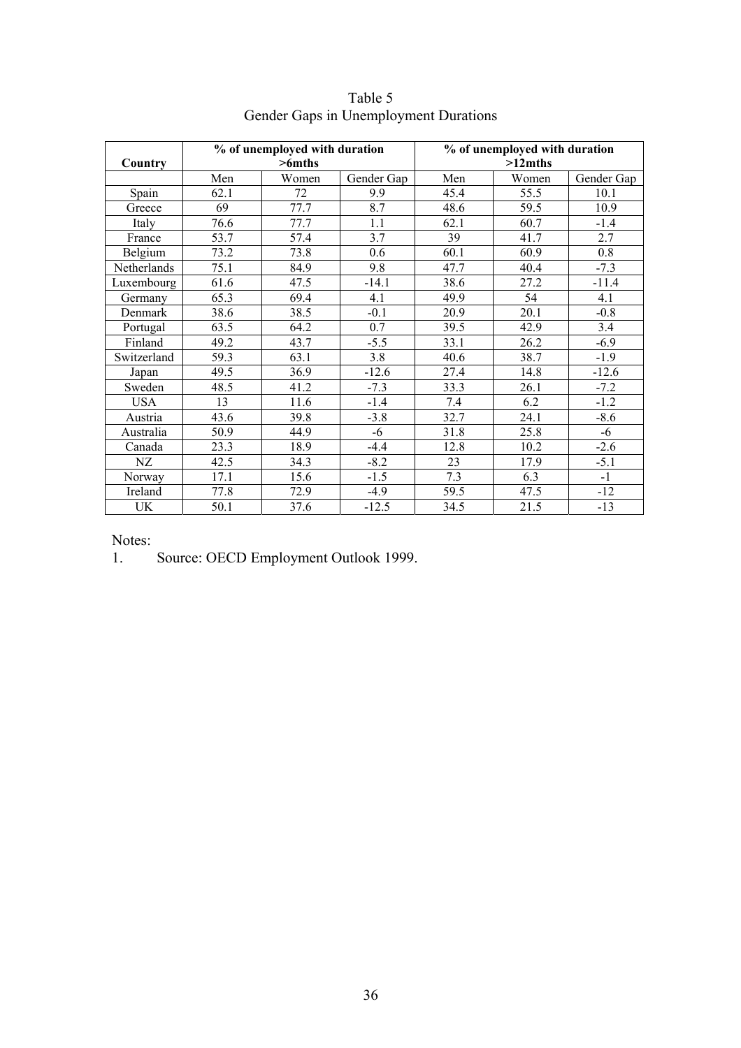Table 5
Gender Gaps in Unemployment Durations

| Country | % of unemployed with duration >6mths | | | % of unemployed with duration >12mths | | |
|---|---|---|---|---|---|---|
| | Men | Women | Gender Gap | Men | Women | Gender Gap |
| Spain | 62.1 | 72 | 9.9 | 45.4 | 55.5 | 10.1 |
| Greece | 69 | 77.7 | 8.7 | 48.6 | 59.5 | 10.9 |
| Italy | 76.6 | 77.7 | 1.1 | 62.1 | 60.7 | -1.4 |
| France | 53.7 | 57.4 | 3.7 | 39 | 41.7 | 2.7 |
| Belgium | 73.2 | 73.8 | 0.6 | 60.1 | 60.9 | 0.8 |
| Netherlands | 75.1 | 84.9 | 9.8 | 47.7 | 40.4 | -7.3 |
| Luxembourg | 61.6 | 47.5 | -14.1 | 38.6 | 27.2 | -11.4 |
| Germany | 65.3 | 69.4 | 4.1 | 49.9 | 54 | 4.1 |
| Denmark | 38.6 | 38.5 | -0.1 | 20.9 | 20.1 | -0.8 |
| Portugal | 63.5 | 64.2 | 0.7 | 39.5 | 42.9 | 3.4 |
| Finland | 49.2 | 43.7 | -5.5 | 33.1 | 26.2 | -6.9 |
| Switzerland | 59.3 | 63.1 | 3.8 | 40.6 | 38.7 | -1.9 |
| Japan | 49.5 | 36.9 | -12.6 | 27.4 | 14.8 | -12.6 |
| Sweden | 48.5 | 41.2 | -7.3 | 33.3 | 26.1 | -7.2 |
| USA | 13 | 11.6 | -1.4 | 7.4 | 6.2 | -1.2 |
| Austria | 43.6 | 39.8 | -3.8 | 32.7 | 24.1 | -8.6 |
| Australia | 50.9 | 44.9 | -6 | 31.8 | 25.8 | -6 |
| Canada | 23.3 | 18.9 | -4.4 | 12.8 | 10.2 | -2.6 |
| NZ | 42.5 | 34.3 | -8.2 | 23 | 17.9 | -5.1 |
| Norway | 17.1 | 15.6 | -1.5 | 7.3 | 6.3 | -1 |
| Ireland | 77.8 | 72.9 | -4.9 | 59.5 | 47.5 | -12 |
| UK | 50.1 | 37.6 | -12.5 | 34.5 | 21.5 | -13 |

Notes:

1. Source: OECD Employment Outlook 1999.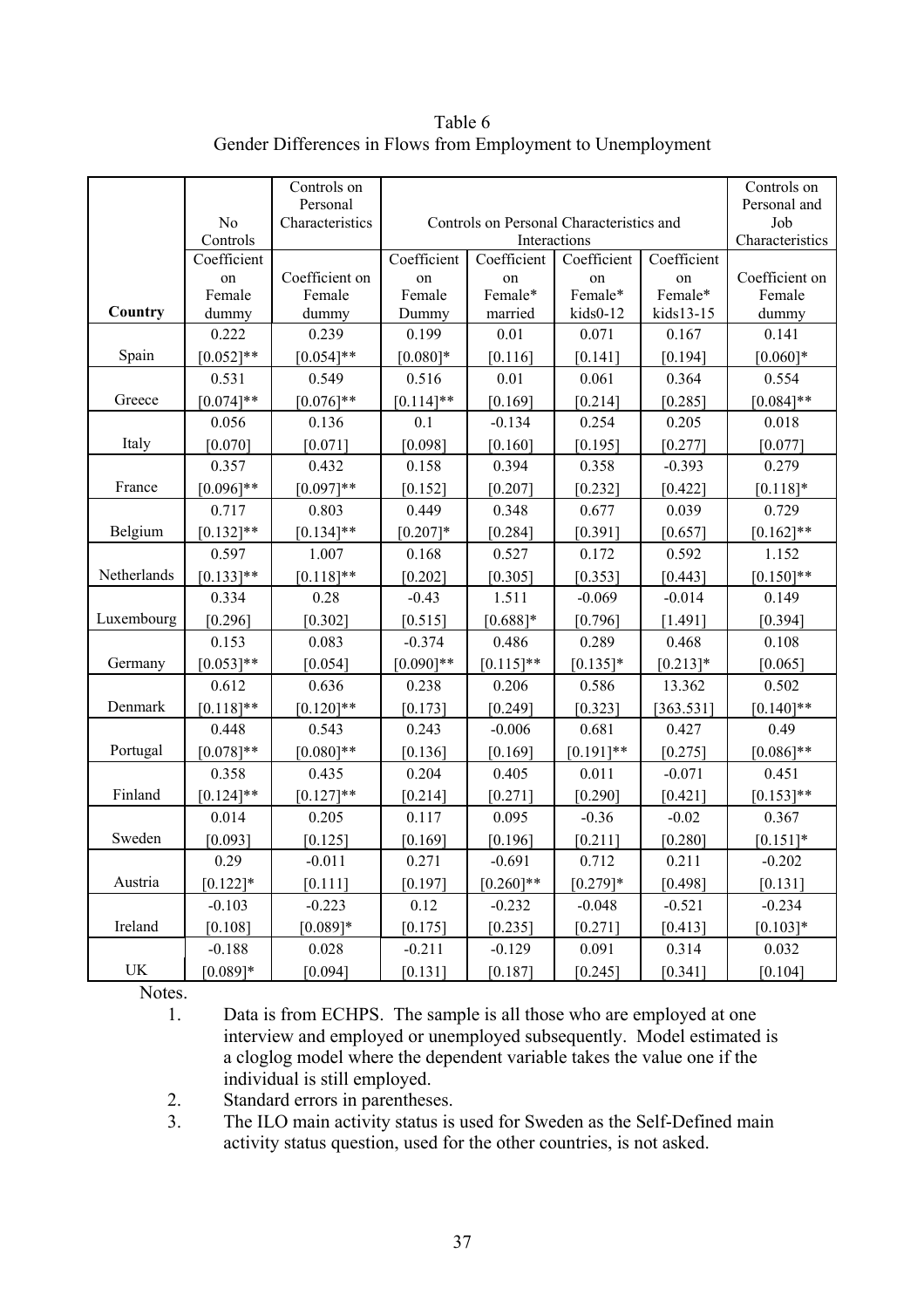Table 6
Gender Differences in Flows from Employment to Unemployment

| | No Controls | Controls on Personal Characteristics | Controls on Personal Characteristics and Interactions | | | | Controls on Personal and Job Characteristics |
|---|---|---|---|---|---|---|---|
| **Country** | Coefficient on Female dummy | Coefficient on Female dummy | Coefficient on Female Dummy | Coefficient on Female* married | Coefficient on Female* kids0-12 | Coefficient on Female* kids13-15 | Coefficient on Female dummy |
| Spain | 0.222 | 0.239 | 0.199 | 0.01 | 0.071 | 0.167 | 0.141 |
| | [0.052]** | [0.054]** | [0.080]* | [0.116] | [0.141] | [0.194] | [0.060]* |
| Greece | 0.531 | 0.549 | 0.516 | 0.01 | 0.061 | 0.364 | 0.554 |
| | [0.074]** | [0.076]** | [0.114]** | [0.169] | [0.214] | [0.285] | [0.084]** |
| Italy | 0.056 | 0.136 | 0.1 | -0.134 | 0.254 | 0.205 | 0.018 |
| | [0.070] | [0.071] | [0.098] | [0.160] | [0.195] | [0.277] | [0.077] |
| France | 0.357 | 0.432 | 0.158 | 0.394 | 0.358 | -0.393 | 0.279 |
| | [0.096]** | [0.097]** | [0.152] | [0.207] | [0.232] | [0.422] | [0.118]* |
| Belgium | 0.717 | 0.803 | 0.449 | 0.348 | 0.677 | 0.039 | 0.729 |
| | [0.132]** | [0.134]** | [0.207]* | [0.284] | [0.391] | [0.657] | [0.162]** |
| Netherlands | 0.597 | 1.007 | 0.168 | 0.527 | 0.172 | 0.592 | 1.152 |
| | [0.133]** | [0.118]** | [0.202] | [0.305] | [0.353] | [0.443] | [0.150]** |
| Luxembourg | 0.334 | 0.28 | -0.43 | 1.511 | -0.069 | -0.014 | 0.149 |
| | [0.296] | [0.302] | [0.515] | [0.688]* | [0.796] | [1.491] | [0.394] |
| Germany | 0.153 | 0.083 | -0.374 | 0.486 | 0.289 | 0.468 | 0.108 |
| | [0.053]** | [0.054] | [0.090]** | [0.115]** | [0.135]* | [0.213]* | [0.065] |
| Denmark | 0.612 | 0.636 | 0.238 | 0.206 | 0.586 | 13.362 | 0.502 |
| | [0.118]** | [0.120]** | [0.173] | [0.249] | [0.323] | [363.531] | [0.140]** |
| Portugal | 0.448 | 0.543 | 0.243 | -0.006 | 0.681 | 0.427 | 0.49 |
| | [0.078]** | [0.080]** | [0.136] | [0.169] | [0.191]** | [0.275] | [0.086]** |
| Finland | 0.358 | 0.435 | 0.204 | 0.405 | 0.011 | -0.071 | 0.451 |
| | [0.124]** | [0.127]** | [0.214] | [0.271] | [0.290] | [0.421] | [0.153]** |
| Sweden | 0.014 | 0.205 | 0.117 | 0.095 | -0.36 | -0.02 | 0.367 |
| | [0.093] | [0.125] | [0.169] | [0.196] | [0.211] | [0.280] | [0.151]* |
| Austria | 0.29 | -0.011 | 0.271 | -0.691 | 0.712 | 0.211 | -0.202 |
| | [0.122]* | [0.111] | [0.197] | [0.260]** | [0.279]* | [0.498] | [0.131] |
| Ireland | -0.103 | -0.223 | 0.12 | -0.232 | -0.048 | -0.521 | -0.234 |
| | [0.108] | [0.089]* | [0.175] | [0.235] | [0.271] | [0.413] | [0.103]* |
| UK | -0.188 | 0.028 | -0.211 | -0.129 | 0.091 | 0.314 | 0.032 |
| | [0.089]* | [0.094] | [0.131] | [0.187] | [0.245] | [0.341] | [0.104] |

Notes.

1. Data is from ECHPS. The sample is all those who are employed at one interview and employed or unemployed subsequently. Model estimated is a cloglog model where the dependent variable takes the value one if the individual is still employed.
2. Standard errors in parentheses.
3. The ILO main activity status is used for Sweden as the Self-Defined main activity status question, used for the other countries, is not asked.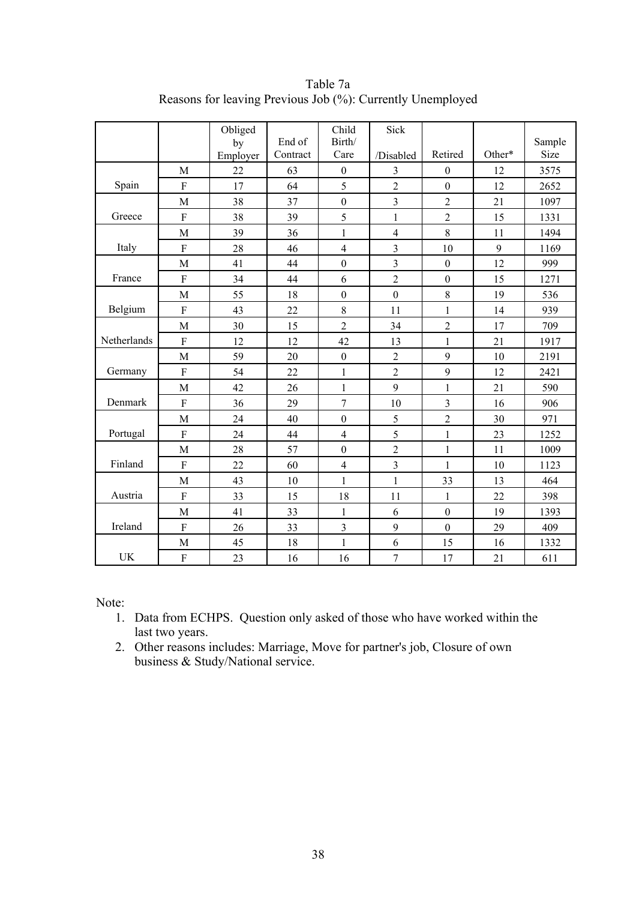Table 7a
Reasons for leaving Previous Job (%): Currently Unemployed

| | | Obliged by Employer | End of Contract | Child Birth/ Care | Sick /Disabled | Retired | Other* | Sample Size |
|---|---|---|---|---|---|---|---|---|
| Spain | M | 22 | 63 | 0 | 3 | 0 | 12 | 3575 |
| | F | 17 | 64 | 5 | 2 | 0 | 12 | 2652 |
| Greece | M | 38 | 37 | 0 | 3 | 2 | 21 | 1097 |
| | F | 38 | 39 | 5 | 1 | 2 | 15 | 1331 |
| Italy | M | 39 | 36 | 1 | 4 | 8 | 11 | 1494 |
| | F | 28 | 46 | 4 | 3 | 10 | 9 | 1169 |
| France | M | 41 | 44 | 0 | 3 | 0 | 12 | 999 |
| | F | 34 | 44 | 6 | 2 | 0 | 15 | 1271 |
| Belgium | M | 55 | 18 | 0 | 0 | 8 | 19 | 536 |
| | F | 43 | 22 | 8 | 11 | 1 | 14 | 939 |
| Netherlands | M | 30 | 15 | 2 | 34 | 2 | 17 | 709 |
| | F | 12 | 12 | 42 | 13 | 1 | 21 | 1917 |
| Germany | M | 59 | 20 | 0 | 2 | 9 | 10 | 2191 |
| | F | 54 | 22 | 1 | 2 | 9 | 12 | 2421 |
| Denmark | M | 42 | 26 | 1 | 9 | 1 | 21 | 590 |
| | F | 36 | 29 | 7 | 10 | 3 | 16 | 906 |
| Portugal | M | 24 | 40 | 0 | 5 | 2 | 30 | 971 |
| | F | 24 | 44 | 4 | 5 | 1 | 23 | 1252 |
| Finland | M | 28 | 57 | 0 | 2 | 1 | 11 | 1009 |
| | F | 22 | 60 | 4 | 3 | 1 | 10 | 1123 |
| Austria | M | 43 | 10 | 1 | 1 | 33 | 13 | 464 |
| | F | 33 | 15 | 18 | 11 | 1 | 22 | 398 |
| Ireland | M | 41 | 33 | 1 | 6 | 0 | 19 | 1393 |
| | F | 26 | 33 | 3 | 9 | 0 | 29 | 409 |
| UK | M | 45 | 18 | 1 | 6 | 15 | 16 | 1332 |
| | F | 23 | 16 | 16 | 7 | 17 | 21 | 611 |

Note:

1. Data from ECHPS. Question only asked of those who have worked within the last two years.
2. Other reasons includes: Marriage, Move for partner's job, Closure of own business & Study/National service.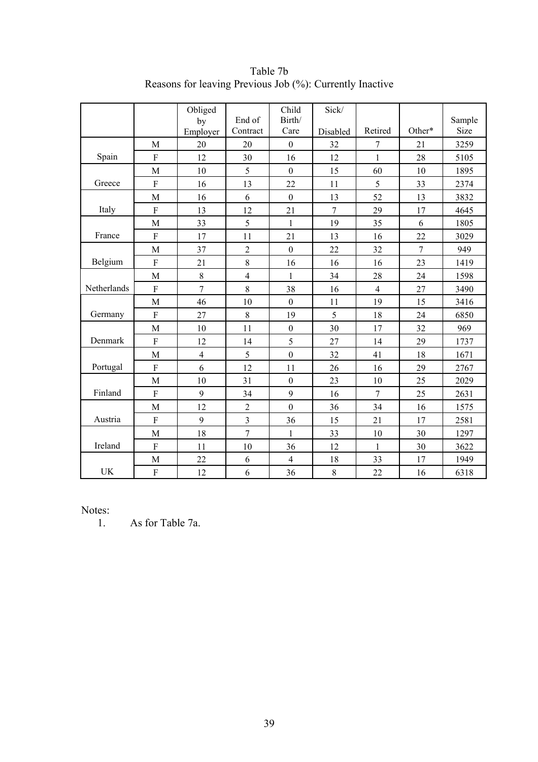Table 7b
Reasons for leaving Previous Job (%): Currently Inactive

| | | Obliged by Employer | End of Contract | Child Birth/ Care | Sick/ Disabled | Retired | Other* | Sample Size |
|---|---|---|---|---|---|---|---|---|
| Spain | M | 20 | 20 | 0 | 32 | 7 | 21 | 3259 |
| | F | 12 | 30 | 16 | 12 | 1 | 28 | 5105 |
| Greece | M | 10 | 5 | 0 | 15 | 60 | 10 | 1895 |
| | F | 16 | 13 | 22 | 11 | 5 | 33 | 2374 |
| Italy | M | 16 | 6 | 0 | 13 | 52 | 13 | 3832 |
| | F | 13 | 12 | 21 | 7 | 29 | 17 | 4645 |
| France | M | 33 | 5 | 1 | 19 | 35 | 6 | 1805 |
| | F | 17 | 11 | 21 | 13 | 16 | 22 | 3029 |
| Belgium | M | 37 | 2 | 0 | 22 | 32 | 7 | 949 |
| | F | 21 | 8 | 16 | 16 | 16 | 23 | 1419 |
| Netherlands | M | 8 | 4 | 1 | 34 | 28 | 24 | 1598 |
| | F | 7 | 8 | 38 | 16 | 4 | 27 | 3490 |
| Germany | M | 46 | 10 | 0 | 11 | 19 | 15 | 3416 |
| | F | 27 | 8 | 19 | 5 | 18 | 24 | 6850 |
| Denmark | M | 10 | 11 | 0 | 30 | 17 | 32 | 969 |
| | F | 12 | 14 | 5 | 27 | 14 | 29 | 1737 |
| Portugal | M | 4 | 5 | 0 | 32 | 41 | 18 | 1671 |
| | F | 6 | 12 | 11 | 26 | 16 | 29 | 2767 |
| Finland | M | 10 | 31 | 0 | 23 | 10 | 25 | 2029 |
| | F | 9 | 34 | 9 | 16 | 7 | 25 | 2631 |
| Austria | M | 12 | 2 | 0 | 36 | 34 | 16 | 1575 |
| | F | 9 | 3 | 36 | 15 | 21 | 17 | 2581 |
| Ireland | M | 18 | 7 | 1 | 33 | 10 | 30 | 1297 |
| | F | 11 | 10 | 36 | 12 | 1 | 30 | 3622 |
| UK | M | 22 | 6 | 4 | 18 | 33 | 17 | 1949 |
| | F | 12 | 6 | 36 | 8 | 22 | 16 | 6318 |

Notes:

1. As for Table 7a.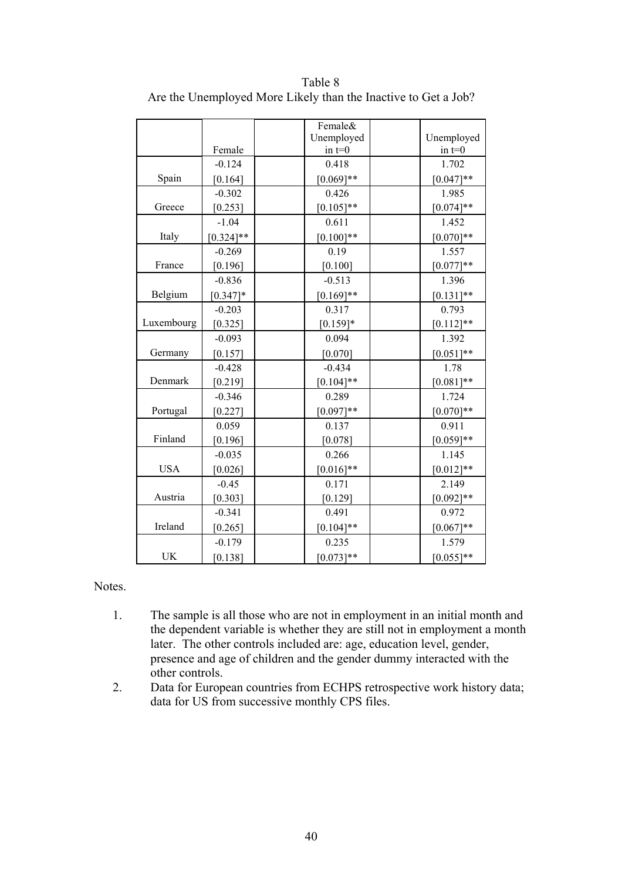Table 8
Are the Unemployed More Likely than the Inactive to Get a Job?

| | Female | | Female& Unemployed in t=0 | | Unemployed in t=0 |
|---|---|---|---|---|---|
| Spain | -0.124 | | 0.418 | | 1.702 |
| | [0.164] | | [0.069]** | | [0.047]** |
| Greece | -0.302 | | 0.426 | | 1.985 |
| | [0.253] | | [0.105]** | | [0.074]** |
| Italy | -1.04 | | 0.611 | | 1.452 |
| | [0.324]** | | [0.100]** | | [0.070]** |
| France | -0.269 | | 0.19 | | 1.557 |
| | [0.196] | | [0.100] | | [0.077]** |
| Belgium | -0.836 | | -0.513 | | 1.396 |
| | [0.347]* | | [0.169]** | | [0.131]** |
| Luxembourg | -0.203 | | 0.317 | | 0.793 |
| | [0.325] | | [0.159]* | | [0.112]** |
| Germany | -0.093 | | 0.094 | | 1.392 |
| | [0.157] | | [0.070] | | [0.051]** |
| Denmark | -0.428 | | -0.434 | | 1.78 |
| | [0.219] | | [0.104]** | | [0.081]** |
| Portugal | -0.346 | | 0.289 | | 1.724 |
| | [0.227] | | [0.097]** | | [0.070]** |
| Finland | 0.059 | | 0.137 | | 0.911 |
| | [0.196] | | [0.078] | | [0.059]** |
| USA | -0.035 | | 0.266 | | 1.145 |
| | [0.026] | | [0.016]** | | [0.012]** |
| Austria | -0.45 | | 0.171 | | 2.149 |
| | [0.303] | | [0.129] | | [0.092]** |
| Ireland | -0.341 | | 0.491 | | 0.972 |
| | [0.265] | | [0.104]** | | [0.067]** |
| UK | -0.179 | | 0.235 | | 1.579 |
| | [0.138] | | [0.073]** | | [0.055]** |

Notes.

1. The sample is all those who are not in employment in an initial month and the dependent variable is whether they are still not in employment a month later. The other controls included are: age, education level, gender, presence and age of children and the gender dummy interacted with the other controls.
2. Data for European countries from ECHPS retrospective work history data; data for US from successive monthly CPS files.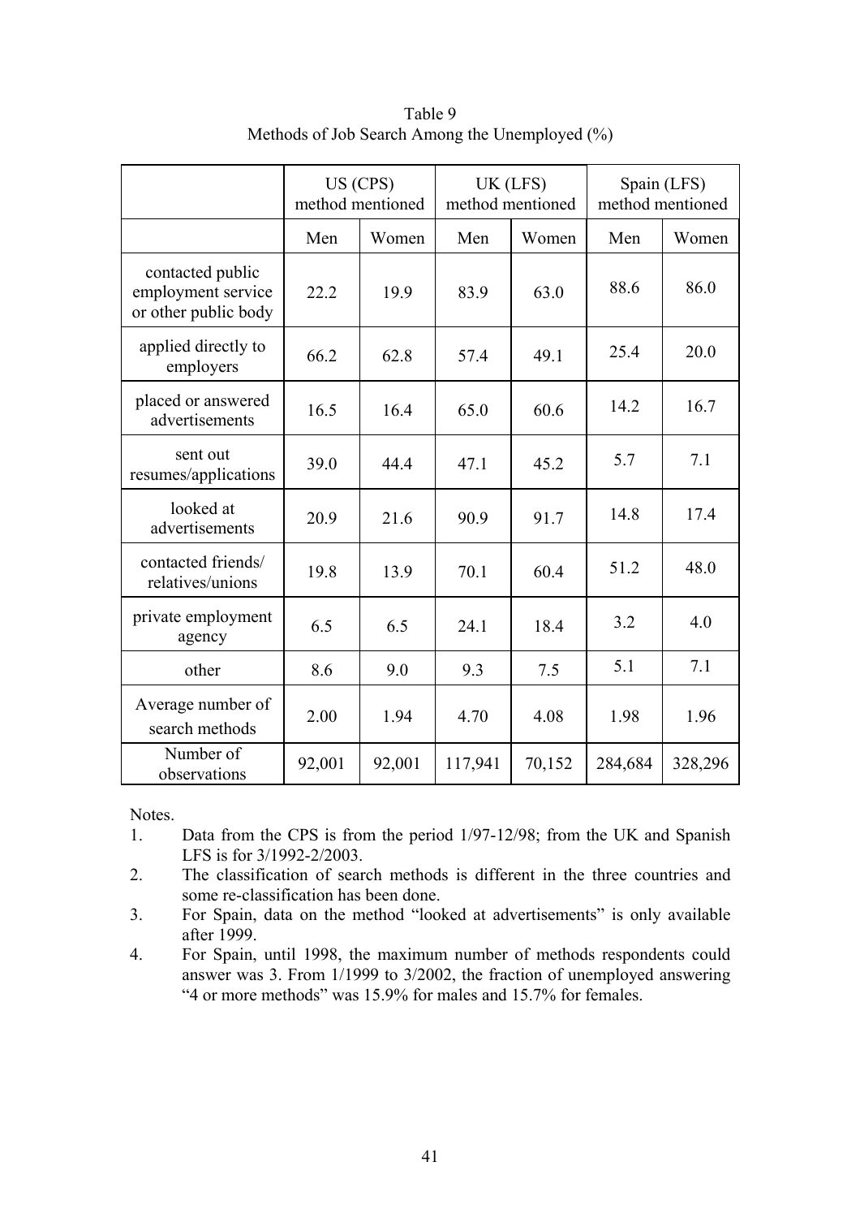Table 9
Methods of Job Search Among the Unemployed (%)

| | US (CPS) method mentioned | | UK (LFS) method mentioned | | Spain (LFS) method mentioned | |
|---|---|---|---|---|---|---|
| | Men | Women | Men | Women | Men | Women |
| contacted public employment service or other public body | 22.2 | 19.9 | 83.9 | 63.0 | 88.6 | 86.0 |
| applied directly to employers | 66.2 | 62.8 | 57.4 | 49.1 | 25.4 | 20.0 |
| placed or answered advertisements | 16.5 | 16.4 | 65.0 | 60.6 | 14.2 | 16.7 |
| sent out resumes/applications | 39.0 | 44.4 | 47.1 | 45.2 | 5.7 | 7.1 |
| looked at advertisements | 20.9 | 21.6 | 90.9 | 91.7 | 14.8 | 17.4 |
| contacted friends/ relatives/unions | 19.8 | 13.9 | 70.1 | 60.4 | 51.2 | 48.0 |
| private employment agency | 6.5 | 6.5 | 24.1 | 18.4 | 3.2 | 4.0 |
| other | 8.6 | 9.0 | 9.3 | 7.5 | 5.1 | 7.1 |
| Average number of search methods | 2.00 | 1.94 | 4.70 | 4.08 | 1.98 | 1.96 |
| Number of observations | 92,001 | 92,001 | 117,941 | 70,152 | 284,684 | 328,296 |

Notes.

1. Data from the CPS is from the period 1/97-12/98; from the UK and Spanish LFS is for 3/1992-2/2003.
2. The classification of search methods is different in the three countries and some re-classification has been done.
3. For Spain, data on the method "looked at advertisements" is only available after 1999.
4. For Spain, until 1998, the maximum number of methods respondents could answer was 3. From 1/1999 to 3/2002, the fraction of unemployed answering "4 or more methods" was 15.9% for males and 15.7% for females.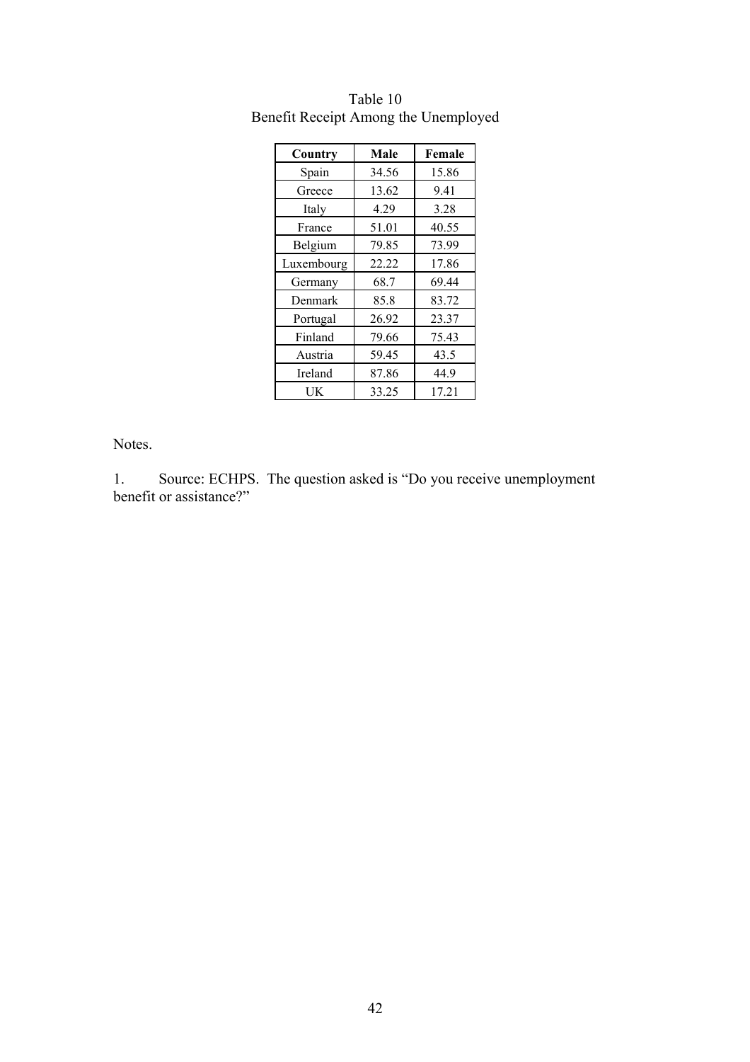Table 10
Benefit Receipt Among the Unemployed

| Country | Male | Female |
|---|---|---|
| Spain | 34.56 | 15.86 |
| Greece | 13.62 | 9.41 |
| Italy | 4.29 | 3.28 |
| France | 51.01 | 40.55 |
| Belgium | 79.85 | 73.99 |
| Luxembourg | 22.22 | 17.86 |
| Germany | 68.7 | 69.44 |
| Denmark | 85.8 | 83.72 |
| Portugal | 26.92 | 23.37 |
| Finland | 79.66 | 75.43 |
| Austria | 59.45 | 43.5 |
| Ireland | 87.86 | 44.9 |
| UK | 33.25 | 17.21 |

Notes.

1. Source: ECHPS. The question asked is "Do you receive unemployment benefit or assistance?"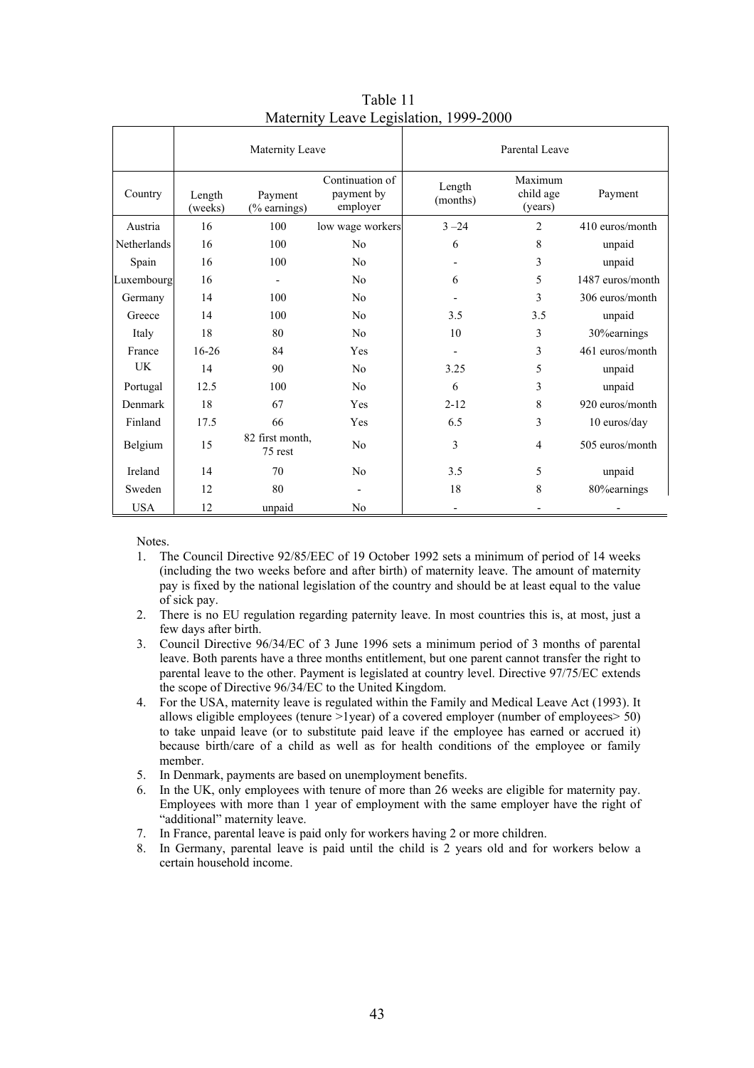Table 11
Maternity Leave Legislation, 1999-2000

| | Maternity Leave | | | Parental Leave | | |
|---|---|---|---|---|---|---|
| Country | Length (weeks) | Payment (% earnings) | Continuation of payment by employer | Length (months) | Maximum child age (years) | Payment |
| Austria | 16 | 100 | low wage workers | 3 –24 | 2 | 410 euros/month |
| Netherlands | 16 | 100 | No | 6 | 8 | unpaid |
| Spain | 16 | 100 | No | - | 3 | unpaid |
| Luxembourg | 16 | - | No | 6 | 5 | 1487 euros/month |
| Germany | 14 | 100 | No | - | 3 | 306 euros/month |
| Greece | 14 | 100 | No | 3.5 | 3.5 | unpaid |
| Italy | 18 | 80 | No | 10 | 3 | 30%earnings |
| France | 16-26 | 84 | Yes | - | 3 | 461 euros/month |
| UK | 14 | 90 | No | 3.25 | 5 | unpaid |
| Portugal | 12.5 | 100 | No | 6 | 3 | unpaid |
| Denmark | 18 | 67 | Yes | 2-12 | 8 | 920 euros/month |
| Finland | 17.5 | 66 | Yes | 6.5 | 3 | 10 euros/day |
| Belgium | 15 | 82 first month, 75 rest | No | 3 | 4 | 505 euros/month |
| Ireland | 14 | 70 | No | 3.5 | 5 | unpaid |
| Sweden | 12 | 80 | - | 18 | 8 | 80%earnings |
| USA | 12 | unpaid | No | - | - | - |

Notes.

1. The Council Directive 92/85/EEC of 19 October 1992 sets a minimum of period of 14 weeks (including the two weeks before and after birth) of maternity leave. The amount of maternity pay is fixed by the national legislation of the country and should be at least equal to the value of sick pay.
2. There is no EU regulation regarding paternity leave. In most countries this is, at most, just a few days after birth.
3. Council Directive 96/34/EC of 3 June 1996 sets a minimum period of 3 months of parental leave. Both parents have a three months entitlement, but one parent cannot transfer the right to parental leave to the other. Payment is legislated at country level. Directive 97/75/EC extends the scope of Directive 96/34/EC to the United Kingdom.
4. For the USA, maternity leave is regulated within the Family and Medical Leave Act (1993). It allows eligible employees (tenure >1year) of a covered employer (number of employees> 50) to take unpaid leave (or to substitute paid leave if the employee has earned or accrued it) because birth/care of a child as well as for health conditions of the employee or family member.
5. In Denmark, payments are based on unemployment benefits.
6. In the UK, only employees with tenure of more than 26 weeks are eligible for maternity pay. Employees with more than 1 year of employment with the same employer have the right of "additional" maternity leave.
7. In France, parental leave is paid only for workers having 2 or more children.
8. In Germany, parental leave is paid until the child is 2 years old and for workers below a certain household income.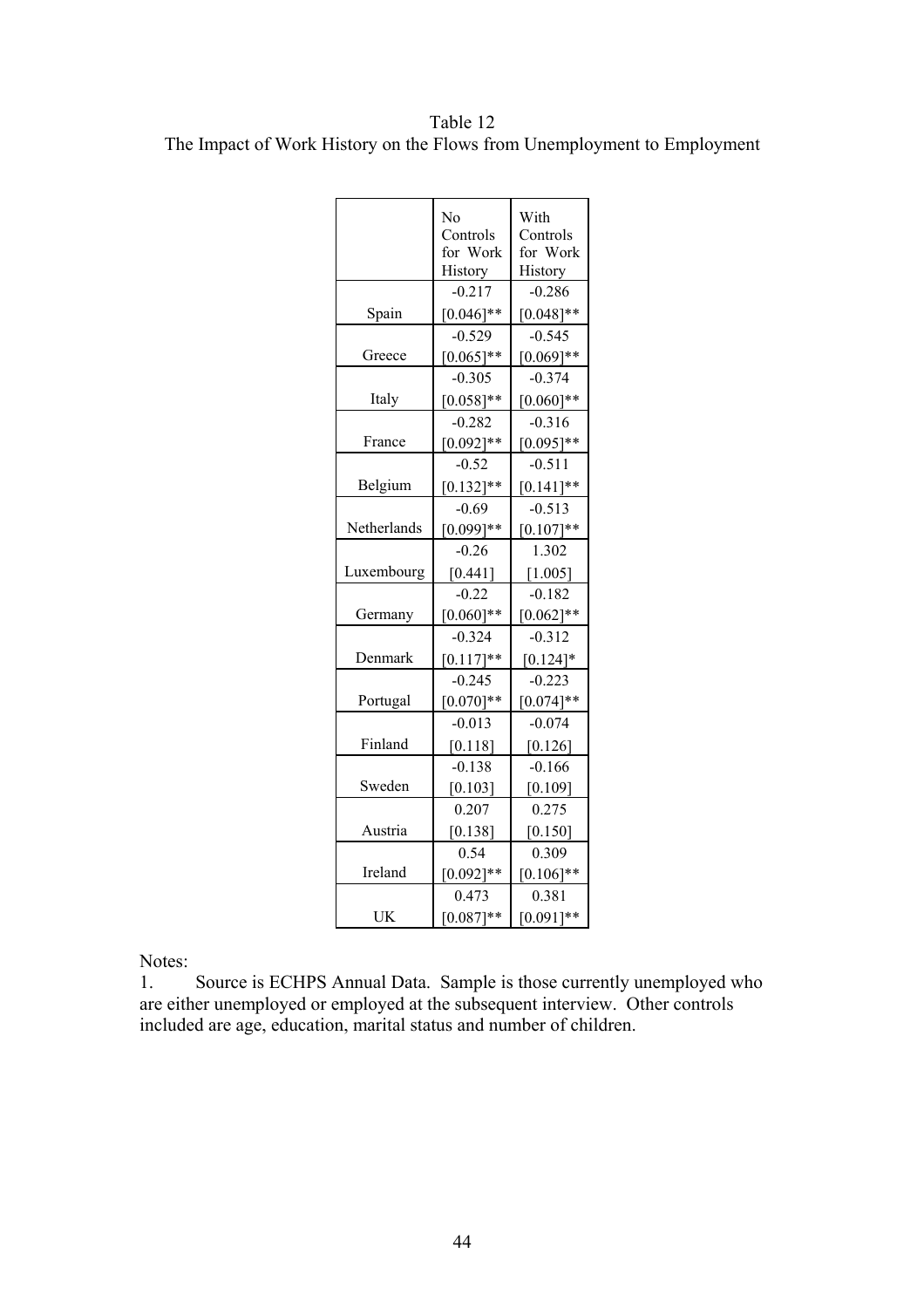Table 12
The Impact of Work History on the Flows from Unemployment to Employment

| | No Controls for Work History | With Controls for Work History |
|---|---|---|
| Spain | -0.217<br>[0.046]** | -0.286<br>[0.048]** |
| Greece | -0.529<br>[0.065]** | -0.545<br>[0.069]** |
| Italy | -0.305<br>[0.058]** | -0.374<br>[0.060]** |
| France | -0.282<br>[0.092]** | -0.316<br>[0.095]** |
| Belgium | -0.52<br>[0.132]** | -0.511<br>[0.141]** |
| Netherlands | -0.69<br>[0.099]** | -0.513<br>[0.107]** |
| Luxembourg | -0.26<br>[0.441] | 1.302<br>[1.005] |
| Germany | -0.22<br>[0.060]** | -0.182<br>[0.062]** |
| Denmark | -0.324<br>[0.117]** | -0.312<br>[0.124]* |
| Portugal | -0.245<br>[0.070]** | -0.223<br>[0.074]** |
| Finland | -0.013<br>[0.118] | -0.074<br>[0.126] |
| Sweden | -0.138<br>[0.103] | -0.166<br>[0.109] |
| Austria | 0.207<br>[0.138] | 0.275<br>[0.150] |
| Ireland | 0.54<br>[0.092]** | 0.309<br>[0.106]** |
| UK | 0.473<br>[0.087]** | 0.381<br>[0.091]** |

Notes:

1. Source is ECHPS Annual Data. Sample is those currently unemployed who are either unemployed or employed at the subsequent interview. Other controls included are age, education, marital status and number of children.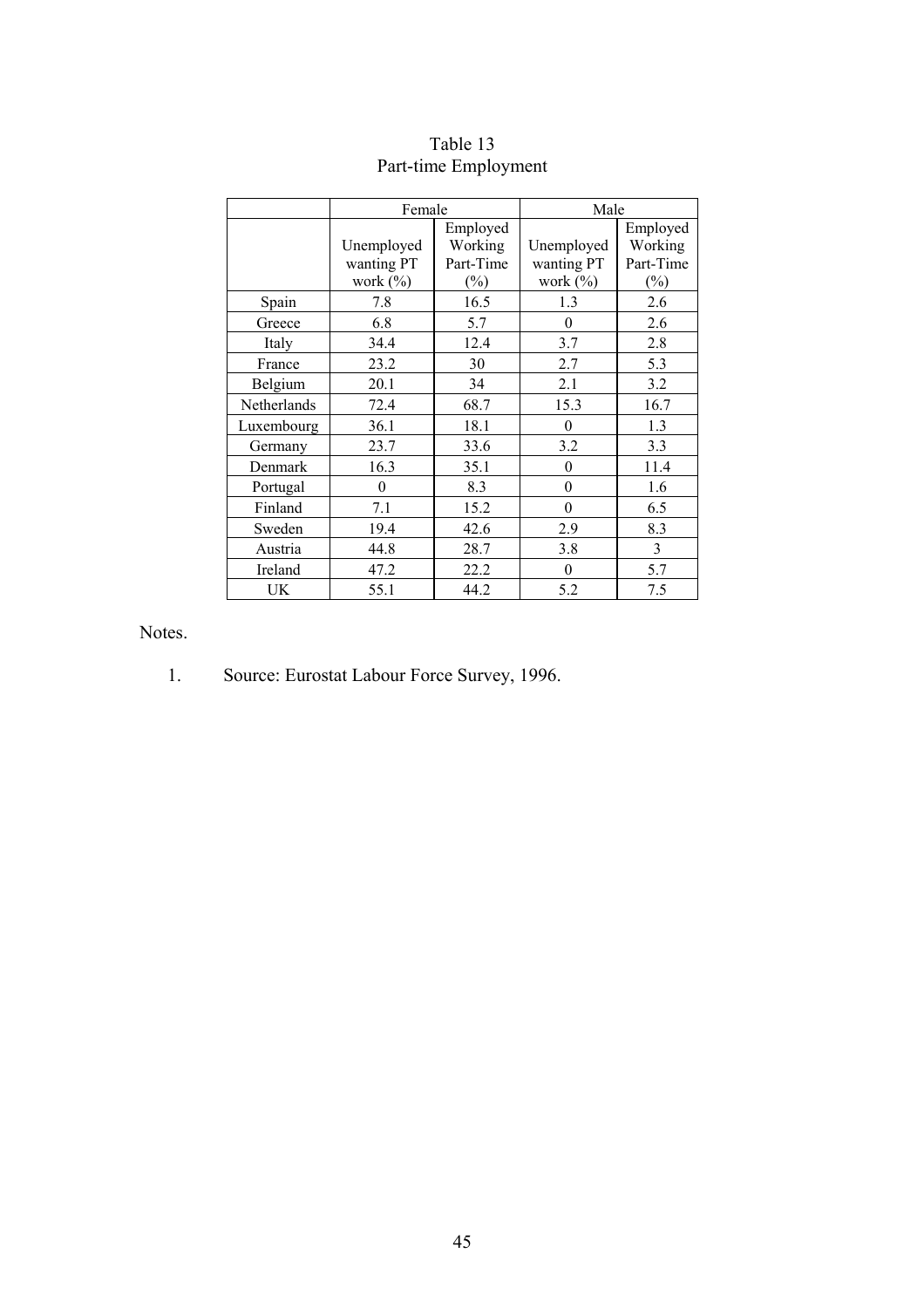Table 13
Part-time Employment

| | Female | | Male | |
|---|---|---|---|---|
| | Unemployed wanting PT work (%) | Employed Working Part-Time (%) | Unemployed wanting PT work (%) | Employed Working Part-Time (%) |
| Spain | 7.8 | 16.5 | 1.3 | 2.6 |
| Greece | 6.8 | 5.7 | 0 | 2.6 |
| Italy | 34.4 | 12.4 | 3.7 | 2.8 |
| France | 23.2 | 30 | 2.7 | 5.3 |
| Belgium | 20.1 | 34 | 2.1 | 3.2 |
| Netherlands | 72.4 | 68.7 | 15.3 | 16.7 |
| Luxembourg | 36.1 | 18.1 | 0 | 1.3 |
| Germany | 23.7 | 33.6 | 3.2 | 3.3 |
| Denmark | 16.3 | 35.1 | 0 | 11.4 |
| Portugal | 0 | 8.3 | 0 | 1.6 |
| Finland | 7.1 | 15.2 | 0 | 6.5 |
| Sweden | 19.4 | 42.6 | 2.9 | 8.3 |
| Austria | 44.8 | 28.7 | 3.8 | 3 |
| Ireland | 47.2 | 22.2 | 0 | 5.7 |
| UK | 55.1 | 44.2 | 5.2 | 7.5 |

Notes.

1. Source: Eurostat Labour Force Survey, 1996.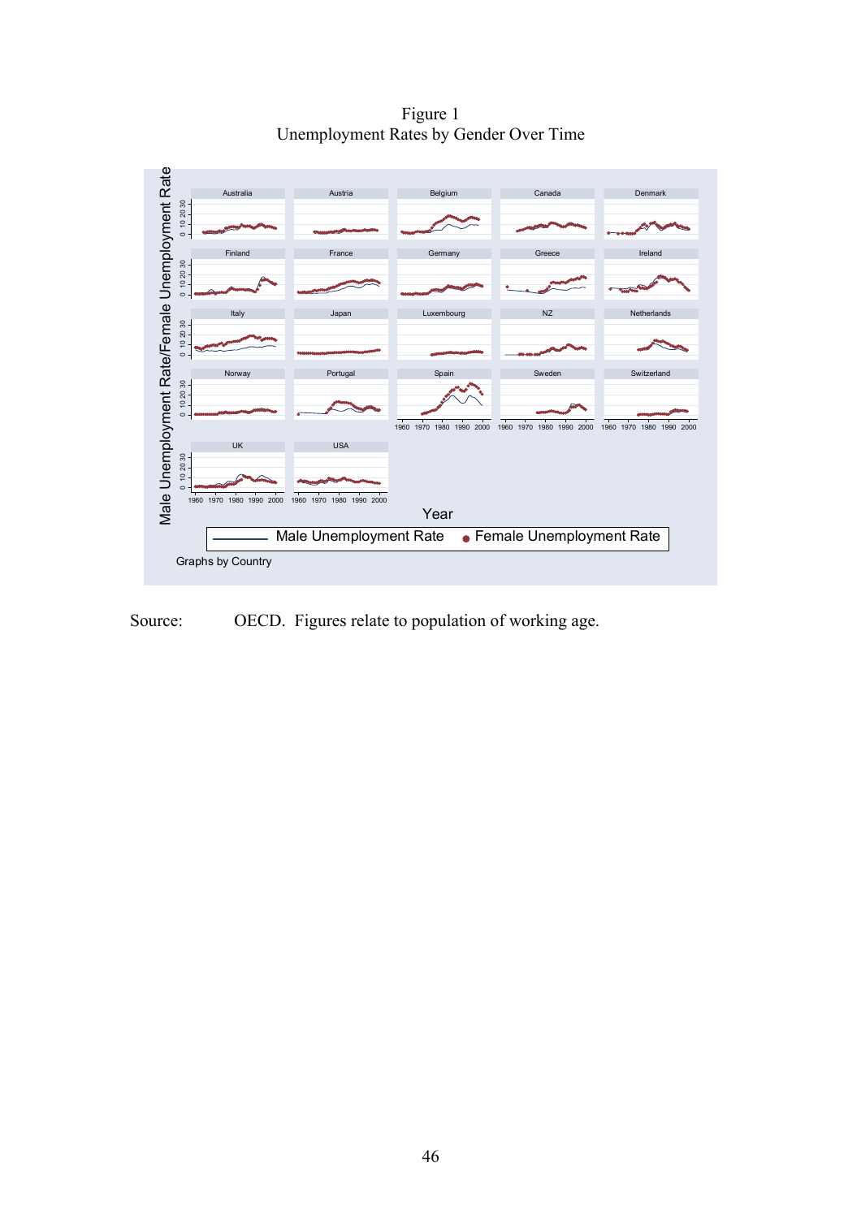Figure 1
Unemployment Rates by Gender Over Time

Source: OECD. Figures relate to population of working age.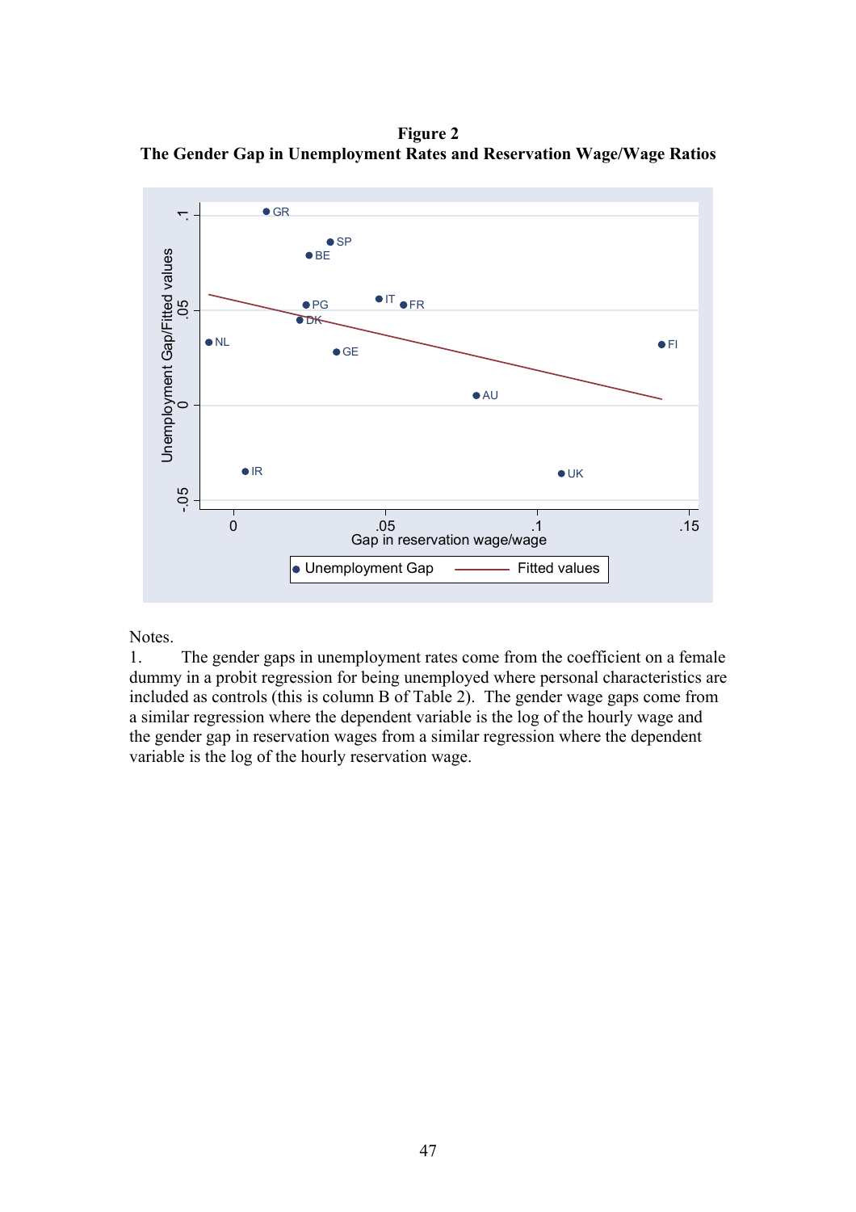**Figure 2**
**The Gender Gap in Unemployment Rates and Reservation Wage/Wage Ratios**

Notes.

1. The gender gaps in unemployment rates come from the coefficient on a female dummy in a probit regression for being unemployed where personal characteristics are included as controls (this is column B of Table 2). The gender wage gaps come from a similar regression where the dependent variable is the log of the hourly wage and the gender gap in reservation wages from a similar regression where the dependent variable is the log of the hourly reservation wage.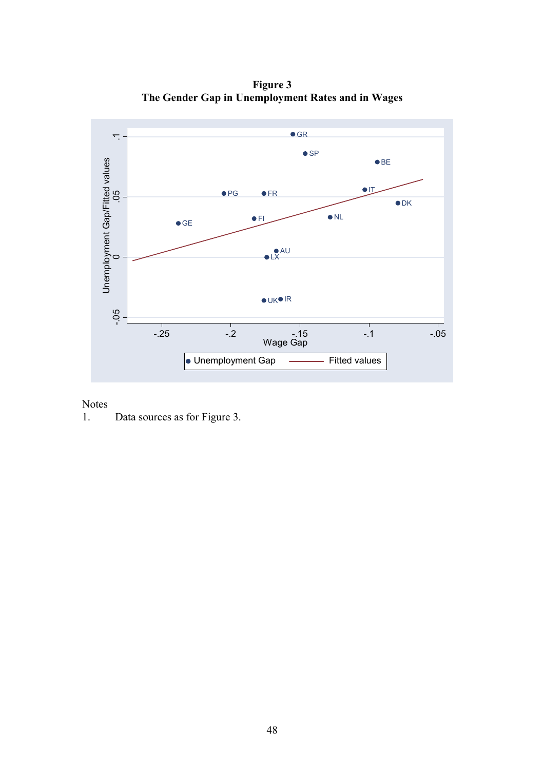**Figure 3**
**The Gender Gap in Unemployment Rates and in Wages**

Notes
1. Data sources as for Figure 3.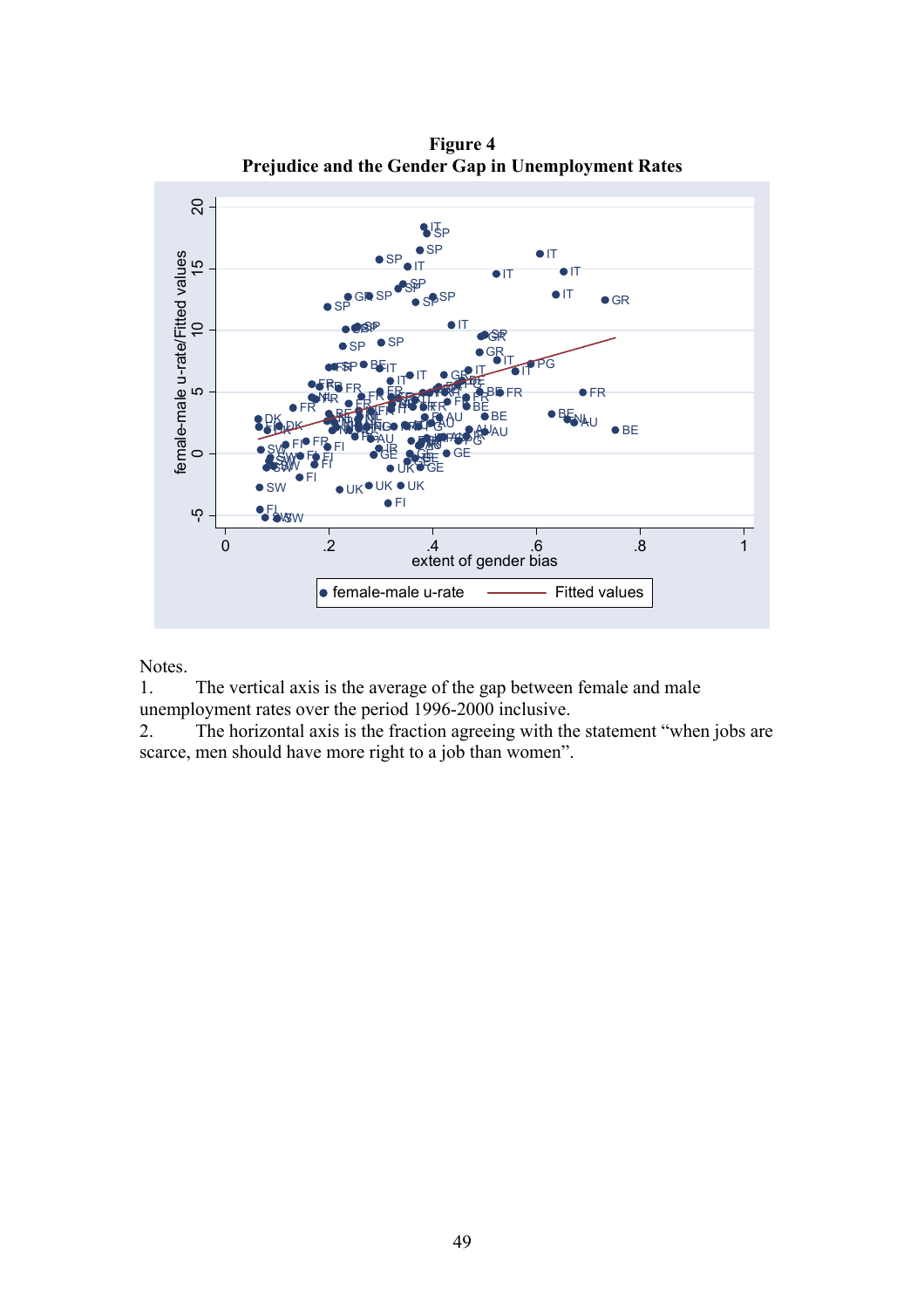**Figure 4**
**Prejudice and the Gender Gap in Unemployment Rates**

Notes.

1. The vertical axis is the average of the gap between female and male unemployment rates over the period 1996-2000 inclusive.
2. The horizontal axis is the fraction agreeing with the statement "when jobs are scarce, men should have more right to a job than women".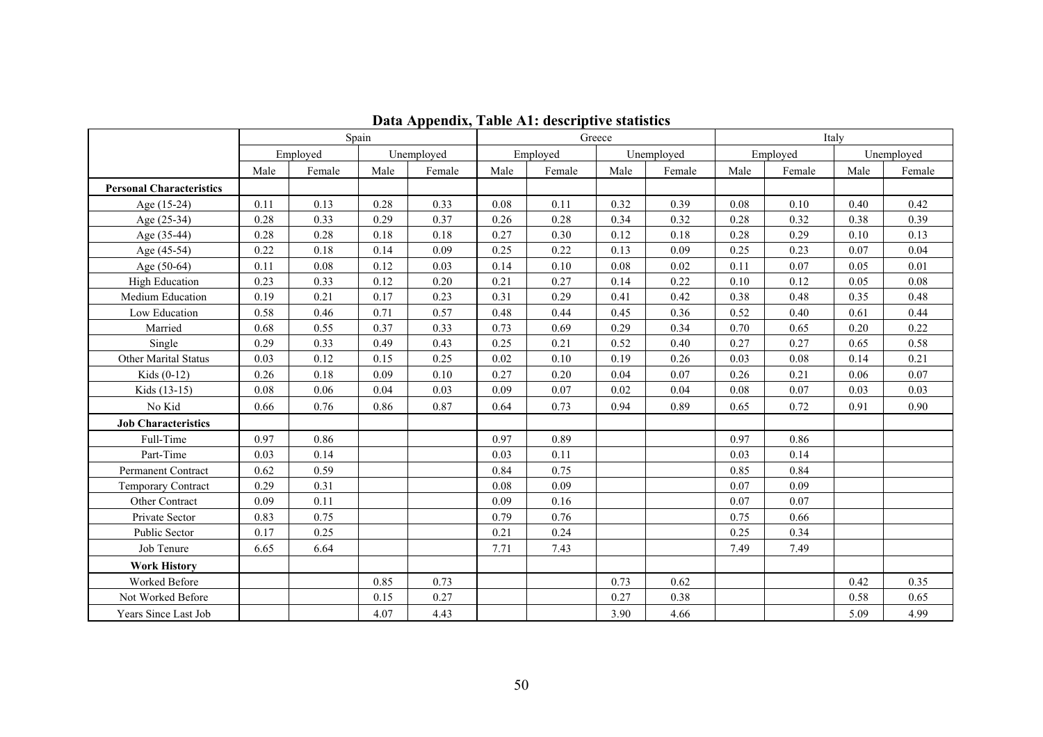**Data Appendix, Table A1: descriptive statistics**

| | Spain | | | | Greece | | | | Italy | | | |
|---|---|---|---|---|---|---|---|---|---|---|---|---|
| | Employed | | Unemployed | | Employed | | Unemployed | | Employed | | Unemployed | |
| | Male | Female | Male | Female | Male | Female | Male | Female | Male | Female | Male | Female |
| **Personal Characteristics** | | | | | | | | | | | | |
| Age (15-24) | 0.11 | 0.13 | 0.28 | 0.33 | 0.08 | 0.11 | 0.32 | 0.39 | 0.08 | 0.10 | 0.40 | 0.42 |
| Age (25-34) | 0.28 | 0.33 | 0.29 | 0.37 | 0.26 | 0.28 | 0.34 | 0.32 | 0.28 | 0.32 | 0.38 | 0.39 |
| Age (35-44) | 0.28 | 0.28 | 0.18 | 0.18 | 0.27 | 0.30 | 0.12 | 0.18 | 0.28 | 0.29 | 0.10 | 0.13 |
| Age (45-54) | 0.22 | 0.18 | 0.14 | 0.09 | 0.25 | 0.22 | 0.13 | 0.09 | 0.25 | 0.23 | 0.07 | 0.04 |
| Age (50-64) | 0.11 | 0.08 | 0.12 | 0.03 | 0.14 | 0.10 | 0.08 | 0.02 | 0.11 | 0.07 | 0.05 | 0.01 |
| High Education | 0.23 | 0.33 | 0.12 | 0.20 | 0.21 | 0.27 | 0.14 | 0.22 | 0.10 | 0.12 | 0.05 | 0.08 |
| Medium Education | 0.19 | 0.21 | 0.17 | 0.23 | 0.31 | 0.29 | 0.41 | 0.42 | 0.38 | 0.48 | 0.35 | 0.48 |
| Low Education | 0.58 | 0.46 | 0.71 | 0.57 | 0.48 | 0.44 | 0.45 | 0.36 | 0.52 | 0.40 | 0.61 | 0.44 |
| Married | 0.68 | 0.55 | 0.37 | 0.33 | 0.73 | 0.69 | 0.29 | 0.34 | 0.70 | 0.65 | 0.20 | 0.22 |
| Single | 0.29 | 0.33 | 0.49 | 0.43 | 0.25 | 0.21 | 0.52 | 0.40 | 0.27 | 0.27 | 0.65 | 0.58 |
| Other Marital Status | 0.03 | 0.12 | 0.15 | 0.25 | 0.02 | 0.10 | 0.19 | 0.26 | 0.03 | 0.08 | 0.14 | 0.21 |
| Kids (0-12) | 0.26 | 0.18 | 0.09 | 0.10 | 0.27 | 0.20 | 0.04 | 0.07 | 0.26 | 0.21 | 0.06 | 0.07 |
| Kids (13-15) | 0.08 | 0.06 | 0.04 | 0.03 | 0.09 | 0.07 | 0.02 | 0.04 | 0.08 | 0.07 | 0.03 | 0.03 |
| No Kid | 0.66 | 0.76 | 0.86 | 0.87 | 0.64 | 0.73 | 0.94 | 0.89 | 0.65 | 0.72 | 0.91 | 0.90 |
| **Job Characteristics** | | | | | | | | | | | | |
| Full-Time | 0.97 | 0.86 | | | 0.97 | 0.89 | | | 0.97 | 0.86 | | |
| Part-Time | 0.03 | 0.14 | | | 0.03 | 0.11 | | | 0.03 | 0.14 | | |
| Permanent Contract | 0.62 | 0.59 | | | 0.84 | 0.75 | | | 0.85 | 0.84 | | |
| Temporary Contract | 0.29 | 0.31 | | | 0.08 | 0.09 | | | 0.07 | 0.09 | | |
| Other Contract | 0.09 | 0.11 | | | 0.09 | 0.16 | | | 0.07 | 0.07 | | |
| Private Sector | 0.83 | 0.75 | | | 0.79 | 0.76 | | | 0.75 | 0.66 | | |
| Public Sector | 0.17 | 0.25 | | | 0.21 | 0.24 | | | 0.25 | 0.34 | | |
| Job Tenure | 6.65 | 6.64 | | | 7.71 | 7.43 | | | 7.49 | 7.49 | | |
| **Work History** | | | | | | | | | | | | |
| Worked Before | | | 0.85 | 0.73 | | | 0.73 | 0.62 | | | 0.42 | 0.35 |
| Not Worked Before | | | 0.15 | 0.27 | | | 0.27 | 0.38 | | | 0.58 | 0.65 |
| Years Since Last Job | | | 4.07 | 4.43 | | | 3.90 | 4.66 | | | 5.09 | 4.99 |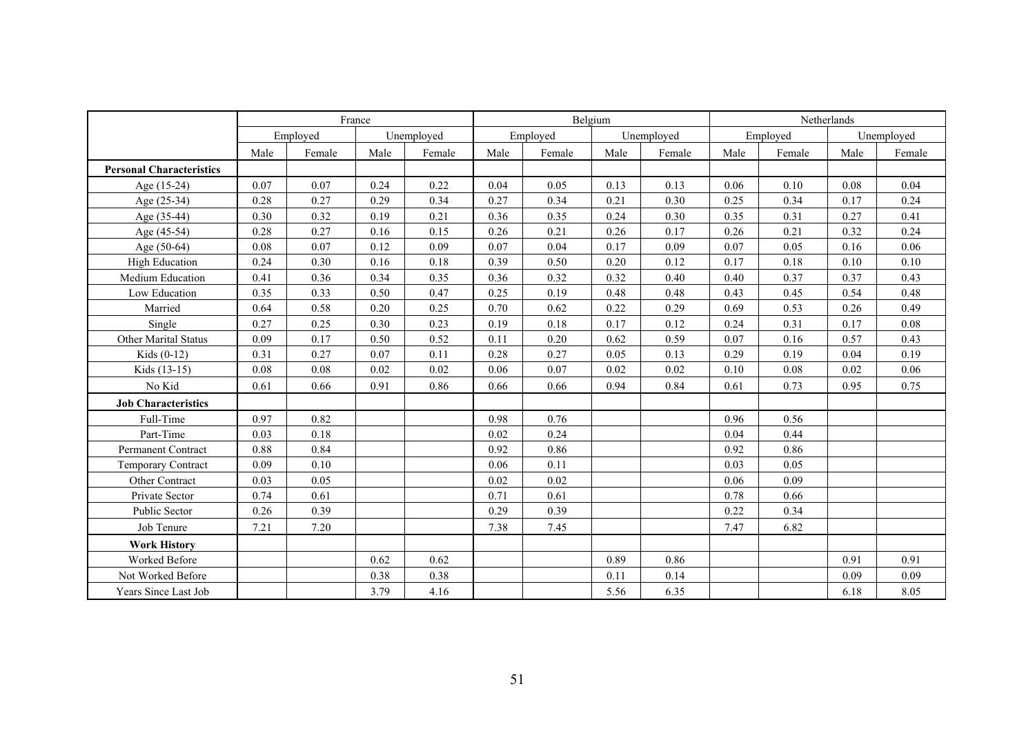| | France | | | | Belgium | | | | Netherlands | | | |
|---|---|---|---|---|---|---|---|---|---|---|---|---|
| | Employed | | Unemployed | | Employed | | Unemployed | | Employed | | Unemployed | |
| | Male | Female | Male | Female | Male | Female | Male | Female | Male | Female | Male | Female |
| **Personal Characteristics** | | | | | | | | | | | | |
| Age (15-24) | 0.07 | 0.07 | 0.24 | 0.22 | 0.04 | 0.05 | 0.13 | 0.13 | 0.06 | 0.10 | 0.08 | 0.04 |
| Age (25-34) | 0.28 | 0.27 | 0.29 | 0.34 | 0.27 | 0.34 | 0.21 | 0.30 | 0.25 | 0.34 | 0.17 | 0.24 |
| Age (35-44) | 0.30 | 0.32 | 0.19 | 0.21 | 0.36 | 0.35 | 0.24 | 0.30 | 0.35 | 0.31 | 0.27 | 0.41 |
| Age (45-54) | 0.28 | 0.27 | 0.16 | 0.15 | 0.26 | 0.21 | 0.26 | 0.17 | 0.26 | 0.21 | 0.32 | 0.24 |
| Age (50-64) | 0.08 | 0.07 | 0.12 | 0.09 | 0.07 | 0.04 | 0.17 | 0.09 | 0.07 | 0.05 | 0.16 | 0.06 |
| High Education | 0.24 | 0.30 | 0.16 | 0.18 | 0.39 | 0.50 | 0.20 | 0.12 | 0.17 | 0.18 | 0.10 | 0.10 |
| Medium Education | 0.41 | 0.36 | 0.34 | 0.35 | 0.36 | 0.32 | 0.32 | 0.40 | 0.40 | 0.37 | 0.37 | 0.43 |
| Low Education | 0.35 | 0.33 | 0.50 | 0.47 | 0.25 | 0.19 | 0.48 | 0.48 | 0.43 | 0.45 | 0.54 | 0.48 |
| Married | 0.64 | 0.58 | 0.20 | 0.25 | 0.70 | 0.62 | 0.22 | 0.29 | 0.69 | 0.53 | 0.26 | 0.49 |
| Single | 0.27 | 0.25 | 0.30 | 0.23 | 0.19 | 0.18 | 0.17 | 0.12 | 0.24 | 0.31 | 0.17 | 0.08 |
| Other Marital Status | 0.09 | 0.17 | 0.50 | 0.52 | 0.11 | 0.20 | 0.62 | 0.59 | 0.07 | 0.16 | 0.57 | 0.43 |
| Kids (0-12) | 0.31 | 0.27 | 0.07 | 0.11 | 0.28 | 0.27 | 0.05 | 0.13 | 0.29 | 0.19 | 0.04 | 0.19 |
| Kids (13-15) | 0.08 | 0.08 | 0.02 | 0.02 | 0.06 | 0.07 | 0.02 | 0.02 | 0.10 | 0.08 | 0.02 | 0.06 |
| No Kid | 0.61 | 0.66 | 0.91 | 0.86 | 0.66 | 0.66 | 0.94 | 0.84 | 0.61 | 0.73 | 0.95 | 0.75 |
| **Job Characteristics** | | | | | | | | | | | | |
| Full-Time | 0.97 | 0.82 | | | 0.98 | 0.76 | | | 0.96 | 0.56 | | |
| Part-Time | 0.03 | 0.18 | | | 0.02 | 0.24 | | | 0.04 | 0.44 | | |
| Permanent Contract | 0.88 | 0.84 | | | 0.92 | 0.86 | | | 0.92 | 0.86 | | |
| Temporary Contract | 0.09 | 0.10 | | | 0.06 | 0.11 | | | 0.03 | 0.05 | | |
| Other Contract | 0.03 | 0.05 | | | 0.02 | 0.02 | | | 0.06 | 0.09 | | |
| Private Sector | 0.74 | 0.61 | | | 0.71 | 0.61 | | | 0.78 | 0.66 | | |
| Public Sector | 0.26 | 0.39 | | | 0.29 | 0.39 | | | 0.22 | 0.34 | | |
| Job Tenure | 7.21 | 7.20 | | | 7.38 | 7.45 | | | 7.47 | 6.82 | | |
| **Work History** | | | | | | | | | | | | |
| Worked Before | | | 0.62 | 0.62 | | | 0.89 | 0.86 | | | 0.91 | 0.91 |
| Not Worked Before | | | 0.38 | 0.38 | | | 0.11 | 0.14 | | | 0.09 | 0.09 |
| Years Since Last Job | | | 3.79 | 4.16 | | | 5.56 | 6.35 | | | 6.18 | 8.05 |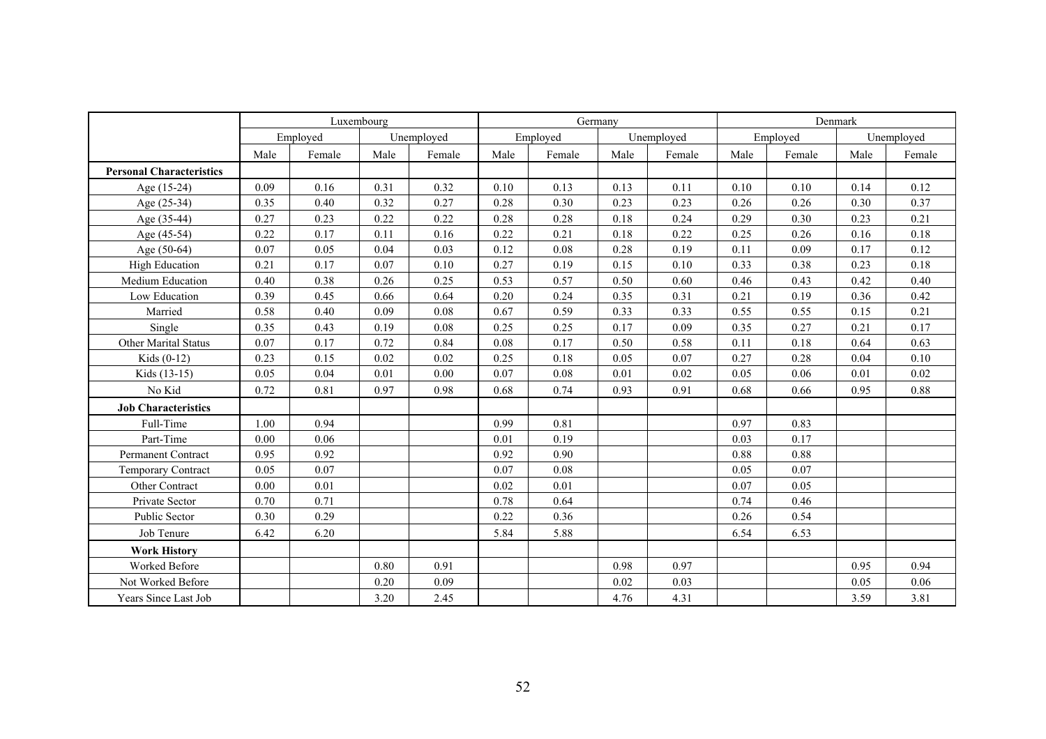| | Luxembourg | | | | Germany | | | | Denmark | | | |
|---|---|---|---|---|---|---|---|---|---|---|---|---|
| | Employed | | Unemployed | | Employed | | Unemployed | | Employed | | Unemployed | |
| | Male | Female | Male | Female | Male | Female | Male | Female | Male | Female | Male | Female |
| **Personal Characteristics** | | | | | | | | | | | | |
| Age (15-24) | 0.09 | 0.16 | 0.31 | 0.32 | 0.10 | 0.13 | 0.13 | 0.11 | 0.10 | 0.10 | 0.14 | 0.12 |
| Age (25-34) | 0.35 | 0.40 | 0.32 | 0.27 | 0.28 | 0.30 | 0.23 | 0.23 | 0.26 | 0.26 | 0.30 | 0.37 |
| Age (35-44) | 0.27 | 0.23 | 0.22 | 0.22 | 0.28 | 0.28 | 0.18 | 0.24 | 0.29 | 0.30 | 0.23 | 0.21 |
| Age (45-54) | 0.22 | 0.17 | 0.11 | 0.16 | 0.22 | 0.21 | 0.18 | 0.22 | 0.25 | 0.26 | 0.16 | 0.18 |
| Age (50-64) | 0.07 | 0.05 | 0.04 | 0.03 | 0.12 | 0.08 | 0.28 | 0.19 | 0.11 | 0.09 | 0.17 | 0.12 |
| High Education | 0.21 | 0.17 | 0.07 | 0.10 | 0.27 | 0.19 | 0.15 | 0.10 | 0.33 | 0.38 | 0.23 | 0.18 |
| Medium Education | 0.40 | 0.38 | 0.26 | 0.25 | 0.53 | 0.57 | 0.50 | 0.60 | 0.46 | 0.43 | 0.42 | 0.40 |
| Low Education | 0.39 | 0.45 | 0.66 | 0.64 | 0.20 | 0.24 | 0.35 | 0.31 | 0.21 | 0.19 | 0.36 | 0.42 |
| Married | 0.58 | 0.40 | 0.09 | 0.08 | 0.67 | 0.59 | 0.33 | 0.33 | 0.55 | 0.55 | 0.15 | 0.21 |
| Single | 0.35 | 0.43 | 0.19 | 0.08 | 0.25 | 0.25 | 0.17 | 0.09 | 0.35 | 0.27 | 0.21 | 0.17 |
| Other Marital Status | 0.07 | 0.17 | 0.72 | 0.84 | 0.08 | 0.17 | 0.50 | 0.58 | 0.11 | 0.18 | 0.64 | 0.63 |
| Kids (0-12) | 0.23 | 0.15 | 0.02 | 0.02 | 0.25 | 0.18 | 0.05 | 0.07 | 0.27 | 0.28 | 0.04 | 0.10 |
| Kids (13-15) | 0.05 | 0.04 | 0.01 | 0.00 | 0.07 | 0.08 | 0.01 | 0.02 | 0.05 | 0.06 | 0.01 | 0.02 |
| No Kid | 0.72 | 0.81 | 0.97 | 0.98 | 0.68 | 0.74 | 0.93 | 0.91 | 0.68 | 0.66 | 0.95 | 0.88 |
| **Job Characteristics** | | | | | | | | | | | | |
| Full-Time | 1.00 | 0.94 | | | 0.99 | 0.81 | | | 0.97 | 0.83 | | |
| Part-Time | 0.00 | 0.06 | | | 0.01 | 0.19 | | | 0.03 | 0.17 | | |
| Permanent Contract | 0.95 | 0.92 | | | 0.92 | 0.90 | | | 0.88 | 0.88 | | |
| Temporary Contract | 0.05 | 0.07 | | | 0.07 | 0.08 | | | 0.05 | 0.07 | | |
| Other Contract | 0.00 | 0.01 | | | 0.02 | 0.01 | | | 0.07 | 0.05 | | |
| Private Sector | 0.70 | 0.71 | | | 0.78 | 0.64 | | | 0.74 | 0.46 | | |
| Public Sector | 0.30 | 0.29 | | | 0.22 | 0.36 | | | 0.26 | 0.54 | | |
| Job Tenure | 6.42 | 6.20 | | | 5.84 | 5.88 | | | 6.54 | 6.53 | | |
| **Work History** | | | | | | | | | | | | |
| Worked Before | | | 0.80 | 0.91 | | | 0.98 | 0.97 | | | 0.95 | 0.94 |
| Not Worked Before | | | 0.20 | 0.09 | | | 0.02 | 0.03 | | | 0.05 | 0.06 |
| Years Since Last Job | | | 3.20 | 2.45 | | | 4.76 | 4.31 | | | 3.59 | 3.81 |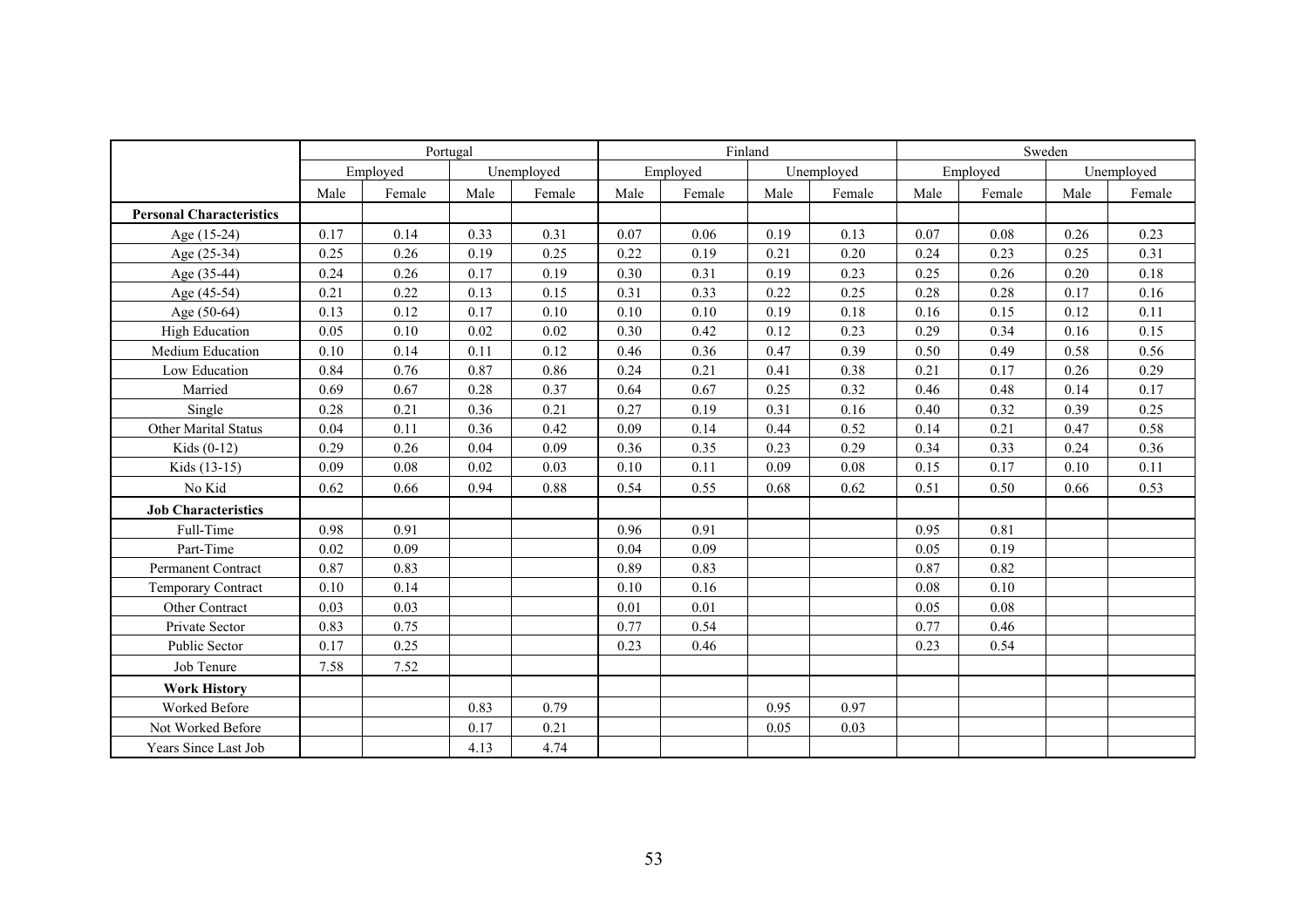| | Portugal | | | | Finland | | | | Sweden | | | |
|---|---|---|---|---|---|---|---|---|---|---|---|---|
| | Employed | | Unemployed | | Employed | | Unemployed | | Employed | | Unemployed | |
| | Male | Female | Male | Female | Male | Female | Male | Female | Male | Female | Male | Female |
| **Personal Characteristics** | | | | | | | | | | | | |
| Age (15-24) | 0.17 | 0.14 | 0.33 | 0.31 | 0.07 | 0.06 | 0.19 | 0.13 | 0.07 | 0.08 | 0.26 | 0.23 |
| Age (25-34) | 0.25 | 0.26 | 0.19 | 0.25 | 0.22 | 0.19 | 0.21 | 0.20 | 0.24 | 0.23 | 0.25 | 0.31 |
| Age (35-44) | 0.24 | 0.26 | 0.17 | 0.19 | 0.30 | 0.31 | 0.19 | 0.23 | 0.25 | 0.26 | 0.20 | 0.18 |
| Age (45-54) | 0.21 | 0.22 | 0.13 | 0.15 | 0.31 | 0.33 | 0.22 | 0.25 | 0.28 | 0.28 | 0.17 | 0.16 |
| Age (50-64) | 0.13 | 0.12 | 0.17 | 0.10 | 0.10 | 0.10 | 0.19 | 0.18 | 0.16 | 0.15 | 0.12 | 0.11 |
| High Education | 0.05 | 0.10 | 0.02 | 0.02 | 0.30 | 0.42 | 0.12 | 0.23 | 0.29 | 0.34 | 0.16 | 0.15 |
| Medium Education | 0.10 | 0.14 | 0.11 | 0.12 | 0.46 | 0.36 | 0.47 | 0.39 | 0.50 | 0.49 | 0.58 | 0.56 |
| Low Education | 0.84 | 0.76 | 0.87 | 0.86 | 0.24 | 0.21 | 0.41 | 0.38 | 0.21 | 0.17 | 0.26 | 0.29 |
| Married | 0.69 | 0.67 | 0.28 | 0.37 | 0.64 | 0.67 | 0.25 | 0.32 | 0.46 | 0.48 | 0.14 | 0.17 |
| Single | 0.28 | 0.21 | 0.36 | 0.21 | 0.27 | 0.19 | 0.31 | 0.16 | 0.40 | 0.32 | 0.39 | 0.25 |
| Other Marital Status | 0.04 | 0.11 | 0.36 | 0.42 | 0.09 | 0.14 | 0.44 | 0.52 | 0.14 | 0.21 | 0.47 | 0.58 |
| Kids (0-12) | 0.29 | 0.26 | 0.04 | 0.09 | 0.36 | 0.35 | 0.23 | 0.29 | 0.34 | 0.33 | 0.24 | 0.36 |
| Kids (13-15) | 0.09 | 0.08 | 0.02 | 0.03 | 0.10 | 0.11 | 0.09 | 0.08 | 0.15 | 0.17 | 0.10 | 0.11 |
| No Kid | 0.62 | 0.66 | 0.94 | 0.88 | 0.54 | 0.55 | 0.68 | 0.62 | 0.51 | 0.50 | 0.66 | 0.53 |
| **Job Characteristics** | | | | | | | | | | | | |
| Full-Time | 0.98 | 0.91 | | | 0.96 | 0.91 | | | 0.95 | 0.81 | | |
| Part-Time | 0.02 | 0.09 | | | 0.04 | 0.09 | | | 0.05 | 0.19 | | |
| Permanent Contract | 0.87 | 0.83 | | | 0.89 | 0.83 | | | 0.87 | 0.82 | | |
| Temporary Contract | 0.10 | 0.14 | | | 0.10 | 0.16 | | | 0.08 | 0.10 | | |
| Other Contract | 0.03 | 0.03 | | | 0.01 | 0.01 | | | 0.05 | 0.08 | | |
| Private Sector | 0.83 | 0.75 | | | 0.77 | 0.54 | | | 0.77 | 0.46 | | |
| Public Sector | 0.17 | 0.25 | | | 0.23 | 0.46 | | | 0.23 | 0.54 | | |
| Job Tenure | 7.58 | 7.52 | | | | | | | | | | |
| **Work History** | | | | | | | | | | | | |
| Worked Before | | | 0.83 | 0.79 | | | 0.95 | 0.97 | | | | |
| Not Worked Before | | | 0.17 | 0.21 | | | 0.05 | 0.03 | | | | |
| Years Since Last Job | | | 4.13 | 4.74 | | | | | | | | |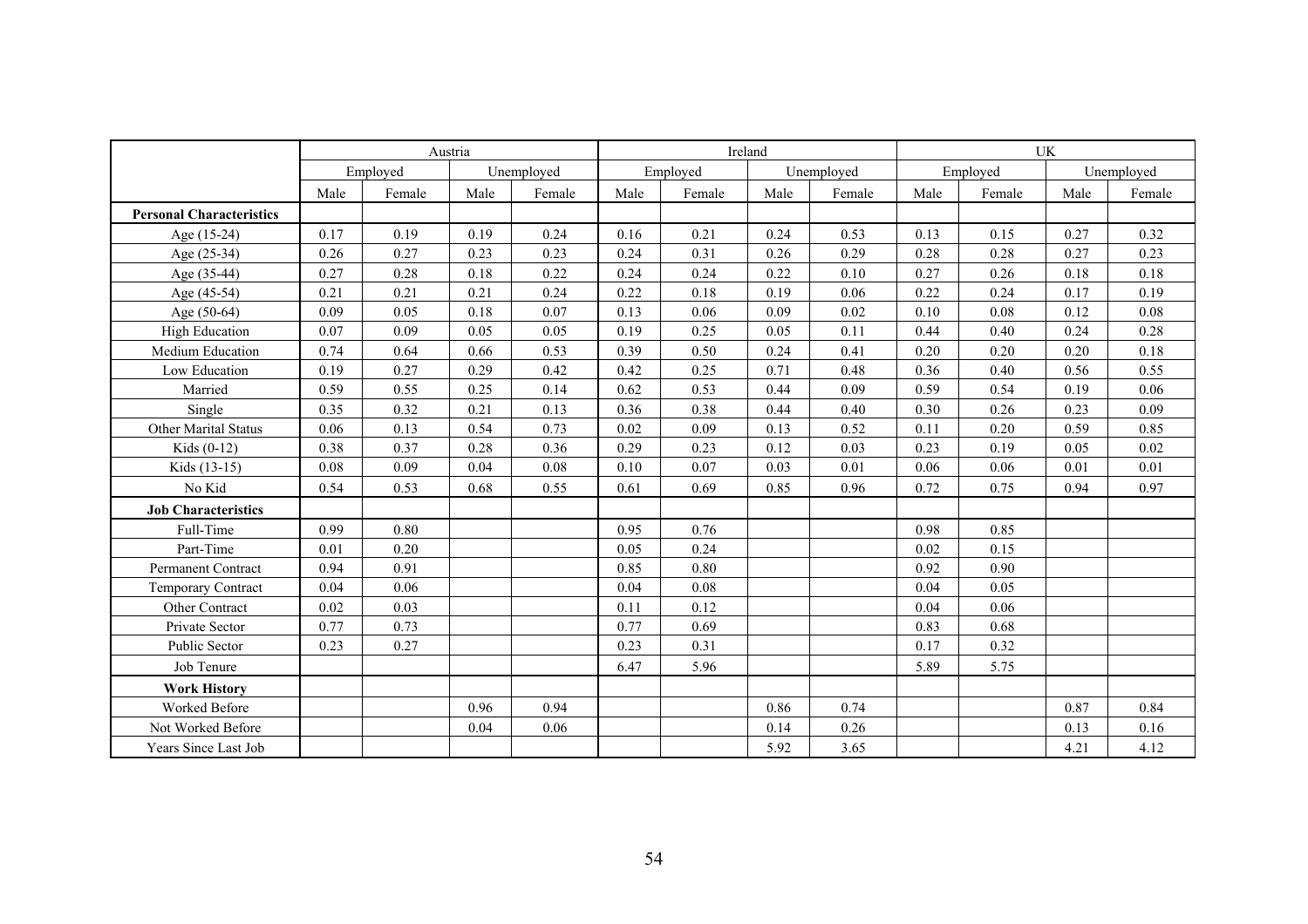| | Austria | | | | Ireland | | | | UK | | | |
|---|---|---|---|---|---|---|---|---|---|---|---|---|
| | Employed | | Unemployed | | Employed | | Unemployed | | Employed | | Unemployed | |
| | Male | Female | Male | Female | Male | Female | Male | Female | Male | Female | Male | Female |
| **Personal Characteristics** | | | | | | | | | | | | |
| Age (15-24) | 0.17 | 0.19 | 0.19 | 0.24 | 0.16 | 0.21 | 0.24 | 0.53 | 0.13 | 0.15 | 0.27 | 0.32 |
| Age (25-34) | 0.26 | 0.27 | 0.23 | 0.23 | 0.24 | 0.31 | 0.26 | 0.29 | 0.28 | 0.28 | 0.27 | 0.23 |
| Age (35-44) | 0.27 | 0.28 | 0.18 | 0.22 | 0.24 | 0.24 | 0.22 | 0.10 | 0.27 | 0.26 | 0.18 | 0.18 |
| Age (45-54) | 0.21 | 0.21 | 0.21 | 0.24 | 0.22 | 0.18 | 0.19 | 0.06 | 0.22 | 0.24 | 0.17 | 0.19 |
| Age (50-64) | 0.09 | 0.05 | 0.18 | 0.07 | 0.13 | 0.06 | 0.09 | 0.02 | 0.10 | 0.08 | 0.12 | 0.08 |
| High Education | 0.07 | 0.09 | 0.05 | 0.05 | 0.19 | 0.25 | 0.05 | 0.11 | 0.44 | 0.40 | 0.24 | 0.28 |
| Medium Education | 0.74 | 0.64 | 0.66 | 0.53 | 0.39 | 0.50 | 0.24 | 0.41 | 0.20 | 0.20 | 0.20 | 0.18 |
| Low Education | 0.19 | 0.27 | 0.29 | 0.42 | 0.42 | 0.25 | 0.71 | 0.48 | 0.36 | 0.40 | 0.56 | 0.55 |
| Married | 0.59 | 0.55 | 0.25 | 0.14 | 0.62 | 0.53 | 0.44 | 0.09 | 0.59 | 0.54 | 0.19 | 0.06 |
| Single | 0.35 | 0.32 | 0.21 | 0.13 | 0.36 | 0.38 | 0.44 | 0.40 | 0.30 | 0.26 | 0.23 | 0.09 |
| Other Marital Status | 0.06 | 0.13 | 0.54 | 0.73 | 0.02 | 0.09 | 0.13 | 0.52 | 0.11 | 0.20 | 0.59 | 0.85 |
| Kids (0-12) | 0.38 | 0.37 | 0.28 | 0.36 | 0.29 | 0.23 | 0.12 | 0.03 | 0.23 | 0.19 | 0.05 | 0.02 |
| Kids (13-15) | 0.08 | 0.09 | 0.04 | 0.08 | 0.10 | 0.07 | 0.03 | 0.01 | 0.06 | 0.06 | 0.01 | 0.01 |
| No Kid | 0.54 | 0.53 | 0.68 | 0.55 | 0.61 | 0.69 | 0.85 | 0.96 | 0.72 | 0.75 | 0.94 | 0.97 |
| **Job Characteristics** | | | | | | | | | | | | |
| Full-Time | 0.99 | 0.80 | | | 0.95 | 0.76 | | | 0.98 | 0.85 | | |
| Part-Time | 0.01 | 0.20 | | | 0.05 | 0.24 | | | 0.02 | 0.15 | | |
| Permanent Contract | 0.94 | 0.91 | | | 0.85 | 0.80 | | | 0.92 | 0.90 | | |
| Temporary Contract | 0.04 | 0.06 | | | 0.04 | 0.08 | | | 0.04 | 0.05 | | |
| Other Contract | 0.02 | 0.03 | | | 0.11 | 0.12 | | | 0.04 | 0.06 | | |
| Private Sector | 0.77 | 0.73 | | | 0.77 | 0.69 | | | 0.83 | 0.68 | | |
| Public Sector | 0.23 | 0.27 | | | 0.23 | 0.31 | | | 0.17 | 0.32 | | |
| Job Tenure | | | | | 6.47 | 5.96 | | | 5.89 | 5.75 | | |
| **Work History** | | | | | | | | | | | | |
| Worked Before | | | 0.96 | 0.94 | | | 0.86 | 0.74 | | | 0.87 | 0.84 |
| Not Worked Before | | | 0.04 | 0.06 | | | 0.14 | 0.26 | | | 0.13 | 0.16 |
| Years Since Last Job | | | | | | | 5.92 | 3.65 | | | 4.21 | 4.12 |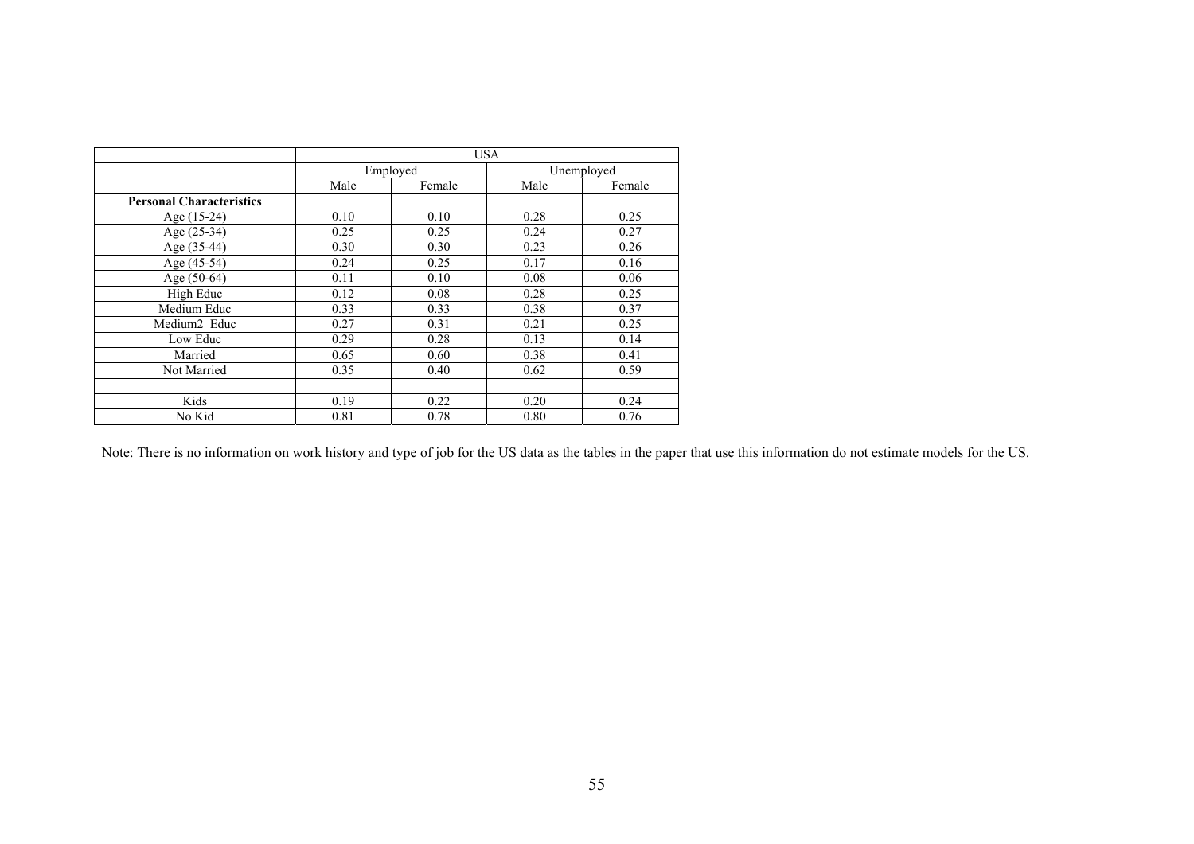| | USA | | | |
|---|---|---|---|---|
| | Employed | | Unemployed | |
| | Male | Female | Male | Female |
| **Personal Characteristics** | | | | |
| Age (15-24) | 0.10 | 0.10 | 0.28 | 0.25 |
| Age (25-34) | 0.25 | 0.25 | 0.24 | 0.27 |
| Age (35-44) | 0.30 | 0.30 | 0.23 | 0.26 |
| Age (45-54) | 0.24 | 0.25 | 0.17 | 0.16 |
| Age (50-64) | 0.11 | 0.10 | 0.08 | 0.06 |
| High Educ | 0.12 | 0.08 | 0.28 | 0.25 |
| Medium Educ | 0.33 | 0.33 | 0.38 | 0.37 |
| Medium2 Educ | 0.27 | 0.31 | 0.21 | 0.25 |
| Low Educ | 0.29 | 0.28 | 0.13 | 0.14 |
| Married | 0.65 | 0.60 | 0.38 | 0.41 |
| Not Married | 0.35 | 0.40 | 0.62 | 0.59 |
| | | | | |
| Kids | 0.19 | 0.22 | 0.20 | 0.24 |
| No Kid | 0.81 | 0.78 | 0.80 | 0.76 |

Note: There is no information on work history and type of job for the US data as the tables in the paper that use this information do not estimate models for the US.